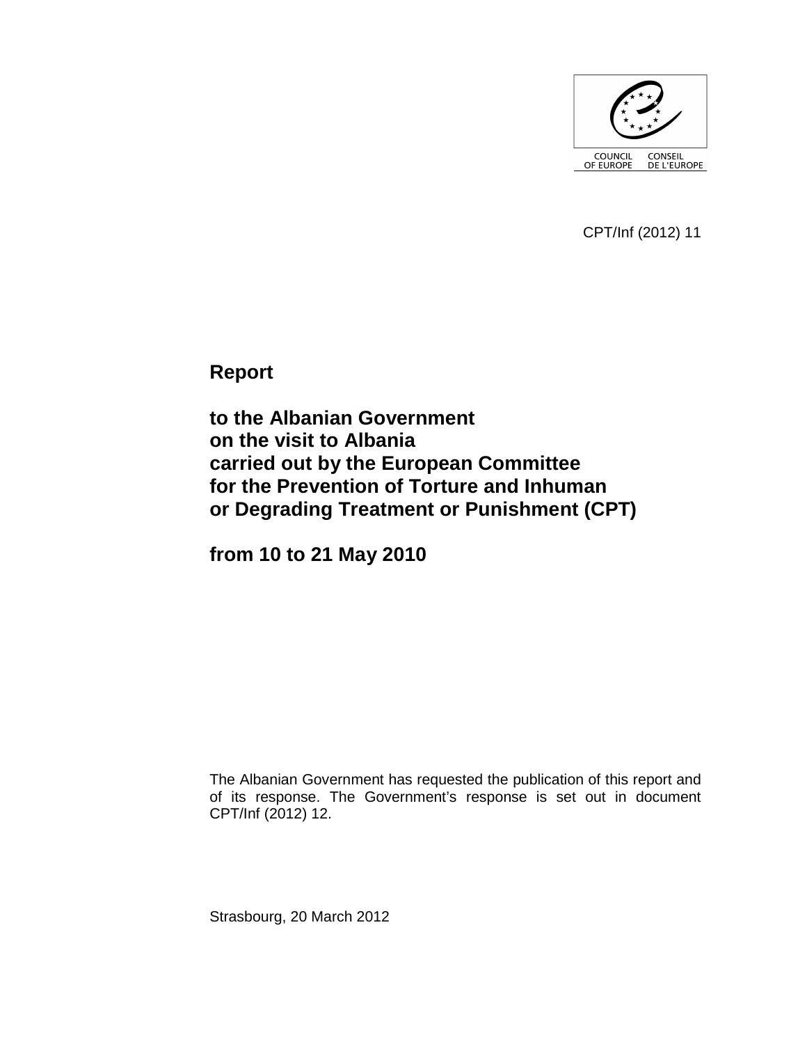COUNCIL OF EUROPE CONSEIL DE L'EUROPE

CPT/Inf (2012) 11

# Report

# to the Albanian Government on the visit to Albania carried out by the European Committee for the Prevention of Torture and Inhuman or Degrading Treatment or Punishment (CPT)

# from 10 to 21 May 2010

The Albanian Government has requested the publication of this report and of its response. The Government's response is set out in document CPT/Inf (2012) 12.

Strasbourg, 20 March 2012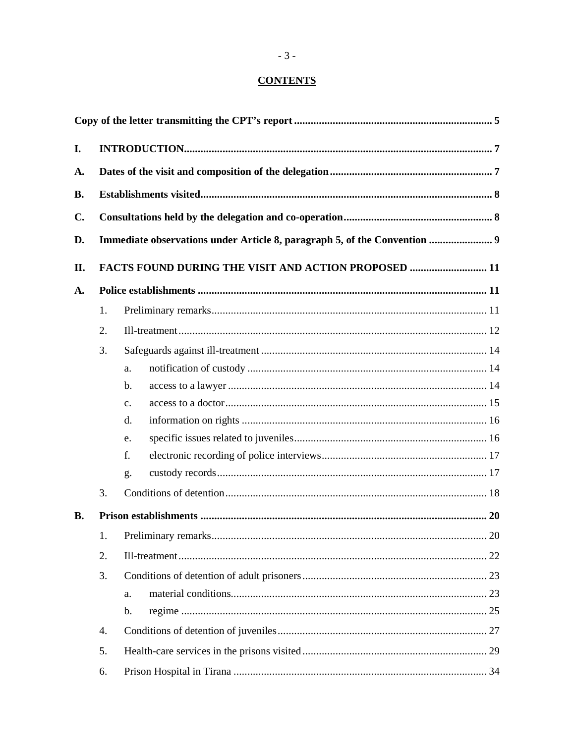# CONTENTS

**Copy of the letter transmitting the CPT's report** ........................................................................ **5**

**I. INTRODUCTION** ............................................................................................................. **7**

**A. Dates of the visit and composition of the delegation** ........................................................... **7**

**B. Establishments visited** ......................................................................................................... **8**

**C. Consultations held by the delegation and co-operation** ...................................................... **8**

**D. Immediate observations under Article 8, paragraph 5, of the Convention** ....................... **9**

**II. FACTS FOUND DURING THE VISIT AND ACTION PROPOSED** ............................ **11**

**A. Police establishments** ........................................................................................................ **11**

1. Preliminary remarks ................................................................................................... 11
2. Ill-treatment ................................................................................................................ 12
3. Safeguards against ill-treatment ................................................................................. 14
   - a. notification of custody ...................................................................................... 14
   - b. access to a lawyer .............................................................................................. 14
   - c. access to a doctor ............................................................................................... 15
   - d. information on rights ......................................................................................... 16
   - e. specific issues related to juveniles ..................................................................... 16
   - f. electronic recording of police interviews ............................................................ 17
   - g. custody records ................................................................................................... 17
3. Conditions of detention ............................................................................................... 18

**B. Prison establishments** ....................................................................................................... **20**

1. Preliminary remarks ................................................................................................... 20
2. Ill-treatment ................................................................................................................ 22
3. Conditions of detention of adult prisoners .................................................................. 23
   - a. material conditions ............................................................................................. 23
   - b. regime ................................................................................................................ 25
4. Conditions of detention of juveniles ........................................................................... 27
5. Health-care services in the prisons visited ................................................................... 29
6. Prison Hospital in Tirana ............................................................................................ 34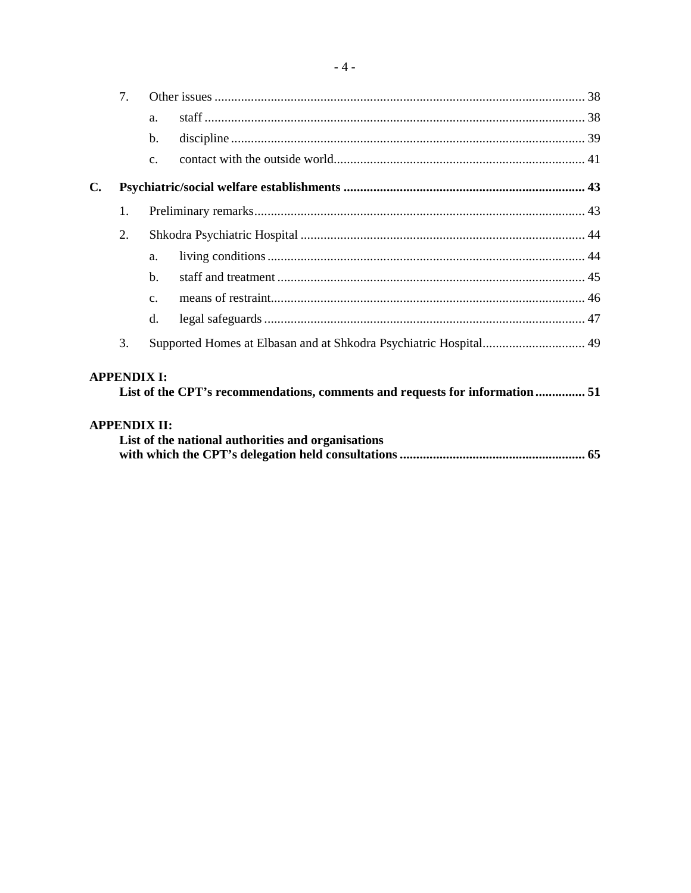7. Other issues ................................................................................................................ 38

   a. staff ................................................................................................................ 38

   b. discipline ........................................................................................................ 39

   c. contact with the outside world........................................................................ 41

**C. Psychiatric/social welfare establishments ......................................................................... 43**

1. Preliminary remarks.................................................................................................... 43

2. Shkodra Psychiatric Hospital ...................................................................................... 44

   a. living conditions ............................................................................................... 44

   b. staff and treatment ............................................................................................ 45

   c. means of restraint.............................................................................................. 46

   d. legal safeguards ................................................................................................ 47

3. Supported Homes at Elbasan and at Shkodra Psychiatric Hospital............................... 49

**APPENDIX I:**
**List of the CPT's recommendations, comments and requests for information .............. 51**

**APPENDIX II:**
**List of the national authorities and organisations with which the CPT's delegation held consultations ....................................................... 65**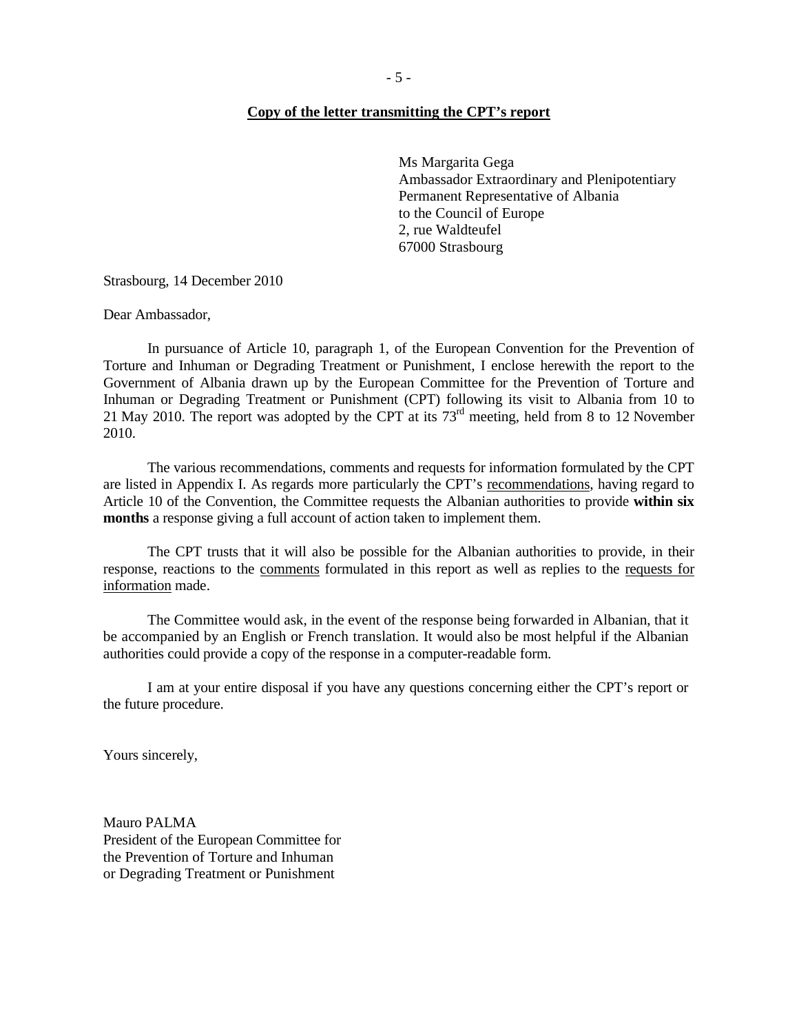**<u>Copy of the letter transmitting the CPT's report</u>**

Ms Margarita Gega
Ambassador Extraordinary and Plenipotentiary
Permanent Representative of Albania
to the Council of Europe
2, rue Waldteufel
67000 Strasbourg

Strasbourg, 14 December 2010

Dear Ambassador,

In pursuance of Article 10, paragraph 1, of the European Convention for the Prevention of Torture and Inhuman or Degrading Treatment or Punishment, I enclose herewith the report to the Government of Albania drawn up by the European Committee for the Prevention of Torture and Inhuman or Degrading Treatment or Punishment (CPT) following its visit to Albania from 10 to 21 May 2010. The report was adopted by the CPT at its 73rd meeting, held from 8 to 12 November 2010.

The various recommendations, comments and requests for information formulated by the CPT are listed in Appendix I. As regards more particularly the CPT's <u>recommendations</u>, having regard to Article 10 of the Convention, the Committee requests the Albanian authorities to provide **within six months** a response giving a full account of action taken to implement them.

The CPT trusts that it will also be possible for the Albanian authorities to provide, in their response, reactions to the <u>comments</u> formulated in this report as well as replies to the <u>requests for information</u> made.

The Committee would ask, in the event of the response being forwarded in Albanian, that it be accompanied by an English or French translation. It would also be most helpful if the Albanian authorities could provide a copy of the response in a computer-readable form.

I am at your entire disposal if you have any questions concerning either the CPT's report or the future procedure.

Yours sincerely,

Mauro PALMA
President of the European Committee for
the Prevention of Torture and Inhuman
or Degrading Treatment or Punishment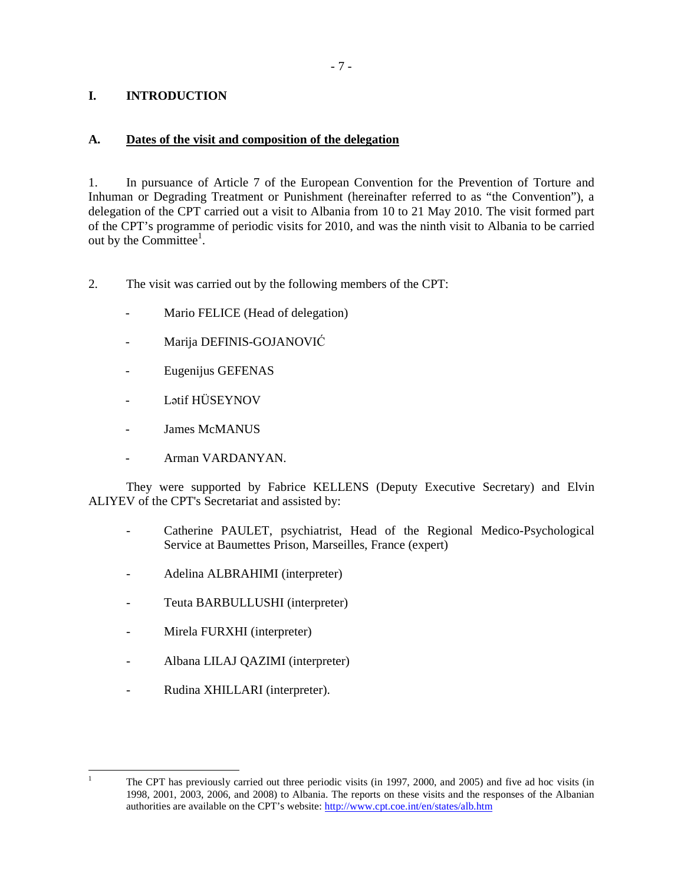# I. INTRODUCTION

## A. Dates of the visit and composition of the delegation

1. In pursuance of Article 7 of the European Convention for the Prevention of Torture and Inhuman or Degrading Treatment or Punishment (hereinafter referred to as "the Convention"), a delegation of the CPT carried out a visit to Albania from 10 to 21 May 2010. The visit formed part of the CPT's programme of periodic visits for 2010, and was the ninth visit to Albania to be carried out by the Committee[1].

2. The visit was carried out by the following members of the CPT:

- Mario FELICE (Head of delegation)
- Marija DEFINIS-GOJANOVIĆ
- Eugenijus GEFENAS
- Lətif HÜSEYNOV
- James McMANUS
- Arman VARDANYAN.

They were supported by Fabrice KELLENS (Deputy Executive Secretary) and Elvin ALIYEV of the CPT's Secretariat and assisted by:

- Catherine PAULET, psychiatrist, Head of the Regional Medico-Psychological Service at Baumettes Prison, Marseilles, France (expert)
- Adelina ALBRAHIMI (interpreter)
- Teuta BARBULLUSHI (interpreter)
- Mirela FURXHI (interpreter)
- Albana LILAJ QAZIMI (interpreter)
- Rudina XHILLARI (interpreter).

---

[1] The CPT has previously carried out three periodic visits (in 1997, 2000, and 2005) and five ad hoc visits (in 1998, 2001, 2003, 2006, and 2008) to Albania. The reports on these visits and the responses of the Albanian authorities are available on the CPT's website: http://www.cpt.coe.int/en/states/alb.htm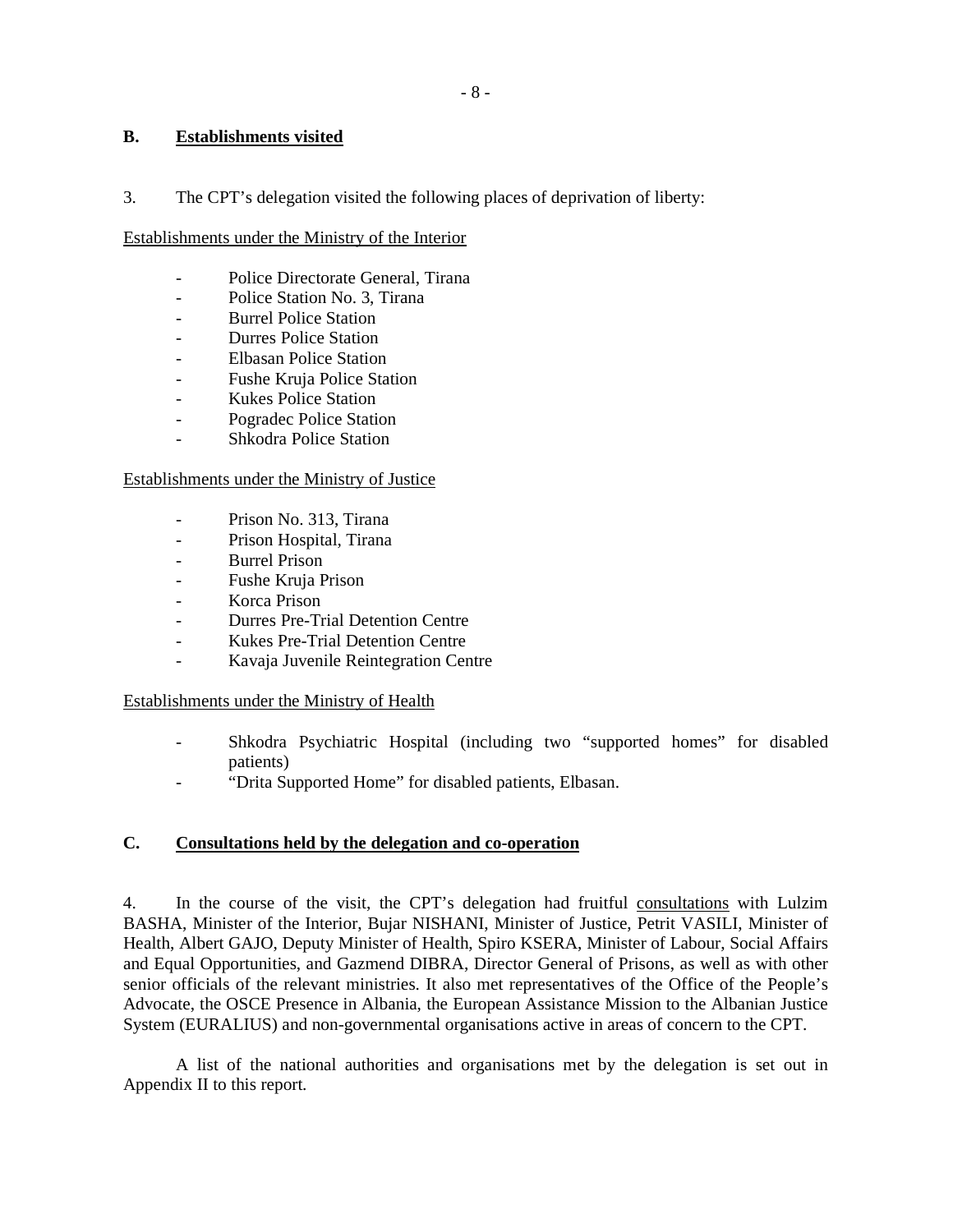## B. Establishments visited

3. The CPT's delegation visited the following places of deprivation of liberty:

Establishments under the Ministry of the Interior

- Police Directorate General, Tirana
- Police Station No. 3, Tirana
- Burrel Police Station
- Durres Police Station
- Elbasan Police Station
- Fushe Kruja Police Station
- Kukes Police Station
- Pogradec Police Station
- Shkodra Police Station

Establishments under the Ministry of Justice

- Prison No. 313, Tirana
- Prison Hospital, Tirana
- Burrel Prison
- Fushe Kruja Prison
- Korca Prison
- Durres Pre-Trial Detention Centre
- Kukes Pre-Trial Detention Centre
- Kavaja Juvenile Reintegration Centre

Establishments under the Ministry of Health

- Shkodra Psychiatric Hospital (including two "supported homes" for disabled patients)
- "Drita Supported Home" for disabled patients, Elbasan.

## C. Consultations held by the delegation and co-operation

4. In the course of the visit, the CPT's delegation had fruitful consultations with Lulzim BASHA, Minister of the Interior, Bujar NISHANI, Minister of Justice, Petrit VASILI, Minister of Health, Albert GAJO, Deputy Minister of Health, Spiro KSERA, Minister of Labour, Social Affairs and Equal Opportunities, and Gazmend DIBRA, Director General of Prisons, as well as with other senior officials of the relevant ministries. It also met representatives of the Office of the People's Advocate, the OSCE Presence in Albania, the European Assistance Mission to the Albanian Justice System (EURALIUS) and non-governmental organisations active in areas of concern to the CPT.

A list of the national authorities and organisations met by the delegation is set out in Appendix II to this report.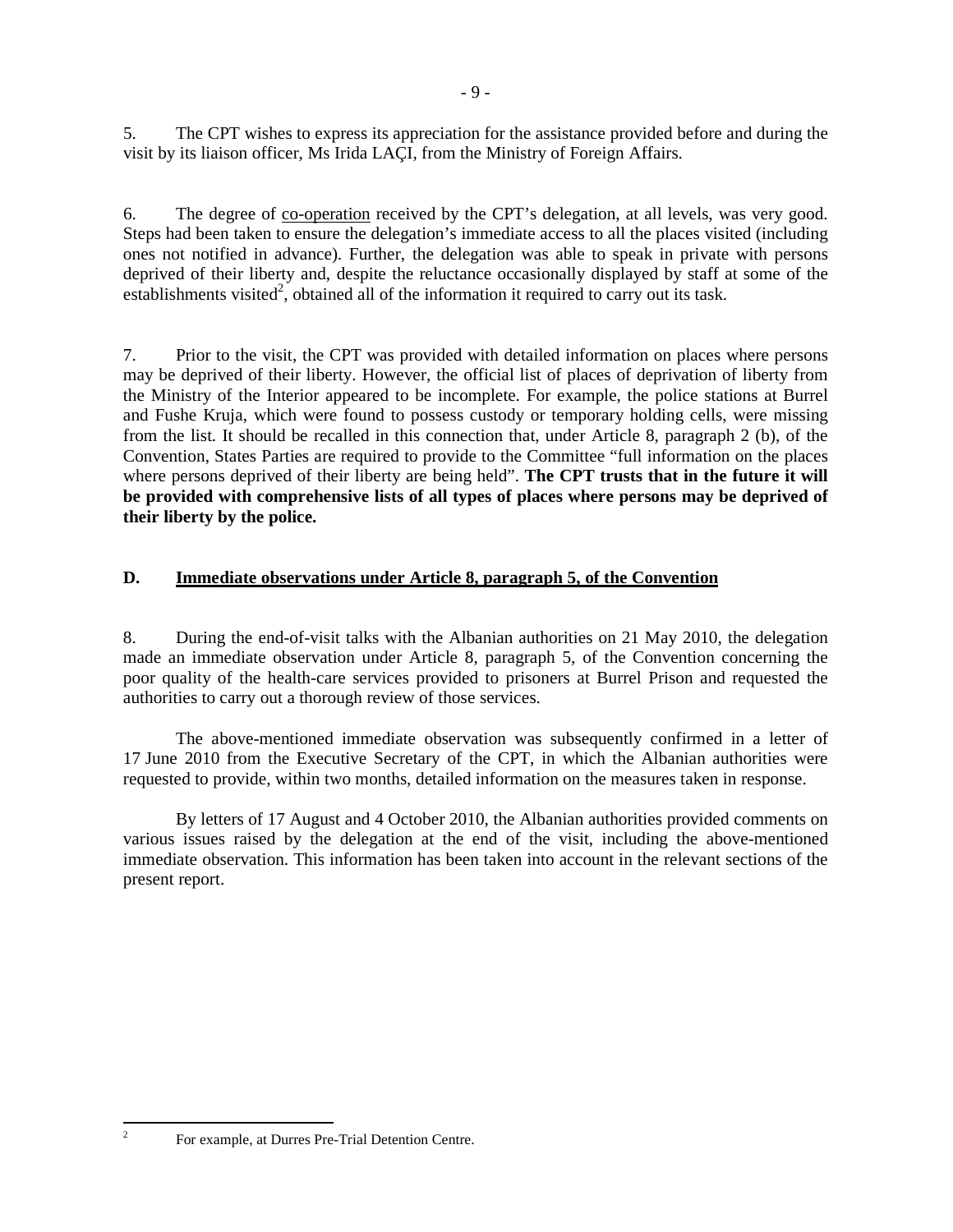5. The CPT wishes to express its appreciation for the assistance provided before and during the visit by its liaison officer, Ms Irida LAÇI, from the Ministry of Foreign Affairs.

6. The degree of co-operation received by the CPT's delegation, at all levels, was very good. Steps had been taken to ensure the delegation's immediate access to all the places visited (including ones not notified in advance). Further, the delegation was able to speak in private with persons deprived of their liberty and, despite the reluctance occasionally displayed by staff at some of the establishments visited[2], obtained all of the information it required to carry out its task.

7. Prior to the visit, the CPT was provided with detailed information on places where persons may be deprived of their liberty. However, the official list of places of deprivation of liberty from the Ministry of the Interior appeared to be incomplete. For example, the police stations at Burrel and Fushe Kruja, which were found to possess custody or temporary holding cells, were missing from the list. It should be recalled in this connection that, under Article 8, paragraph 2 (b), of the Convention, States Parties are required to provide to the Committee "full information on the places where persons deprived of their liberty are being held". **The CPT trusts that in the future it will be provided with comprehensive lists of all types of places where persons may be deprived of their liberty by the police.**

## D. Immediate observations under Article 8, paragraph 5, of the Convention

8. During the end-of-visit talks with the Albanian authorities on 21 May 2010, the delegation made an immediate observation under Article 8, paragraph 5, of the Convention concerning the poor quality of the health-care services provided to prisoners at Burrel Prison and requested the authorities to carry out a thorough review of those services.

The above-mentioned immediate observation was subsequently confirmed in a letter of 17 June 2010 from the Executive Secretary of the CPT, in which the Albanian authorities were requested to provide, within two months, detailed information on the measures taken in response.

By letters of 17 August and 4 October 2010, the Albanian authorities provided comments on various issues raised by the delegation at the end of the visit, including the above-mentioned immediate observation. This information has been taken into account in the relevant sections of the present report.

---

[2] For example, at Durres Pre-Trial Detention Centre.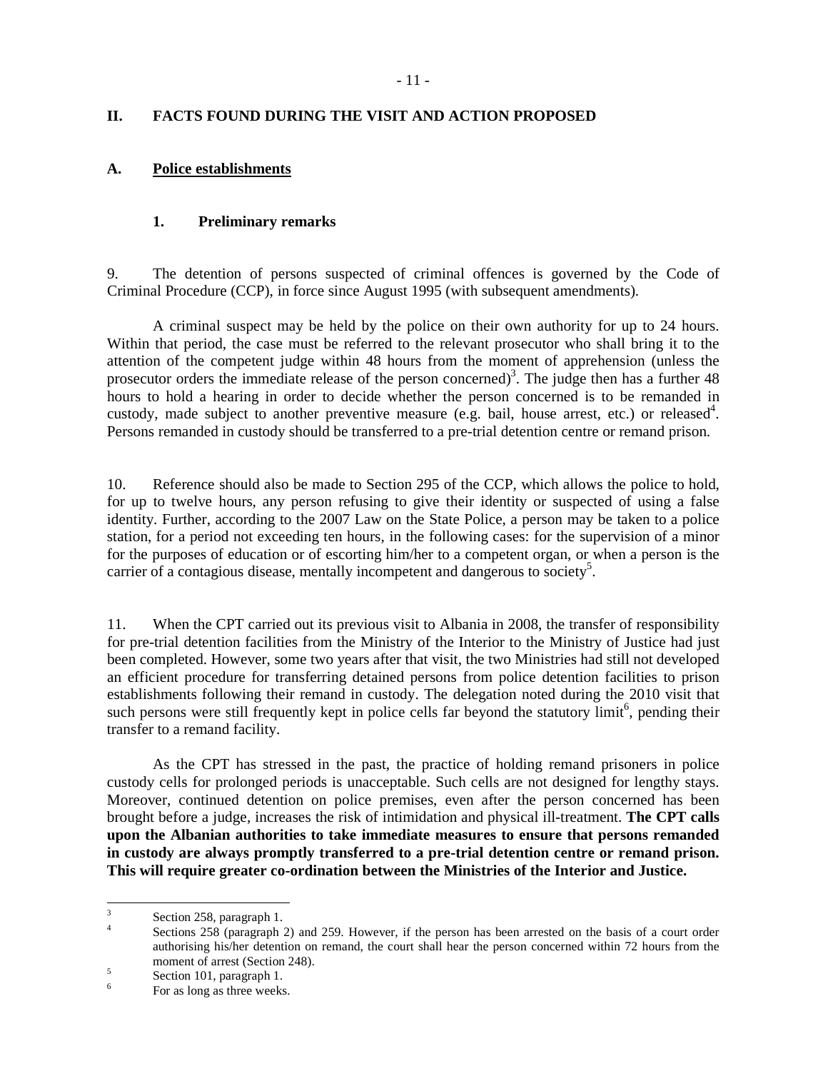## II. FACTS FOUND DURING THE VISIT AND ACTION PROPOSED

### A. Police establishments

#### 1. Preliminary remarks

9. The detention of persons suspected of criminal offences is governed by the Code of Criminal Procedure (CCP), in force since August 1995 (with subsequent amendments).

A criminal suspect may be held by the police on their own authority for up to 24 hours. Within that period, the case must be referred to the relevant prosecutor who shall bring it to the attention of the competent judge within 48 hours from the moment of apprehension (unless the prosecutor orders the immediate release of the person concerned)[3]. The judge then has a further 48 hours to hold a hearing in order to decide whether the person concerned is to be remanded in custody, made subject to another preventive measure (e.g. bail, house arrest, etc.) or released[4]. Persons remanded in custody should be transferred to a pre-trial detention centre or remand prison.

10. Reference should also be made to Section 295 of the CCP, which allows the police to hold, for up to twelve hours, any person refusing to give their identity or suspected of using a false identity. Further, according to the 2007 Law on the State Police, a person may be taken to a police station, for a period not exceeding ten hours, in the following cases: for the supervision of a minor for the purposes of education or of escorting him/her to a competent organ, or when a person is the carrier of a contagious disease, mentally incompetent and dangerous to society[5].

11. When the CPT carried out its previous visit to Albania in 2008, the transfer of responsibility for pre-trial detention facilities from the Ministry of the Interior to the Ministry of Justice had just been completed. However, some two years after that visit, the two Ministries had still not developed an efficient procedure for transferring detained persons from police detention facilities to prison establishments following their remand in custody. The delegation noted during the 2010 visit that such persons were still frequently kept in police cells far beyond the statutory limit[6], pending their transfer to a remand facility.

As the CPT has stressed in the past, the practice of holding remand prisoners in police custody cells for prolonged periods is unacceptable. Such cells are not designed for lengthy stays. Moreover, continued detention on police premises, even after the person concerned has been brought before a judge, increases the risk of intimidation and physical ill-treatment. **The CPT calls upon the Albanian authorities to take immediate measures to ensure that persons remanded in custody are always promptly transferred to a pre-trial detention centre or remand prison. This will require greater co-ordination between the Ministries of the Interior and Justice.**

---

[3] Section 258, paragraph 1.

[4] Sections 258 (paragraph 2) and 259. However, if the person has been arrested on the basis of a court order authorising his/her detention on remand, the court shall hear the person concerned within 72 hours from the moment of arrest (Section 248).

[5] Section 101, paragraph 1.

[6] For as long as three weeks.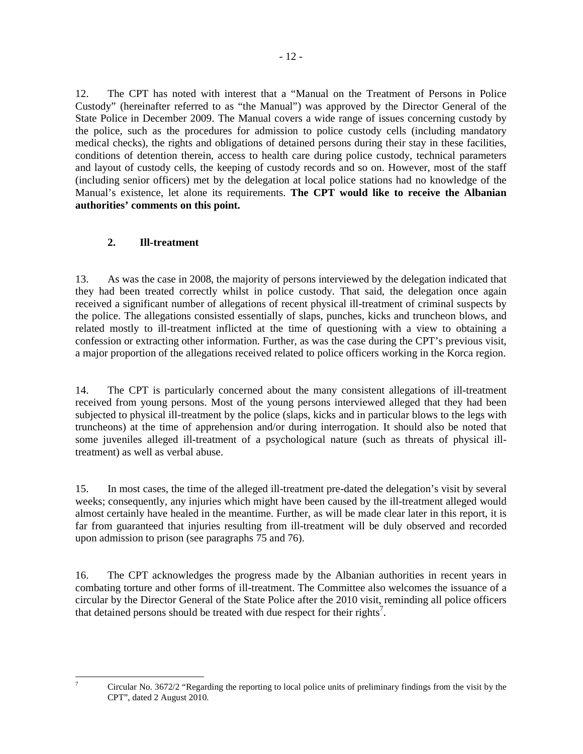12. The CPT has noted with interest that a "Manual on the Treatment of Persons in Police Custody" (hereinafter referred to as "the Manual") was approved by the Director General of the State Police in December 2009. The Manual covers a wide range of issues concerning custody by the police, such as the procedures for admission to police custody cells (including mandatory medical checks), the rights and obligations of detained persons during their stay in these facilities, conditions of detention therein, access to health care during police custody, technical parameters and layout of custody cells, the keeping of custody records and so on. However, most of the staff (including senior officers) met by the delegation at local police stations had no knowledge of the Manual's existence, let alone its requirements. **The CPT would like to receive the Albanian authorities' comments on this point.**

## 2. Ill-treatment

13. As was the case in 2008, the majority of persons interviewed by the delegation indicated that they had been treated correctly whilst in police custody. That said, the delegation once again received a significant number of allegations of recent physical ill-treatment of criminal suspects by the police. The allegations consisted essentially of slaps, punches, kicks and truncheon blows, and related mostly to ill-treatment inflicted at the time of questioning with a view to obtaining a confession or extracting other information. Further, as was the case during the CPT's previous visit, a major proportion of the allegations received related to police officers working in the Korca region.

14. The CPT is particularly concerned about the many consistent allegations of ill-treatment received from young persons. Most of the young persons interviewed alleged that they had been subjected to physical ill-treatment by the police (slaps, kicks and in particular blows to the legs with truncheons) at the time of apprehension and/or during interrogation. It should also be noted that some juveniles alleged ill-treatment of a psychological nature (such as threats of physical ill-treatment) as well as verbal abuse.

15. In most cases, the time of the alleged ill-treatment pre-dated the delegation's visit by several weeks; consequently, any injuries which might have been caused by the ill-treatment alleged would almost certainly have healed in the meantime. Further, as will be made clear later in this report, it is far from guaranteed that injuries resulting from ill-treatment will be duly observed and recorded upon admission to prison (see paragraphs 75 and 76).

16. The CPT acknowledges the progress made by the Albanian authorities in recent years in combating torture and other forms of ill-treatment. The Committee also welcomes the issuance of a circular by the Director General of the State Police after the 2010 visit, reminding all police officers that detained persons should be treated with due respect for their rights[7].

---

[7] Circular No. 3672/2 "Regarding the reporting to local police units of preliminary findings from the visit by the CPT", dated 2 August 2010.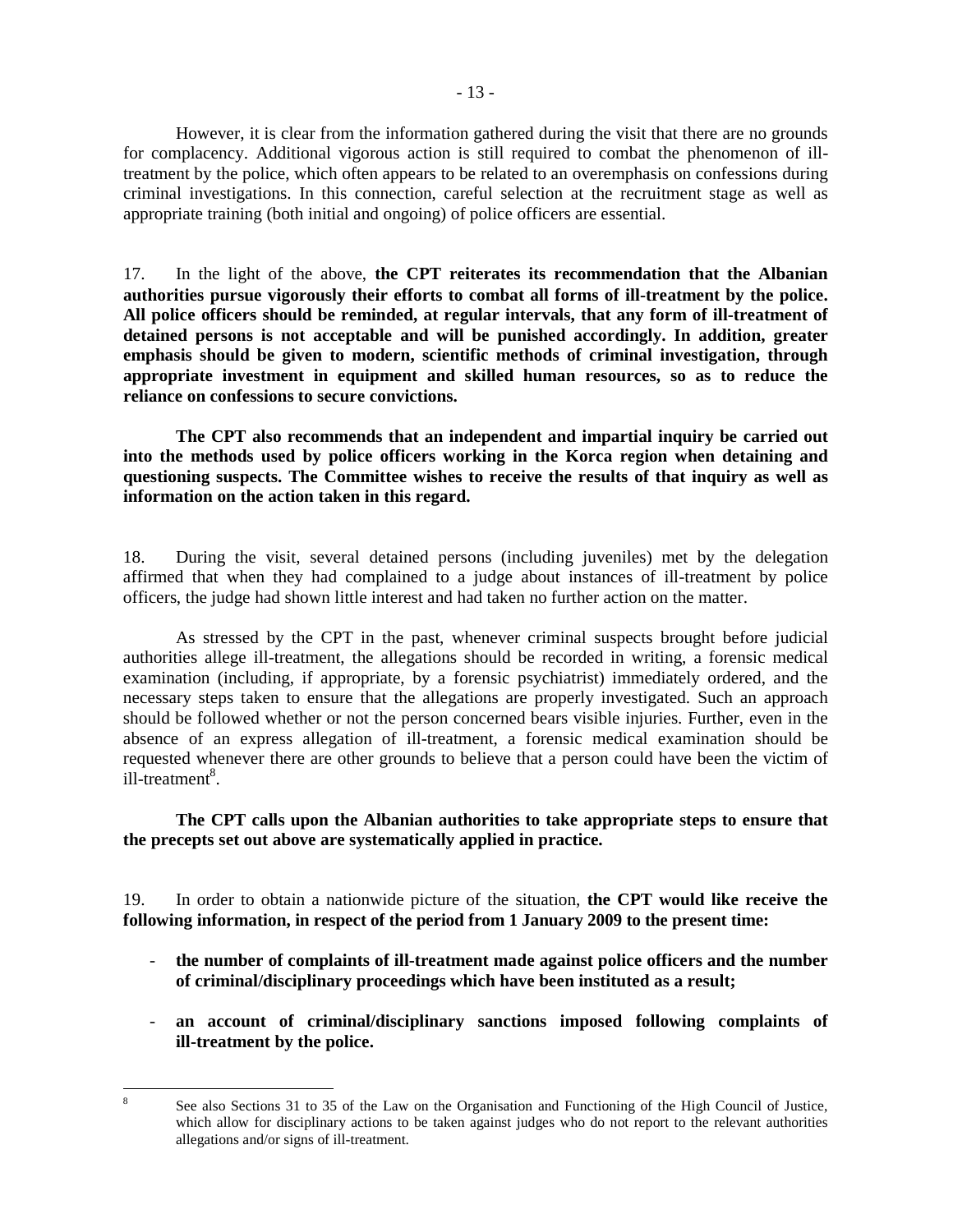However, it is clear from the information gathered during the visit that there are no grounds for complacency. Additional vigorous action is still required to combat the phenomenon of ill-treatment by the police, which often appears to be related to an overemphasis on confessions during criminal investigations. In this connection, careful selection at the recruitment stage as well as appropriate training (both initial and ongoing) of police officers are essential.

17. In the light of the above, **the CPT reiterates its recommendation that the Albanian authorities pursue vigorously their efforts to combat all forms of ill-treatment by the police. All police officers should be reminded, at regular intervals, that any form of ill-treatment of detained persons is not acceptable and will be punished accordingly. In addition, greater emphasis should be given to modern, scientific methods of criminal investigation, through appropriate investment in equipment and skilled human resources, so as to reduce the reliance on confessions to secure convictions.**

**The CPT also recommends that an independent and impartial inquiry be carried out into the methods used by police officers working in the Korca region when detaining and questioning suspects. The Committee wishes to receive the results of that inquiry as well as information on the action taken in this regard.**

18. During the visit, several detained persons (including juveniles) met by the delegation affirmed that when they had complained to a judge about instances of ill-treatment by police officers, the judge had shown little interest and had taken no further action on the matter.

As stressed by the CPT in the past, whenever criminal suspects brought before judicial authorities allege ill-treatment, the allegations should be recorded in writing, a forensic medical examination (including, if appropriate, by a forensic psychiatrist) immediately ordered, and the necessary steps taken to ensure that the allegations are properly investigated. Such an approach should be followed whether or not the person concerned bears visible injuries. Further, even in the absence of an express allegation of ill-treatment, a forensic medical examination should be requested whenever there are other grounds to believe that a person could have been the victim of ill-treatment[8].

**The CPT calls upon the Albanian authorities to take appropriate steps to ensure that the precepts set out above are systematically applied in practice.**

19. In order to obtain a nationwide picture of the situation, **the CPT would like receive the following information, in respect of the period from 1 January 2009 to the present time:**

- **the number of complaints of ill-treatment made against police officers and the number of criminal/disciplinary proceedings which have been instituted as a result;**
- **an account of criminal/disciplinary sanctions imposed following complaints of ill-treatment by the police.**

---

[8] See also Sections 31 to 35 of the Law on the Organisation and Functioning of the High Council of Justice, which allow for disciplinary actions to be taken against judges who do not report to the relevant authorities allegations and/or signs of ill-treatment.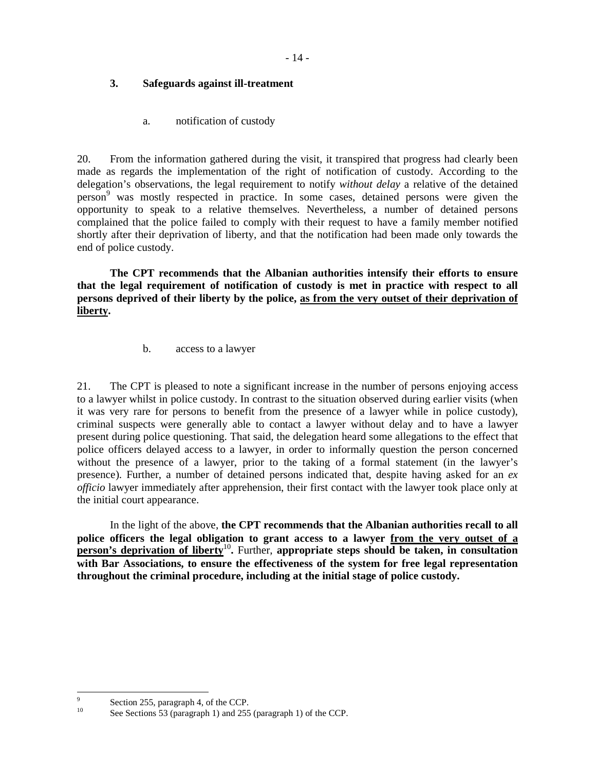### 3. Safeguards against ill-treatment

a. notification of custody

20. From the information gathered during the visit, it transpired that progress had clearly been made as regards the implementation of the right of notification of custody. According to the delegation's observations, the legal requirement to notify *without delay* a relative of the detained person[9] was mostly respected in practice. In some cases, detained persons were given the opportunity to speak to a relative themselves. Nevertheless, a number of detained persons complained that the police failed to comply with their request to have a family member notified shortly after their deprivation of liberty, and that the notification had been made only towards the end of police custody.

**The CPT recommends that the Albanian authorities intensify their efforts to ensure that the legal requirement of notification of custody is met in practice with respect to all persons deprived of their liberty by the police, <u>as from the very outset of their deprivation of liberty</u>.**

b. access to a lawyer

21. The CPT is pleased to note a significant increase in the number of persons enjoying access to a lawyer whilst in police custody. In contrast to the situation observed during earlier visits (when it was very rare for persons to benefit from the presence of a lawyer while in police custody), criminal suspects were generally able to contact a lawyer without delay and to have a lawyer present during police questioning. That said, the delegation heard some allegations to the effect that police officers delayed access to a lawyer, in order to informally question the person concerned without the presence of a lawyer, prior to the taking of a formal statement (in the lawyer's presence). Further, a number of detained persons indicated that, despite having asked for an *ex officio* lawyer immediately after apprehension, their first contact with the lawyer took place only at the initial court appearance.

In the light of the above, **the CPT recommends that the Albanian authorities recall to all police officers the legal obligation to grant access to a lawyer <u>from the very outset of a person's deprivation of liberty</u>[10].** Further, **appropriate steps should be taken, in consultation with Bar Associations, to ensure the effectiveness of the system for free legal representation throughout the criminal procedure, including at the initial stage of police custody.**

---

[9] Section 255, paragraph 4, of the CCP.

[10] See Sections 53 (paragraph 1) and 255 (paragraph 1) of the CCP.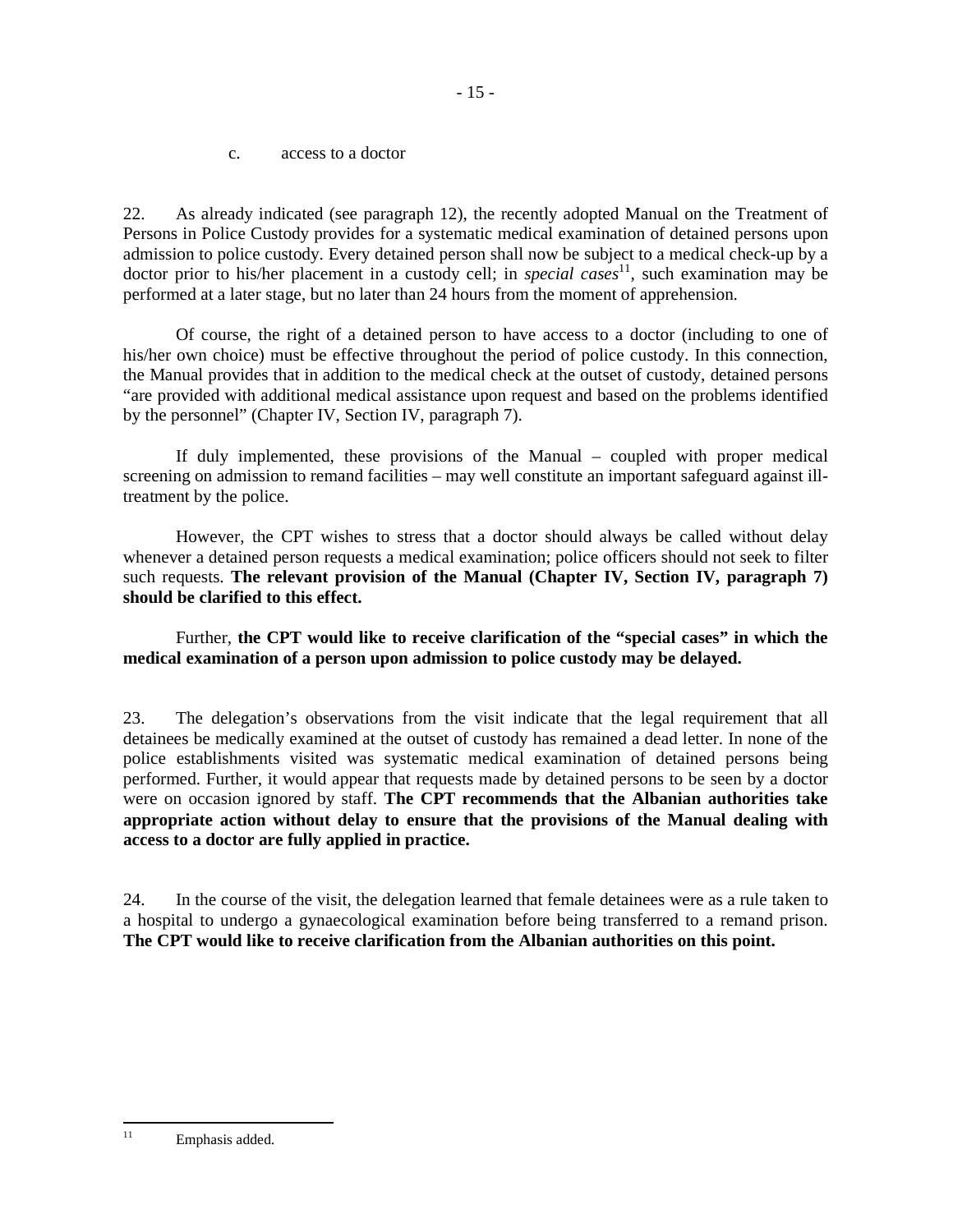c. access to a doctor

22. As already indicated (see paragraph 12), the recently adopted Manual on the Treatment of Persons in Police Custody provides for a systematic medical examination of detained persons upon admission to police custody. Every detained person shall now be subject to a medical check-up by a doctor prior to his/her placement in a custody cell; in *special cases*[11], such examination may be performed at a later stage, but no later than 24 hours from the moment of apprehension.

Of course, the right of a detained person to have access to a doctor (including to one of his/her own choice) must be effective throughout the period of police custody. In this connection, the Manual provides that in addition to the medical check at the outset of custody, detained persons "are provided with additional medical assistance upon request and based on the problems identified by the personnel" (Chapter IV, Section IV, paragraph 7).

If duly implemented, these provisions of the Manual – coupled with proper medical screening on admission to remand facilities – may well constitute an important safeguard against ill-treatment by the police.

However, the CPT wishes to stress that a doctor should always be called without delay whenever a detained person requests a medical examination; police officers should not seek to filter such requests. **The relevant provision of the Manual (Chapter IV, Section IV, paragraph 7) should be clarified to this effect.**

Further, **the CPT would like to receive clarification of the "special cases" in which the medical examination of a person upon admission to police custody may be delayed.**

23. The delegation's observations from the visit indicate that the legal requirement that all detainees be medically examined at the outset of custody has remained a dead letter. In none of the police establishments visited was systematic medical examination of detained persons being performed. Further, it would appear that requests made by detained persons to be seen by a doctor were on occasion ignored by staff. **The CPT recommends that the Albanian authorities take appropriate action without delay to ensure that the provisions of the Manual dealing with access to a doctor are fully applied in practice.**

24. In the course of the visit, the delegation learned that female detainees were as a rule taken to a hospital to undergo a gynaecological examination before being transferred to a remand prison. **The CPT would like to receive clarification from the Albanian authorities on this point.**

---

[11] Emphasis added.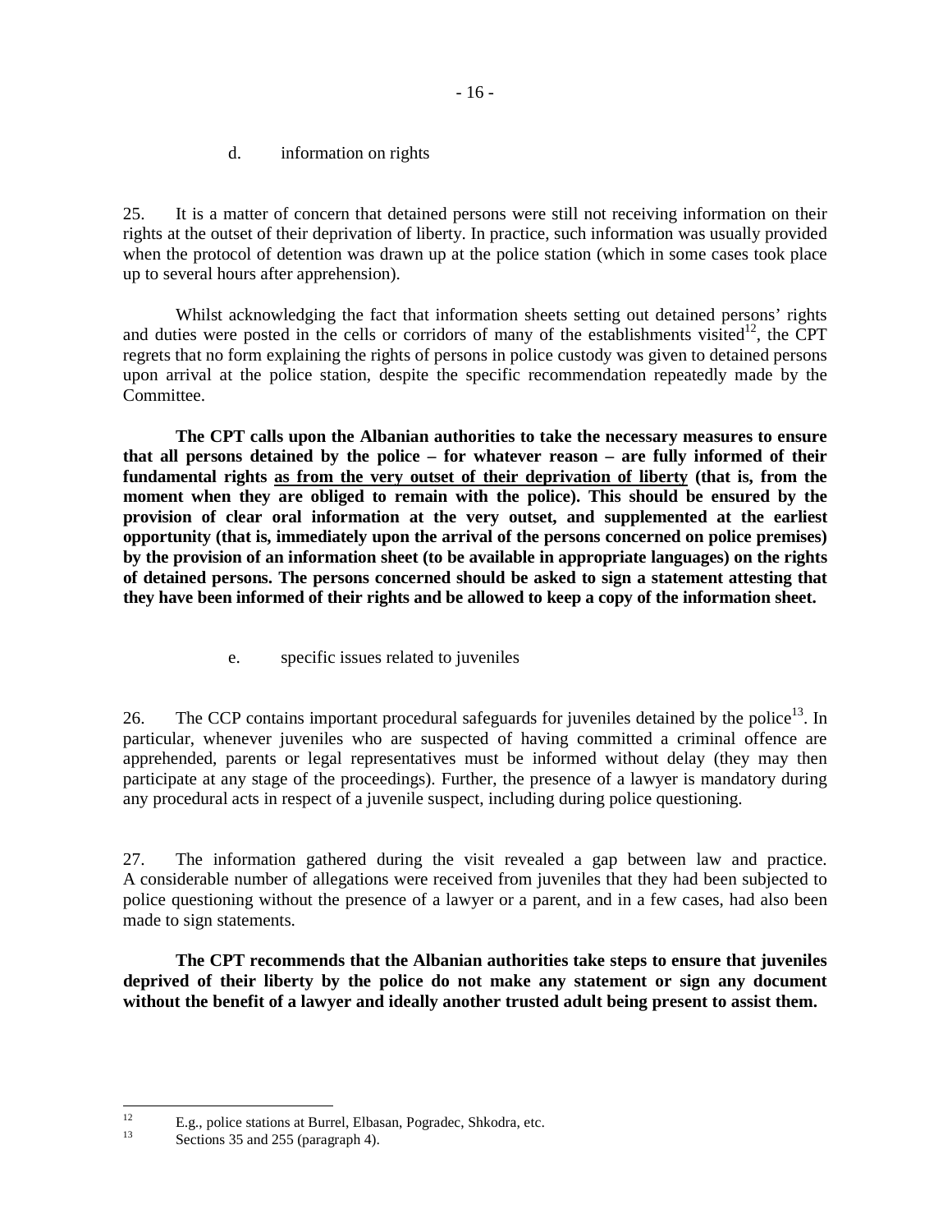d. information on rights

25. It is a matter of concern that detained persons were still not receiving information on their rights at the outset of their deprivation of liberty. In practice, such information was usually provided when the protocol of detention was drawn up at the police station (which in some cases took place up to several hours after apprehension).

Whilst acknowledging the fact that information sheets setting out detained persons' rights and duties were posted in the cells or corridors of many of the establishments visited[12], the CPT regrets that no form explaining the rights of persons in police custody was given to detained persons upon arrival at the police station, despite the specific recommendation repeatedly made by the Committee.

**The CPT calls upon the Albanian authorities to take the necessary measures to ensure that all persons detained by the police – for whatever reason – are fully informed of their fundamental rights <u>as from the very outset of their deprivation of liberty</u> (that is, from the moment when they are obliged to remain with the police). This should be ensured by the provision of clear oral information at the very outset, and supplemented at the earliest opportunity (that is, immediately upon the arrival of the persons concerned on police premises) by the provision of an information sheet (to be available in appropriate languages) on the rights of detained persons. The persons concerned should be asked to sign a statement attesting that they have been informed of their rights and be allowed to keep a copy of the information sheet.**

e. specific issues related to juveniles

26. The CCP contains important procedural safeguards for juveniles detained by the police[13]. In particular, whenever juveniles who are suspected of having committed a criminal offence are apprehended, parents or legal representatives must be informed without delay (they may then participate at any stage of the proceedings). Further, the presence of a lawyer is mandatory during any procedural acts in respect of a juvenile suspect, including during police questioning.

27. The information gathered during the visit revealed a gap between law and practice. A considerable number of allegations were received from juveniles that they had been subjected to police questioning without the presence of a lawyer or a parent, and in a few cases, had also been made to sign statements.

**The CPT recommends that the Albanian authorities take steps to ensure that juveniles deprived of their liberty by the police do not make any statement or sign any document without the benefit of a lawyer and ideally another trusted adult being present to assist them.**

---

[12] E.g., police stations at Burrel, Elbasan, Pogradec, Shkodra, etc.

[13] Sections 35 and 255 (paragraph 4).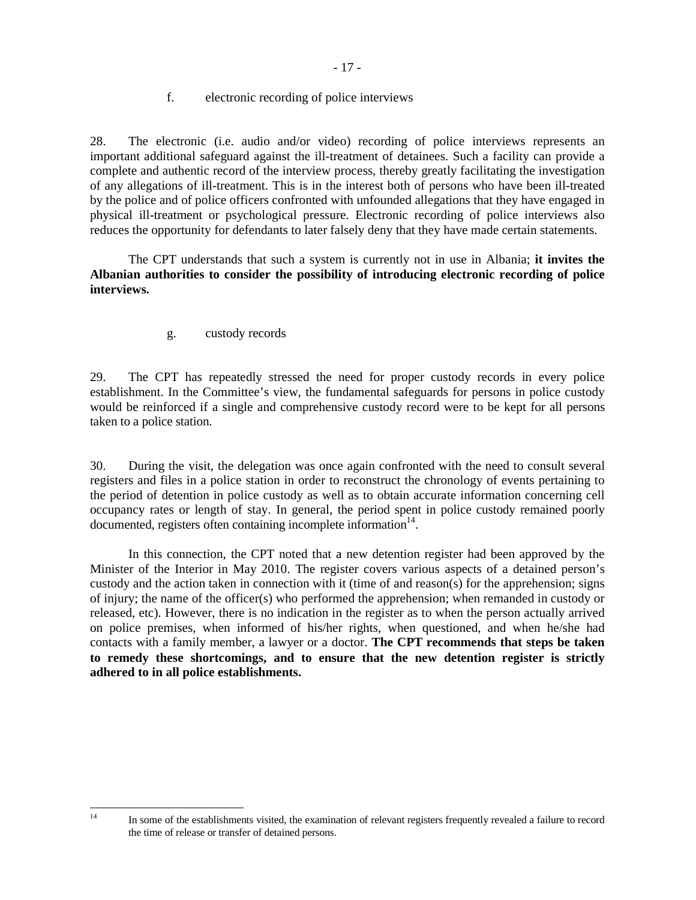### f. electronic recording of police interviews

28. The electronic (i.e. audio and/or video) recording of police interviews represents an important additional safeguard against the ill-treatment of detainees. Such a facility can provide a complete and authentic record of the interview process, thereby greatly facilitating the investigation of any allegations of ill-treatment. This is in the interest both of persons who have been ill-treated by the police and of police officers confronted with unfounded allegations that they have engaged in physical ill-treatment or psychological pressure. Electronic recording of police interviews also reduces the opportunity for defendants to later falsely deny that they have made certain statements.

The CPT understands that such a system is currently not in use in Albania; **it invites the Albanian authorities to consider the possibility of introducing electronic recording of police interviews.**

### g. custody records

29. The CPT has repeatedly stressed the need for proper custody records in every police establishment. In the Committee's view, the fundamental safeguards for persons in police custody would be reinforced if a single and comprehensive custody record were to be kept for all persons taken to a police station.

30. During the visit, the delegation was once again confronted with the need to consult several registers and files in a police station in order to reconstruct the chronology of events pertaining to the period of detention in police custody as well as to obtain accurate information concerning cell occupancy rates or length of stay. In general, the period spent in police custody remained poorly documented, registers often containing incomplete information[14].

In this connection, the CPT noted that a new detention register had been approved by the Minister of the Interior in May 2010. The register covers various aspects of a detained person's custody and the action taken in connection with it (time of and reason(s) for the apprehension; signs of injury; the name of the officer(s) who performed the apprehension; when remanded in custody or released, etc). However, there is no indication in the register as to when the person actually arrived on police premises, when informed of his/her rights, when questioned, and when he/she had contacts with a family member, a lawyer or a doctor. **The CPT recommends that steps be taken to remedy these shortcomings, and to ensure that the new detention register is strictly adhered to in all police establishments.**

---

[14] In some of the establishments visited, the examination of relevant registers frequently revealed a failure to record the time of release or transfer of detained persons.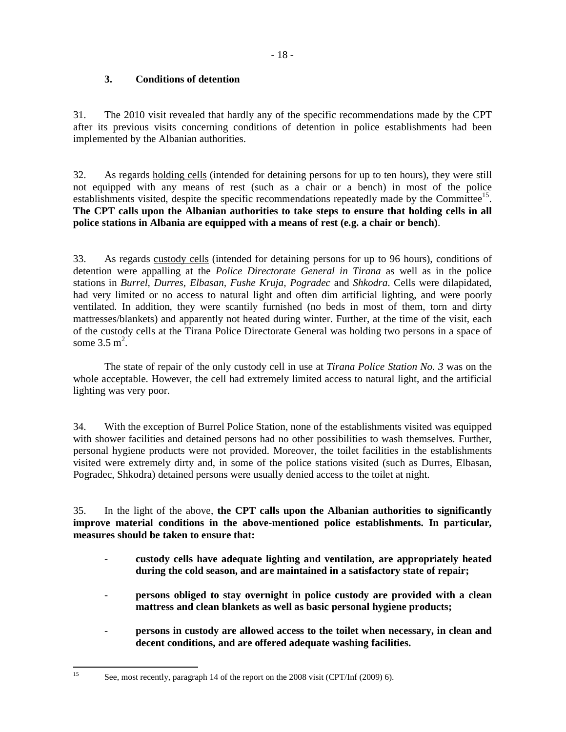### 3. Conditions of detention

31. The 2010 visit revealed that hardly any of the specific recommendations made by the CPT after its previous visits concerning conditions of detention in police establishments had been implemented by the Albanian authorities.

32. As regards holding cells (intended for detaining persons for up to ten hours), they were still not equipped with any means of rest (such as a chair or a bench) in most of the police establishments visited, despite the specific recommendations repeatedly made by the Committee[15]. **The CPT calls upon the Albanian authorities to take steps to ensure that holding cells in all police stations in Albania are equipped with a means of rest (e.g. a chair or bench)**.

33. As regards custody cells (intended for detaining persons for up to 96 hours), conditions of detention were appalling at the *Police Directorate General in Tirana* as well as in the police stations in *Burrel, Durres, Elbasan, Fushe Kruja, Pogradec* and *Shkodra*. Cells were dilapidated, had very limited or no access to natural light and often dim artificial lighting, and were poorly ventilated. In addition, they were scantily furnished (no beds in most of them, torn and dirty mattresses/blankets) and apparently not heated during winter. Further, at the time of the visit, each of the custody cells at the Tirana Police Directorate General was holding two persons in a space of some 3.5 $m^2$.

The state of repair of the only custody cell in use at *Tirana Police Station No. 3* was on the whole acceptable. However, the cell had extremely limited access to natural light, and the artificial lighting was very poor.

34. With the exception of Burrel Police Station, none of the establishments visited was equipped with shower facilities and detained persons had no other possibilities to wash themselves. Further, personal hygiene products were not provided. Moreover, the toilet facilities in the establishments visited were extremely dirty and, in some of the police stations visited (such as Durres, Elbasan, Pogradec, Shkodra) detained persons were usually denied access to the toilet at night.

35. In the light of the above, **the CPT calls upon the Albanian authorities to significantly improve material conditions in the above-mentioned police establishments. In particular, measures should be taken to ensure that:**

- **custody cells have adequate lighting and ventilation, are appropriately heated during the cold season, and are maintained in a satisfactory state of repair;**
- **persons obliged to stay overnight in police custody are provided with a clean mattress and clean blankets as well as basic personal hygiene products;**
- **persons in custody are allowed access to the toilet when necessary, in clean and decent conditions, and are offered adequate washing facilities.**

---

[15] See, most recently, paragraph 14 of the report on the 2008 visit (CPT/Inf (2009) 6).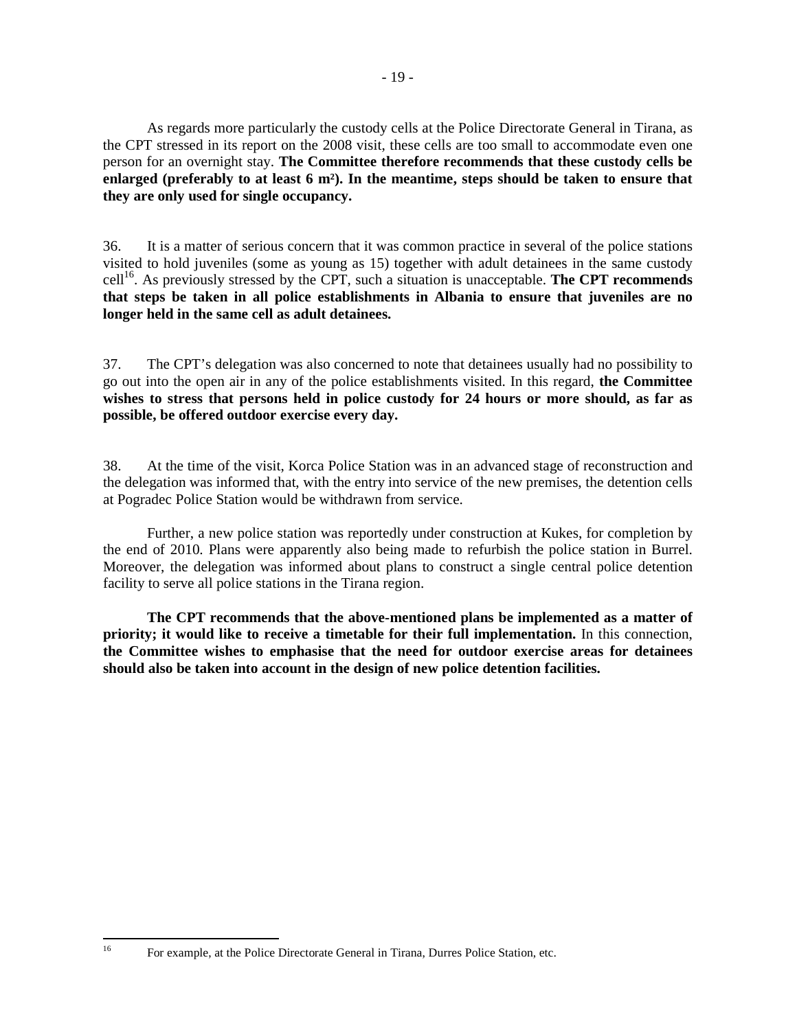As regards more particularly the custody cells at the Police Directorate General in Tirana, as the CPT stressed in its report on the 2008 visit, these cells are too small to accommodate even one person for an overnight stay. **The Committee therefore recommends that these custody cells be enlarged (preferably to at least 6 m²). In the meantime, steps should be taken to ensure that they are only used for single occupancy.**

36. It is a matter of serious concern that it was common practice in several of the police stations visited to hold juveniles (some as young as 15) together with adult detainees in the same custody cell[16]. As previously stressed by the CPT, such a situation is unacceptable. **The CPT recommends that steps be taken in all police establishments in Albania to ensure that juveniles are no longer held in the same cell as adult detainees.**

37. The CPT's delegation was also concerned to note that detainees usually had no possibility to go out into the open air in any of the police establishments visited. In this regard, **the Committee wishes to stress that persons held in police custody for 24 hours or more should, as far as possible, be offered outdoor exercise every day.**

38. At the time of the visit, Korca Police Station was in an advanced stage of reconstruction and the delegation was informed that, with the entry into service of the new premises, the detention cells at Pogradec Police Station would be withdrawn from service.

Further, a new police station was reportedly under construction at Kukes, for completion by the end of 2010. Plans were apparently also being made to refurbish the police station in Burrel. Moreover, the delegation was informed about plans to construct a single central police detention facility to serve all police stations in the Tirana region.

**The CPT recommends that the above-mentioned plans be implemented as a matter of priority; it would like to receive a timetable for their full implementation.** In this connection, **the Committee wishes to emphasise that the need for outdoor exercise areas for detainees should also be taken into account in the design of new police detention facilities.**

---

[16] For example, at the Police Directorate General in Tirana, Durres Police Station, etc.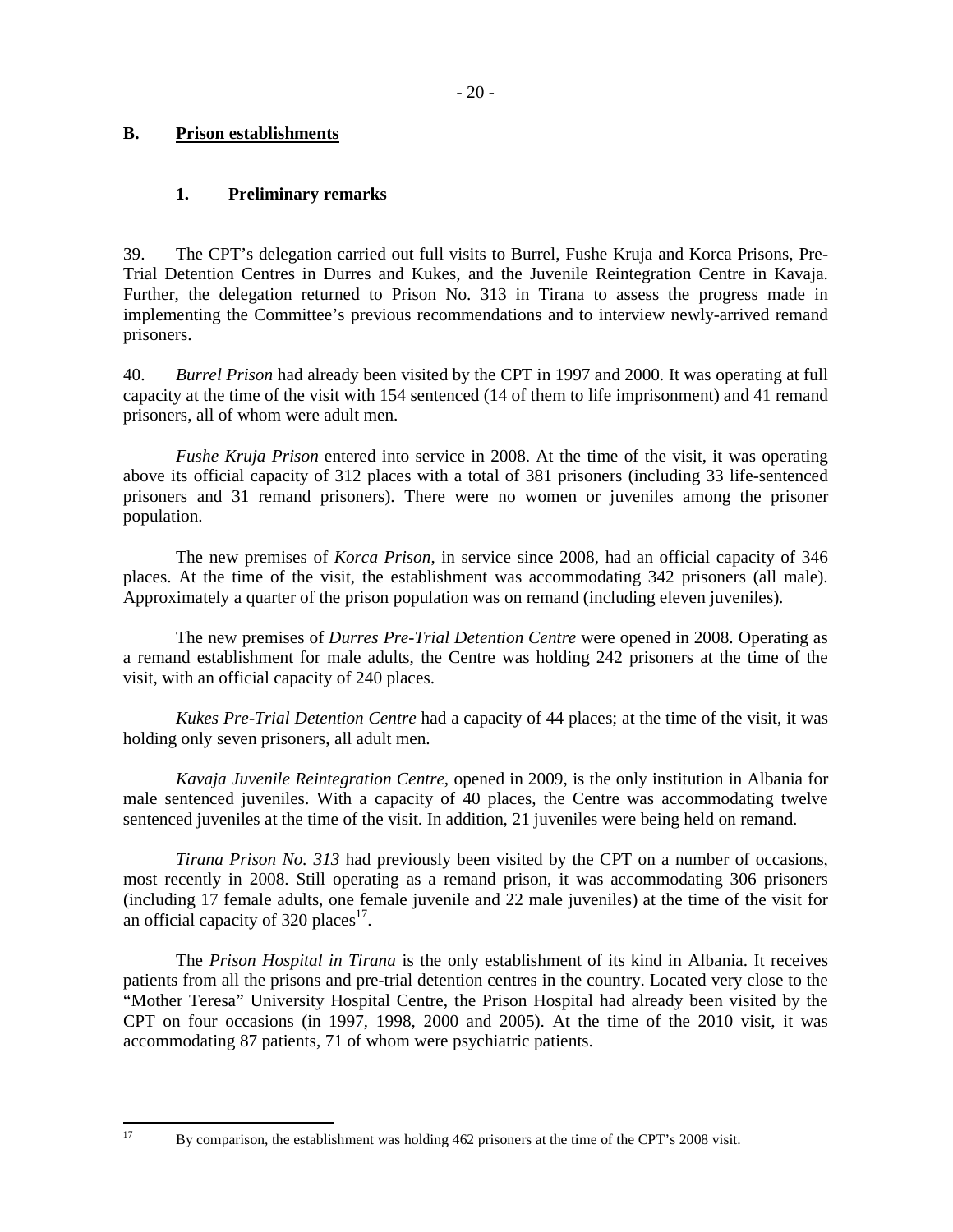## B. Prison establishments

### 1. Preliminary remarks

39. The CPT's delegation carried out full visits to Burrel, Fushe Kruja and Korca Prisons, Pre-Trial Detention Centres in Durres and Kukes, and the Juvenile Reintegration Centre in Kavaja. Further, the delegation returned to Prison No. 313 in Tirana to assess the progress made in implementing the Committee's previous recommendations and to interview newly-arrived remand prisoners.

40. *Burrel Prison* had already been visited by the CPT in 1997 and 2000. It was operating at full capacity at the time of the visit with 154 sentenced (14 of them to life imprisonment) and 41 remand prisoners, all of whom were adult men.

*Fushe Kruja Prison* entered into service in 2008. At the time of the visit, it was operating above its official capacity of 312 places with a total of 381 prisoners (including 33 life-sentenced prisoners and 31 remand prisoners). There were no women or juveniles among the prisoner population.

The new premises of *Korca Prison*, in service since 2008, had an official capacity of 346 places. At the time of the visit, the establishment was accommodating 342 prisoners (all male). Approximately a quarter of the prison population was on remand (including eleven juveniles).

The new premises of *Durres Pre-Trial Detention Centre* were opened in 2008. Operating as a remand establishment for male adults, the Centre was holding 242 prisoners at the time of the visit, with an official capacity of 240 places.

*Kukes Pre-Trial Detention Centre* had a capacity of 44 places; at the time of the visit, it was holding only seven prisoners, all adult men.

*Kavaja Juvenile Reintegration Centre*, opened in 2009, is the only institution in Albania for male sentenced juveniles. With a capacity of 40 places, the Centre was accommodating twelve sentenced juveniles at the time of the visit. In addition, 21 juveniles were being held on remand.

*Tirana Prison No. 313* had previously been visited by the CPT on a number of occasions, most recently in 2008. Still operating as a remand prison, it was accommodating 306 prisoners (including 17 female adults, one female juvenile and 22 male juveniles) at the time of the visit for an official capacity of 320 places[17].

The *Prison Hospital in Tirana* is the only establishment of its kind in Albania. It receives patients from all the prisons and pre-trial detention centres in the country. Located very close to the "Mother Teresa" University Hospital Centre, the Prison Hospital had already been visited by the CPT on four occasions (in 1997, 1998, 2000 and 2005). At the time of the 2010 visit, it was accommodating 87 patients, 71 of whom were psychiatric patients.

---

[17] By comparison, the establishment was holding 462 prisoners at the time of the CPT's 2008 visit.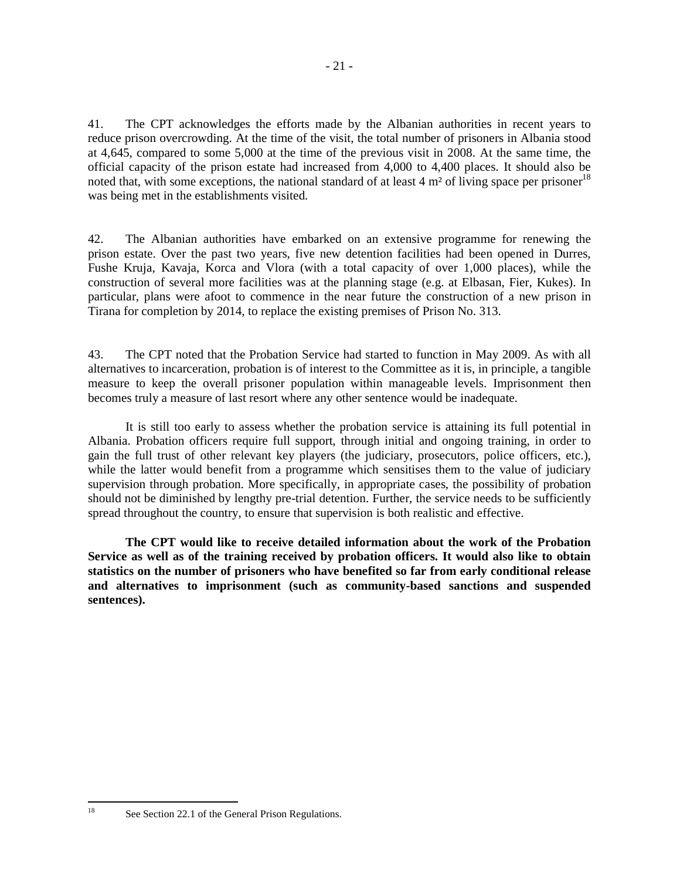41. The CPT acknowledges the efforts made by the Albanian authorities in recent years to reduce prison overcrowding. At the time of the visit, the total number of prisoners in Albania stood at 4,645, compared to some 5,000 at the time of the previous visit in 2008. At the same time, the official capacity of the prison estate had increased from 4,000 to 4,400 places. It should also be noted that, with some exceptions, the national standard of at least 4 m² of living space per prisoner[18] was being met in the establishments visited.

42. The Albanian authorities have embarked on an extensive programme for renewing the prison estate. Over the past two years, five new detention facilities had been opened in Durres, Fushe Kruja, Kavaja, Korca and Vlora (with a total capacity of over 1,000 places), while the construction of several more facilities was at the planning stage (e.g. at Elbasan, Fier, Kukes). In particular, plans were afoot to commence in the near future the construction of a new prison in Tirana for completion by 2014, to replace the existing premises of Prison No. 313.

43. The CPT noted that the Probation Service had started to function in May 2009. As with all alternatives to incarceration, probation is of interest to the Committee as it is, in principle, a tangible measure to keep the overall prisoner population within manageable levels. Imprisonment then becomes truly a measure of last resort where any other sentence would be inadequate.

It is still too early to assess whether the probation service is attaining its full potential in Albania. Probation officers require full support, through initial and ongoing training, in order to gain the full trust of other relevant key players (the judiciary, prosecutors, police officers, etc.), while the latter would benefit from a programme which sensitises them to the value of judiciary supervision through probation. More specifically, in appropriate cases, the possibility of probation should not be diminished by lengthy pre-trial detention. Further, the service needs to be sufficiently spread throughout the country, to ensure that supervision is both realistic and effective.

**The CPT would like to receive detailed information about the work of the Probation Service as well as of the training received by probation officers. It would also like to obtain statistics on the number of prisoners who have benefited so far from early conditional release and alternatives to imprisonment (such as community-based sanctions and suspended sentences).**

---

[18] See Section 22.1 of the General Prison Regulations.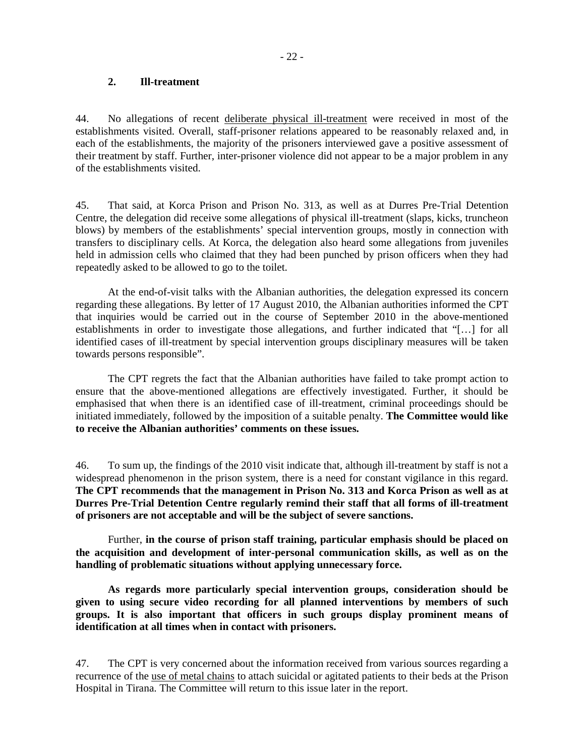## 2. Ill-treatment

44. No allegations of recent deliberate physical ill-treatment were received in most of the establishments visited. Overall, staff-prisoner relations appeared to be reasonably relaxed and, in each of the establishments, the majority of the prisoners interviewed gave a positive assessment of their treatment by staff. Further, inter-prisoner violence did not appear to be a major problem in any of the establishments visited.

45. That said, at Korca Prison and Prison No. 313, as well as at Durres Pre-Trial Detention Centre, the delegation did receive some allegations of physical ill-treatment (slaps, kicks, truncheon blows) by members of the establishments' special intervention groups, mostly in connection with transfers to disciplinary cells. At Korca, the delegation also heard some allegations from juveniles held in admission cells who claimed that they had been punched by prison officers when they had repeatedly asked to be allowed to go to the toilet.

At the end-of-visit talks with the Albanian authorities, the delegation expressed its concern regarding these allegations. By letter of 17 August 2010, the Albanian authorities informed the CPT that inquiries would be carried out in the course of September 2010 in the above-mentioned establishments in order to investigate those allegations, and further indicated that "[…] for all identified cases of ill-treatment by special intervention groups disciplinary measures will be taken towards persons responsible".

The CPT regrets the fact that the Albanian authorities have failed to take prompt action to ensure that the above-mentioned allegations are effectively investigated. Further, it should be emphasised that when there is an identified case of ill-treatment, criminal proceedings should be initiated immediately, followed by the imposition of a suitable penalty. **The Committee would like to receive the Albanian authorities' comments on these issues.**

46. To sum up, the findings of the 2010 visit indicate that, although ill-treatment by staff is not a widespread phenomenon in the prison system, there is a need for constant vigilance in this regard. **The CPT recommends that the management in Prison No. 313 and Korca Prison as well as at Durres Pre-Trial Detention Centre regularly remind their staff that all forms of ill-treatment of prisoners are not acceptable and will be the subject of severe sanctions.**

Further, **in the course of prison staff training, particular emphasis should be placed on the acquisition and development of inter-personal communication skills, as well as on the handling of problematic situations without applying unnecessary force.**

**As regards more particularly special intervention groups, consideration should be given to using secure video recording for all planned interventions by members of such groups. It is also important that officers in such groups display prominent means of identification at all times when in contact with prisoners.**

47. The CPT is very concerned about the information received from various sources regarding a recurrence of the use of metal chains to attach suicidal or agitated patients to their beds at the Prison Hospital in Tirana. The Committee will return to this issue later in the report.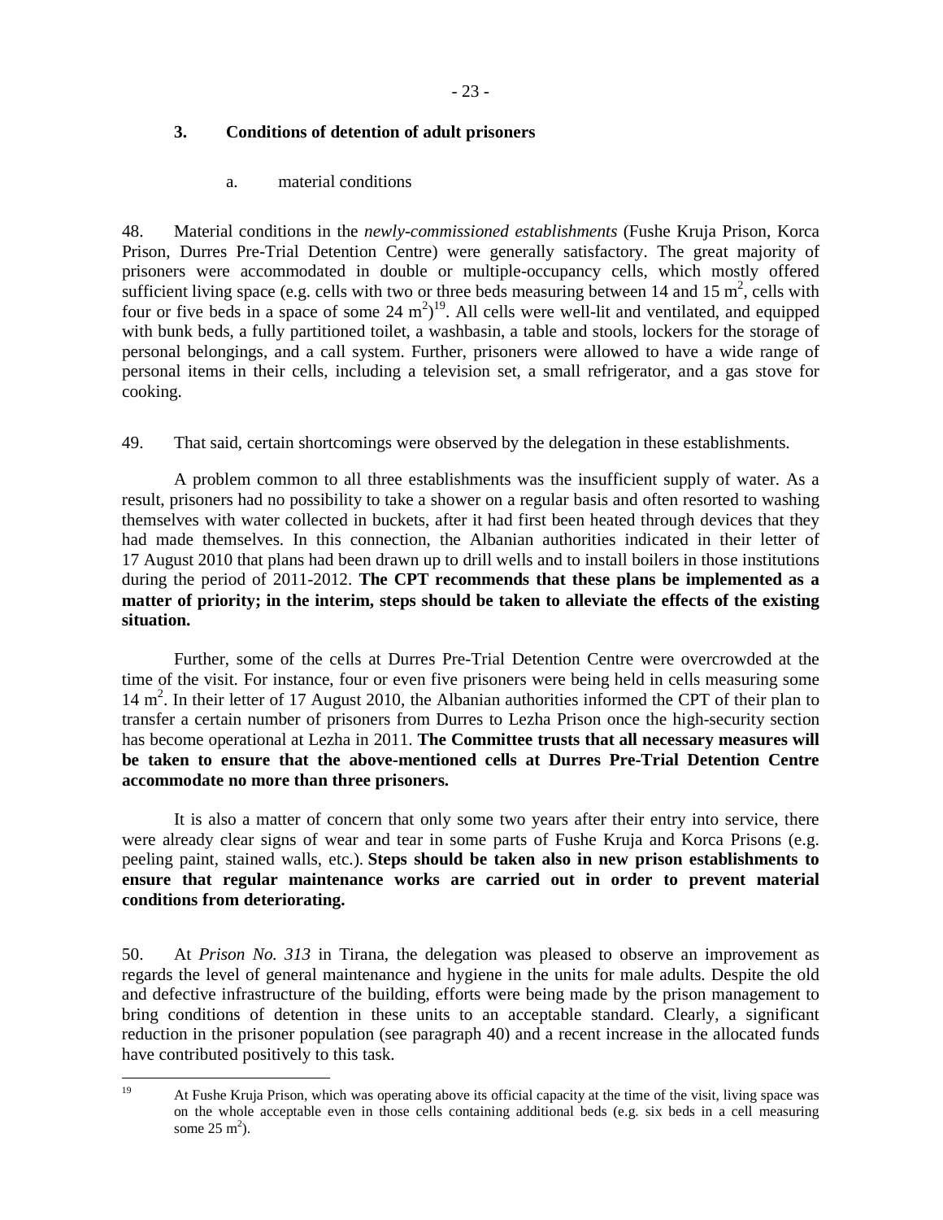### 3. Conditions of detention of adult prisoners

#### a. material conditions

48. Material conditions in the *newly-commissioned establishments* (Fushe Kruja Prison, Korca Prison, Durres Pre-Trial Detention Centre) were generally satisfactory. The great majority of prisoners were accommodated in double or multiple-occupancy cells, which mostly offered sufficient living space (e.g. cells with two or three beds measuring between 14 and 15 m$^2$, cells with four or five beds in a space of some 24 m$^2$)[19]. All cells were well-lit and ventilated, and equipped with bunk beds, a fully partitioned toilet, a washbasin, a table and stools, lockers for the storage of personal belongings, and a call system. Further, prisoners were allowed to have a wide range of personal items in their cells, including a television set, a small refrigerator, and a gas stove for cooking.

49. That said, certain shortcomings were observed by the delegation in these establishments.

A problem common to all three establishments was the insufficient supply of water. As a result, prisoners had no possibility to take a shower on a regular basis and often resorted to washing themselves with water collected in buckets, after it had first been heated through devices that they had made themselves. In this connection, the Albanian authorities indicated in their letter of 17 August 2010 that plans had been drawn up to drill wells and to install boilers in those institutions during the period of 2011-2012. **The CPT recommends that these plans be implemented as a matter of priority; in the interim, steps should be taken to alleviate the effects of the existing situation.**

Further, some of the cells at Durres Pre-Trial Detention Centre were overcrowded at the time of the visit. For instance, four or even five prisoners were being held in cells measuring some 14 m$^2$. In their letter of 17 August 2010, the Albanian authorities informed the CPT of their plan to transfer a certain number of prisoners from Durres to Lezha Prison once the high-security section has become operational at Lezha in 2011. **The Committee trusts that all necessary measures will be taken to ensure that the above-mentioned cells at Durres Pre-Trial Detention Centre accommodate no more than three prisoners.**

It is also a matter of concern that only some two years after their entry into service, there were already clear signs of wear and tear in some parts of Fushe Kruja and Korca Prisons (e.g. peeling paint, stained walls, etc.). **Steps should be taken also in new prison establishments to ensure that regular maintenance works are carried out in order to prevent material conditions from deteriorating.**

50. At *Prison No. 313* in Tirana, the delegation was pleased to observe an improvement as regards the level of general maintenance and hygiene in the units for male adults. Despite the old and defective infrastructure of the building, efforts were being made by the prison management to bring conditions of detention in these units to an acceptable standard. Clearly, a significant reduction in the prisoner population (see paragraph 40) and a recent increase in the allocated funds have contributed positively to this task.

---

[19] At Fushe Kruja Prison, which was operating above its official capacity at the time of the visit, living space was on the whole acceptable even in those cells containing additional beds (e.g. six beds in a cell measuring some 25 m$^2$).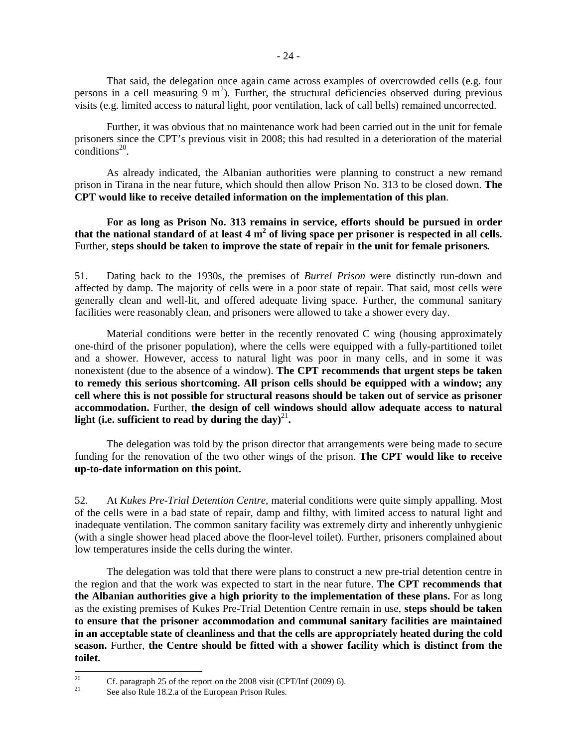That said, the delegation once again came across examples of overcrowded cells (e.g. four persons in a cell measuring 9 $m^2$). Further, the structural deficiencies observed during previous visits (e.g. limited access to natural light, poor ventilation, lack of call bells) remained uncorrected.

Further, it was obvious that no maintenance work had been carried out in the unit for female prisoners since the CPT's previous visit in 2008; this had resulted in a deterioration of the material conditions[20].

As already indicated, the Albanian authorities were planning to construct a new remand prison in Tirana in the near future, which should then allow Prison No. 313 to be closed down. **The CPT would like to receive detailed information on the implementation of this plan**.

**For as long as Prison No. 313 remains in service, efforts should be pursued in order that the national standard of at least 4 $m^2$ of living space per prisoner is respected in all cells.** Further, **steps should be taken to improve the state of repair in the unit for female prisoners.**

51. Dating back to the 1930s, the premises of *Burrel Prison* were distinctly run-down and affected by damp. The majority of cells were in a poor state of repair. That said, most cells were generally clean and well-lit, and offered adequate living space. Further, the communal sanitary facilities were reasonably clean, and prisoners were allowed to take a shower every day.

Material conditions were better in the recently renovated C wing (housing approximately one-third of the prisoner population), where the cells were equipped with a fully-partitioned toilet and a shower. However, access to natural light was poor in many cells, and in some it was nonexistent (due to the absence of a window). **The CPT recommends that urgent steps be taken to remedy this serious shortcoming. All prison cells should be equipped with a window; any cell where this is not possible for structural reasons should be taken out of service as prisoner accommodation.** Further, **the design of cell windows should allow adequate access to natural light (i.e. sufficient to read by during the day)**[21]**.**

The delegation was told by the prison director that arrangements were being made to secure funding for the renovation of the two other wings of the prison. **The CPT would like to receive up-to-date information on this point.**

52. At *Kukes Pre-Trial Detention Centre*, material conditions were quite simply appalling. Most of the cells were in a bad state of repair, damp and filthy, with limited access to natural light and inadequate ventilation. The common sanitary facility was extremely dirty and inherently unhygienic (with a single shower head placed above the floor-level toilet). Further, prisoners complained about low temperatures inside the cells during the winter.

The delegation was told that there were plans to construct a new pre-trial detention centre in the region and that the work was expected to start in the near future. **The CPT recommends that the Albanian authorities give a high priority to the implementation of these plans.** For as long as the existing premises of Kukes Pre-Trial Detention Centre remain in use, **steps should be taken to ensure that the prisoner accommodation and communal sanitary facilities are maintained in an acceptable state of cleanliness and that the cells are appropriately heated during the cold season.** Further, **the Centre should be fitted with a shower facility which is distinct from the toilet.**

---

[20] Cf. paragraph 25 of the report on the 2008 visit (CPT/Inf (2009) 6).

[21] See also Rule 18.2.a of the European Prison Rules.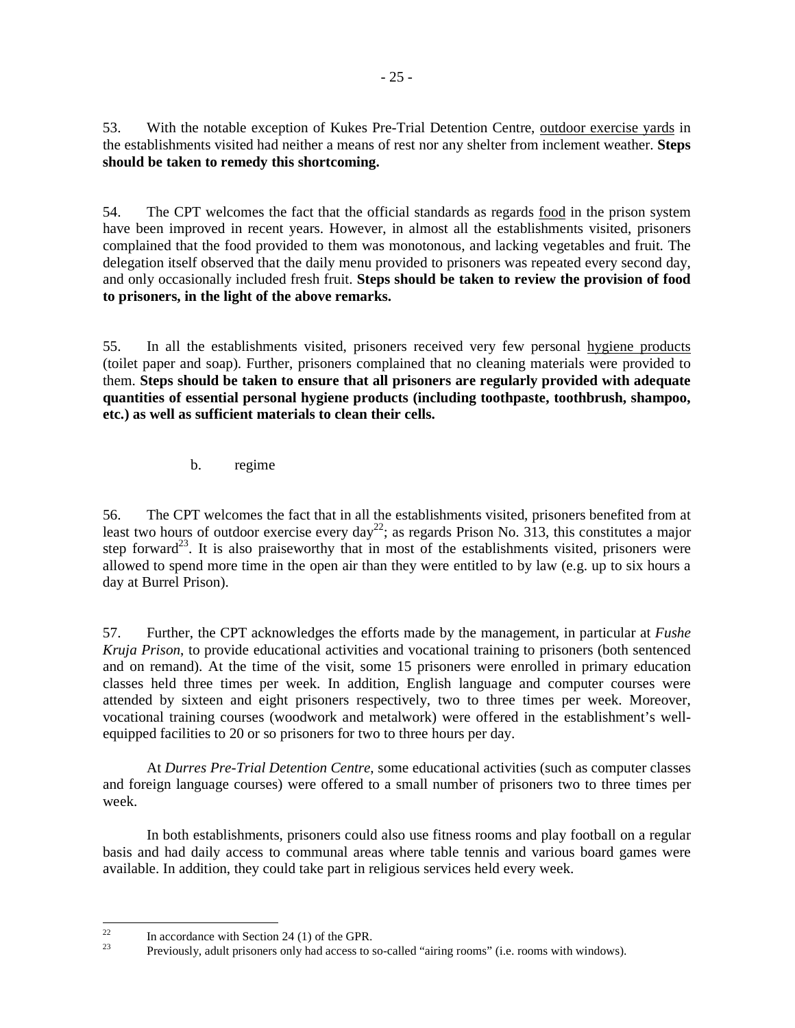53. With the notable exception of Kukes Pre-Trial Detention Centre, <u>outdoor exercise yards</u> in the establishments visited had neither a means of rest nor any shelter from inclement weather. **Steps should be taken to remedy this shortcoming.**

54. The CPT welcomes the fact that the official standards as regards <u>food</u> in the prison system have been improved in recent years. However, in almost all the establishments visited, prisoners complained that the food provided to them was monotonous, and lacking vegetables and fruit. The delegation itself observed that the daily menu provided to prisoners was repeated every second day, and only occasionally included fresh fruit. **Steps should be taken to review the provision of food to prisoners, in the light of the above remarks.**

55. In all the establishments visited, prisoners received very few personal <u>hygiene products</u> (toilet paper and soap). Further, prisoners complained that no cleaning materials were provided to them. **Steps should be taken to ensure that all prisoners are regularly provided with adequate quantities of essential personal hygiene products (including toothpaste, toothbrush, shampoo, etc.) as well as sufficient materials to clean their cells.**

b. regime

56. The CPT welcomes the fact that in all the establishments visited, prisoners benefited from at least two hours of outdoor exercise every day[22]; as regards Prison No. 313, this constitutes a major step forward[23]. It is also praiseworthy that in most of the establishments visited, prisoners were allowed to spend more time in the open air than they were entitled to by law (e.g. up to six hours a day at Burrel Prison).

57. Further, the CPT acknowledges the efforts made by the management, in particular at *Fushe Kruja Prison*, to provide educational activities and vocational training to prisoners (both sentenced and on remand). At the time of the visit, some 15 prisoners were enrolled in primary education classes held three times per week. In addition, English language and computer courses were attended by sixteen and eight prisoners respectively, two to three times per week. Moreover, vocational training courses (woodwork and metalwork) were offered in the establishment's well-equipped facilities to 20 or so prisoners for two to three hours per day.

At *Durres Pre-Trial Detention Centre*, some educational activities (such as computer classes and foreign language courses) were offered to a small number of prisoners two to three times per week.

In both establishments, prisoners could also use fitness rooms and play football on a regular basis and had daily access to communal areas where table tennis and various board games were available. In addition, they could take part in religious services held every week.

---

[22] In accordance with Section 24 (1) of the GPR.

[23] Previously, adult prisoners only had access to so-called "airing rooms" (i.e. rooms with windows).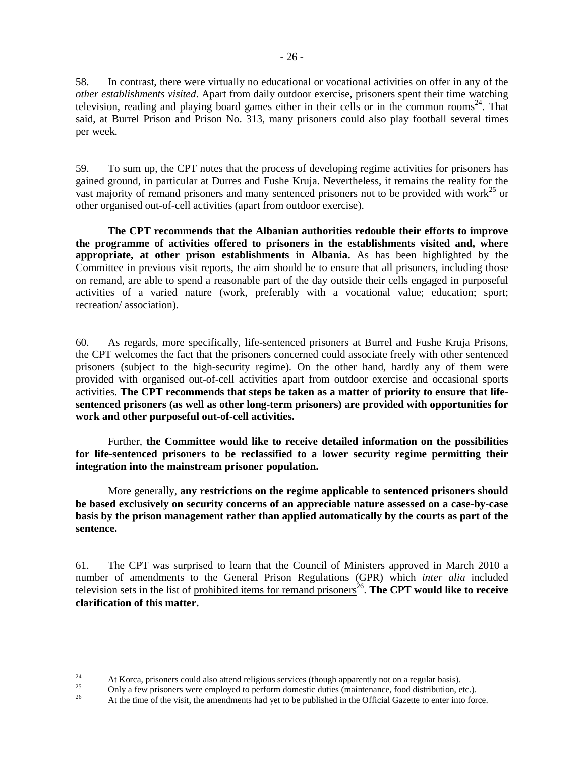58. In contrast, there were virtually no educational or vocational activities on offer in any of the *other establishments visited*. Apart from daily outdoor exercise, prisoners spent their time watching television, reading and playing board games either in their cells or in the common rooms[24]. That said, at Burrel Prison and Prison No. 313, many prisoners could also play football several times per week.

59. To sum up, the CPT notes that the process of developing regime activities for prisoners has gained ground, in particular at Durres and Fushe Kruja. Nevertheless, it remains the reality for the vast majority of remand prisoners and many sentenced prisoners not to be provided with work[25] or other organised out-of-cell activities (apart from outdoor exercise).

**The CPT recommends that the Albanian authorities redouble their efforts to improve the programme of activities offered to prisoners in the establishments visited and, where appropriate, at other prison establishments in Albania.** As has been highlighted by the Committee in previous visit reports, the aim should be to ensure that all prisoners, including those on remand, are able to spend a reasonable part of the day outside their cells engaged in purposeful activities of a varied nature (work, preferably with a vocational value; education; sport; recreation/ association).

60. As regards, more specifically, life-sentenced prisoners at Burrel and Fushe Kruja Prisons, the CPT welcomes the fact that the prisoners concerned could associate freely with other sentenced prisoners (subject to the high-security regime). On the other hand, hardly any of them were provided with organised out-of-cell activities apart from outdoor exercise and occasional sports activities. **The CPT recommends that steps be taken as a matter of priority to ensure that life-sentenced prisoners (as well as other long-term prisoners) are provided with opportunities for work and other purposeful out-of-cell activities.**

Further, **the Committee would like to receive detailed information on the possibilities for life-sentenced prisoners to be reclassified to a lower security regime permitting their integration into the mainstream prisoner population.**

More generally, **any restrictions on the regime applicable to sentenced prisoners should be based exclusively on security concerns of an appreciable nature assessed on a case-by-case basis by the prison management rather than applied automatically by the courts as part of the sentence.**

61. The CPT was surprised to learn that the Council of Ministers approved in March 2010 a number of amendments to the General Prison Regulations (GPR) which *inter alia* included television sets in the list of prohibited items for remand prisoners[26]. **The CPT would like to receive clarification of this matter.**

---

[24] At Korca, prisoners could also attend religious services (though apparently not on a regular basis).

[25] Only a few prisoners were employed to perform domestic duties (maintenance, food distribution, etc.).

[26] At the time of the visit, the amendments had yet to be published in the Official Gazette to enter into force.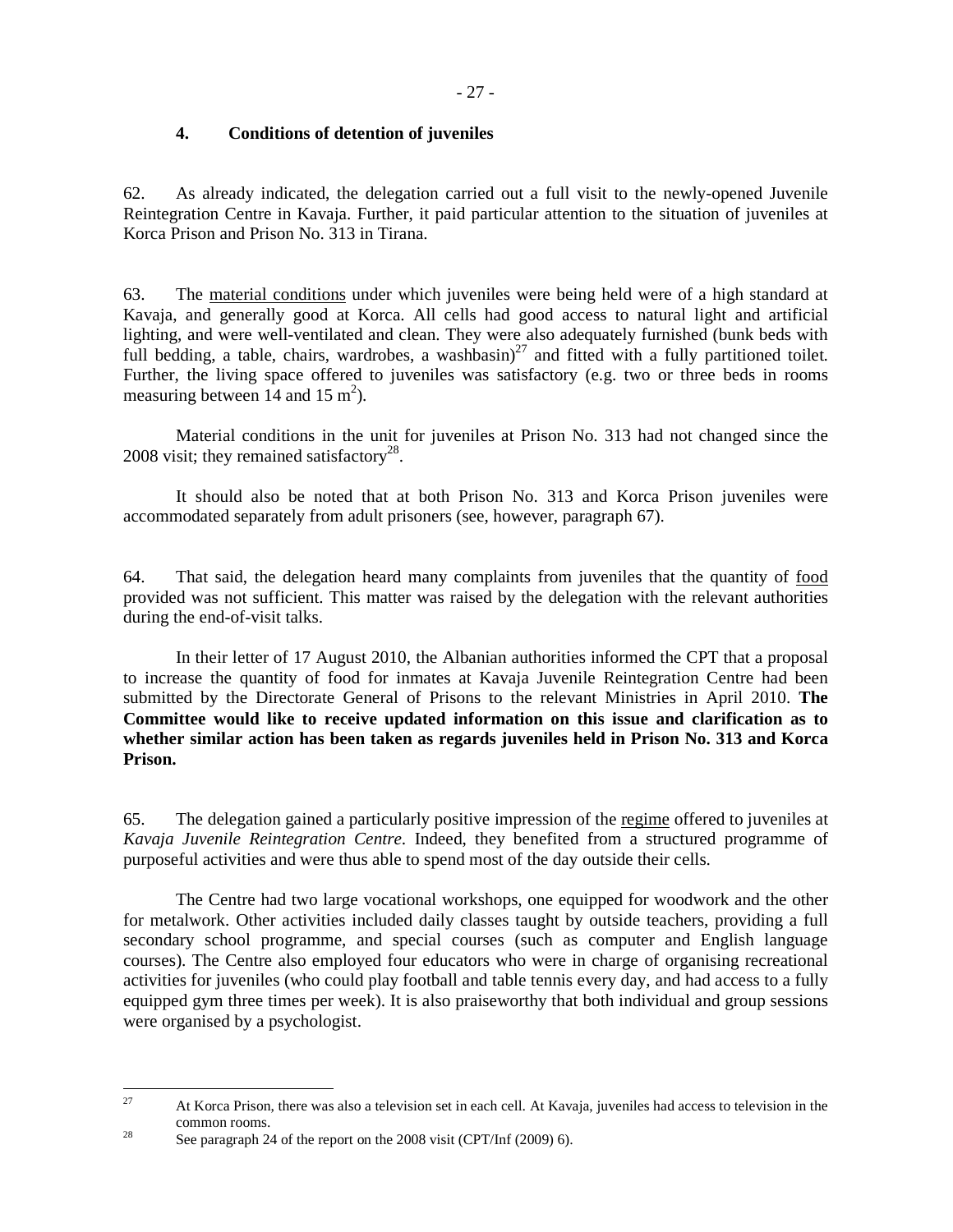### 4. Conditions of detention of juveniles

62. As already indicated, the delegation carried out a full visit to the newly-opened Juvenile Reintegration Centre in Kavaja. Further, it paid particular attention to the situation of juveniles at Korca Prison and Prison No. 313 in Tirana.

63. The material conditions under which juveniles were being held were of a high standard at Kavaja, and generally good at Korca. All cells had good access to natural light and artificial lighting, and were well-ventilated and clean. They were also adequately furnished (bunk beds with full bedding, a table, chairs, wardrobes, a washbasin)[27] and fitted with a fully partitioned toilet. Further, the living space offered to juveniles was satisfactory (e.g. two or three beds in rooms measuring between 14 and 15 $m^2$).

Material conditions in the unit for juveniles at Prison No. 313 had not changed since the 2008 visit; they remained satisfactory[28].

It should also be noted that at both Prison No. 313 and Korca Prison juveniles were accommodated separately from adult prisoners (see, however, paragraph 67).

64. That said, the delegation heard many complaints from juveniles that the quantity of food provided was not sufficient. This matter was raised by the delegation with the relevant authorities during the end-of-visit talks.

In their letter of 17 August 2010, the Albanian authorities informed the CPT that a proposal to increase the quantity of food for inmates at Kavaja Juvenile Reintegration Centre had been submitted by the Directorate General of Prisons to the relevant Ministries in April 2010. **The Committee would like to receive updated information on this issue and clarification as to whether similar action has been taken as regards juveniles held in Prison No. 313 and Korca Prison.**

65. The delegation gained a particularly positive impression of the regime offered to juveniles at *Kavaja Juvenile Reintegration Centre*. Indeed, they benefited from a structured programme of purposeful activities and were thus able to spend most of the day outside their cells.

The Centre had two large vocational workshops, one equipped for woodwork and the other for metalwork. Other activities included daily classes taught by outside teachers, providing a full secondary school programme, and special courses (such as computer and English language courses). The Centre also employed four educators who were in charge of organising recreational activities for juveniles (who could play football and table tennis every day, and had access to a fully equipped gym three times per week). It is also praiseworthy that both individual and group sessions were organised by a psychologist.

---

[27] At Korca Prison, there was also a television set in each cell. At Kavaja, juveniles had access to television in the common rooms.

[28] See paragraph 24 of the report on the 2008 visit (CPT/Inf (2009) 6).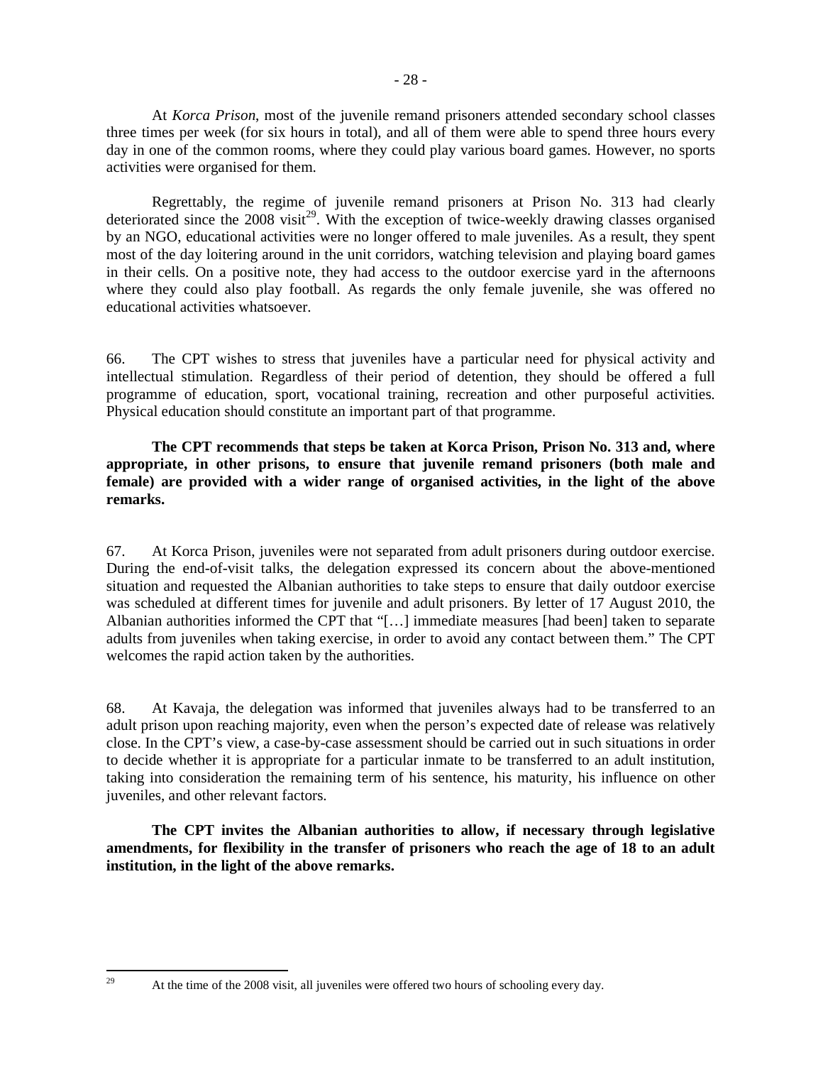At *Korca Prison*, most of the juvenile remand prisoners attended secondary school classes three times per week (for six hours in total), and all of them were able to spend three hours every day in one of the common rooms, where they could play various board games. However, no sports activities were organised for them.

Regrettably, the regime of juvenile remand prisoners at Prison No. 313 had clearly deteriorated since the 2008 visit[29]. With the exception of twice-weekly drawing classes organised by an NGO, educational activities were no longer offered to male juveniles. As a result, they spent most of the day loitering around in the unit corridors, watching television and playing board games in their cells. On a positive note, they had access to the outdoor exercise yard in the afternoons where they could also play football. As regards the only female juvenile, she was offered no educational activities whatsoever.

66. The CPT wishes to stress that juveniles have a particular need for physical activity and intellectual stimulation. Regardless of their period of detention, they should be offered a full programme of education, sport, vocational training, recreation and other purposeful activities. Physical education should constitute an important part of that programme.

**The CPT recommends that steps be taken at Korca Prison, Prison No. 313 and, where appropriate, in other prisons, to ensure that juvenile remand prisoners (both male and female) are provided with a wider range of organised activities, in the light of the above remarks.**

67. At Korca Prison, juveniles were not separated from adult prisoners during outdoor exercise. During the end-of-visit talks, the delegation expressed its concern about the above-mentioned situation and requested the Albanian authorities to take steps to ensure that daily outdoor exercise was scheduled at different times for juvenile and adult prisoners. By letter of 17 August 2010, the Albanian authorities informed the CPT that "[…] immediate measures [had been] taken to separate adults from juveniles when taking exercise, in order to avoid any contact between them." The CPT welcomes the rapid action taken by the authorities.

68. At Kavaja, the delegation was informed that juveniles always had to be transferred to an adult prison upon reaching majority, even when the person's expected date of release was relatively close. In the CPT's view, a case-by-case assessment should be carried out in such situations in order to decide whether it is appropriate for a particular inmate to be transferred to an adult institution, taking into consideration the remaining term of his sentence, his maturity, his influence on other juveniles, and other relevant factors.

**The CPT invites the Albanian authorities to allow, if necessary through legislative amendments, for flexibility in the transfer of prisoners who reach the age of 18 to an adult institution, in the light of the above remarks.**

---

[29] At the time of the 2008 visit, all juveniles were offered two hours of schooling every day.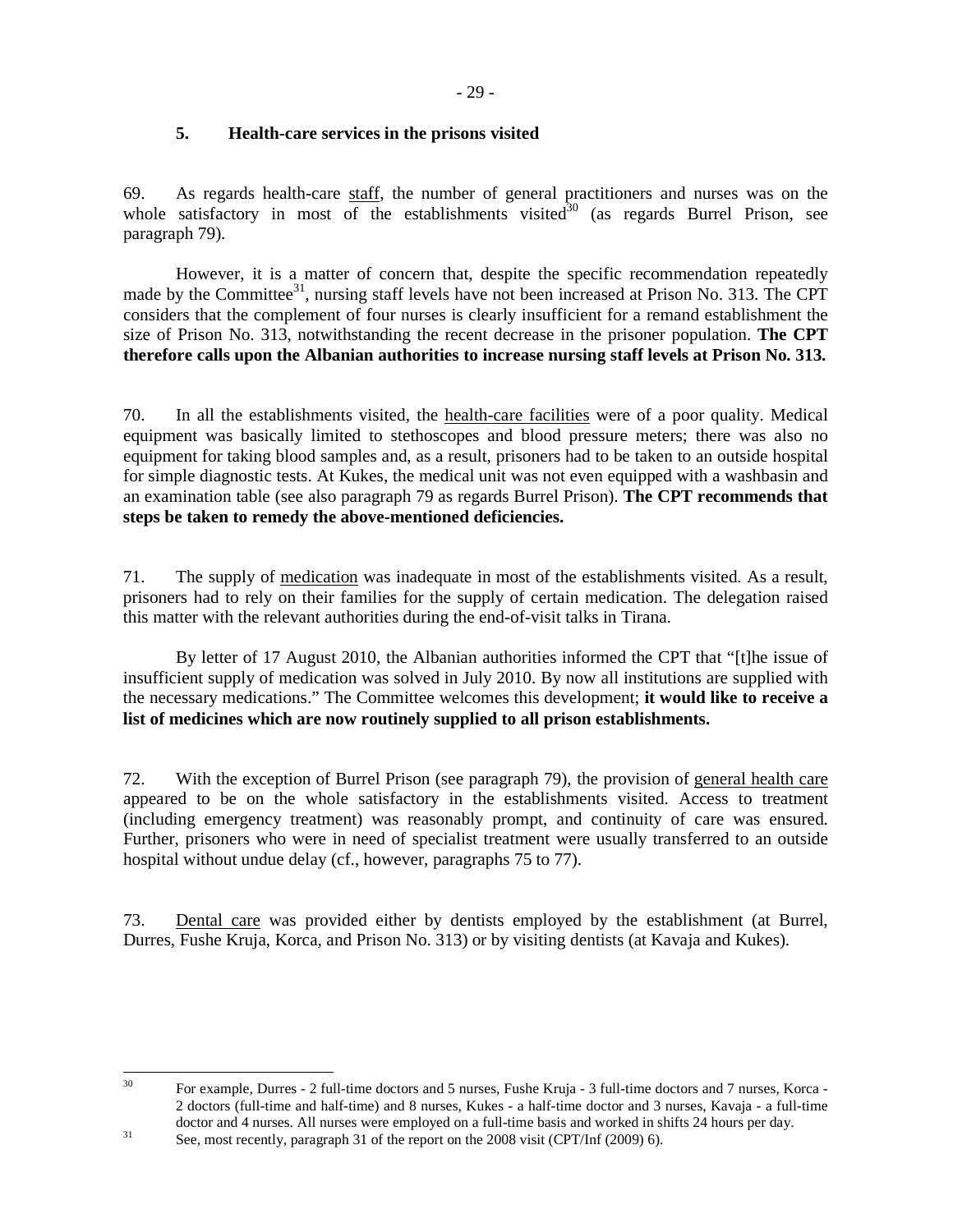### 5. Health-care services in the prisons visited

69. As regards health-care staff, the number of general practitioners and nurses was on the whole satisfactory in most of the establishments visited[30] (as regards Burrel Prison, see paragraph 79).

However, it is a matter of concern that, despite the specific recommendation repeatedly made by the Committee[31], nursing staff levels have not been increased at Prison No. 313. The CPT considers that the complement of four nurses is clearly insufficient for a remand establishment the size of Prison No. 313, notwithstanding the recent decrease in the prisoner population. **The CPT therefore calls upon the Albanian authorities to increase nursing staff levels at Prison No. 313.**

70. In all the establishments visited, the health-care facilities were of a poor quality. Medical equipment was basically limited to stethoscopes and blood pressure meters; there was also no equipment for taking blood samples and, as a result, prisoners had to be taken to an outside hospital for simple diagnostic tests. At Kukes, the medical unit was not even equipped with a washbasin and an examination table (see also paragraph 79 as regards Burrel Prison). **The CPT recommends that steps be taken to remedy the above-mentioned deficiencies.**

71. The supply of medication was inadequate in most of the establishments visited. As a result, prisoners had to rely on their families for the supply of certain medication. The delegation raised this matter with the relevant authorities during the end-of-visit talks in Tirana.

By letter of 17 August 2010, the Albanian authorities informed the CPT that "[t]he issue of insufficient supply of medication was solved in July 2010. By now all institutions are supplied with the necessary medications." The Committee welcomes this development; **it would like to receive a list of medicines which are now routinely supplied to all prison establishments.**

72. With the exception of Burrel Prison (see paragraph 79), the provision of general health care appeared to be on the whole satisfactory in the establishments visited. Access to treatment (including emergency treatment) was reasonably prompt, and continuity of care was ensured. Further, prisoners who were in need of specialist treatment were usually transferred to an outside hospital without undue delay (cf., however, paragraphs 75 to 77).

73. Dental care was provided either by dentists employed by the establishment (at Burrel, Durres, Fushe Kruja, Korca, and Prison No. 313) or by visiting dentists (at Kavaja and Kukes).

---

[30] For example, Durres - 2 full-time doctors and 5 nurses, Fushe Kruja - 3 full-time doctors and 7 nurses, Korca - 2 doctors (full-time and half-time) and 8 nurses, Kukes - a half-time doctor and 3 nurses, Kavaja - a full-time doctor and 4 nurses. All nurses were employed on a full-time basis and worked in shifts 24 hours per day.

[31] See, most recently, paragraph 31 of the report on the 2008 visit (CPT/Inf (2009) 6).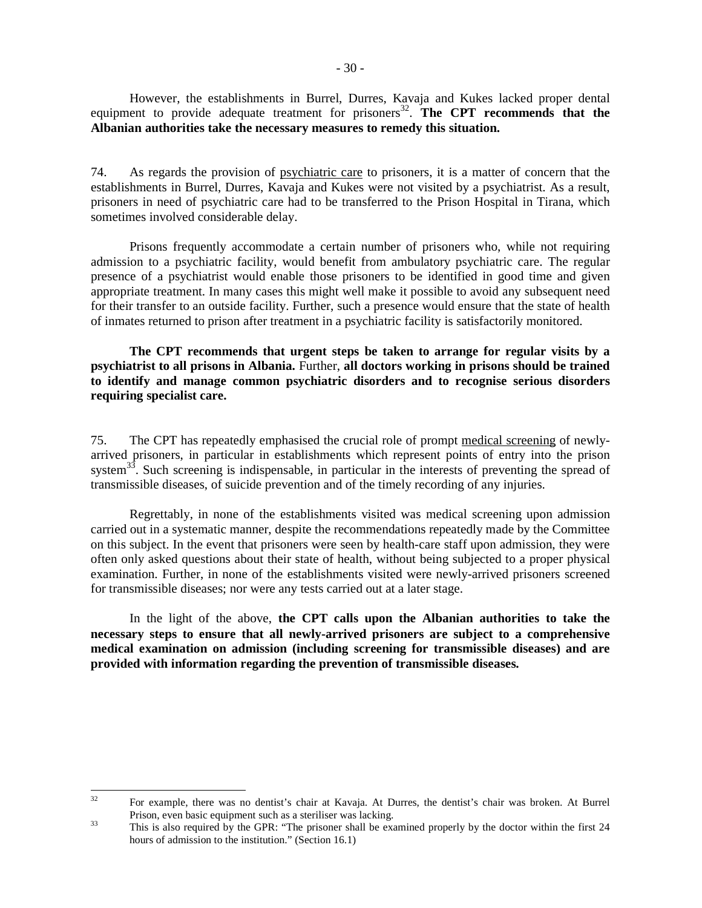However, the establishments in Burrel, Durres, Kavaja and Kukes lacked proper dental equipment to provide adequate treatment for prisoners[32]. **The CPT recommends that the Albanian authorities take the necessary measures to remedy this situation.**

74. As regards the provision of psychiatric care to prisoners, it is a matter of concern that the establishments in Burrel, Durres, Kavaja and Kukes were not visited by a psychiatrist. As a result, prisoners in need of psychiatric care had to be transferred to the Prison Hospital in Tirana, which sometimes involved considerable delay.

Prisons frequently accommodate a certain number of prisoners who, while not requiring admission to a psychiatric facility, would benefit from ambulatory psychiatric care. The regular presence of a psychiatrist would enable those prisoners to be identified in good time and given appropriate treatment. In many cases this might well make it possible to avoid any subsequent need for their transfer to an outside facility. Further, such a presence would ensure that the state of health of inmates returned to prison after treatment in a psychiatric facility is satisfactorily monitored.

**The CPT recommends that urgent steps be taken to arrange for regular visits by a psychiatrist to all prisons in Albania.** Further, **all doctors working in prisons should be trained to identify and manage common psychiatric disorders and to recognise serious disorders requiring specialist care.**

75. The CPT has repeatedly emphasised the crucial role of prompt medical screening of newly-arrived prisoners, in particular in establishments which represent points of entry into the prison system[33]. Such screening is indispensable, in particular in the interests of preventing the spread of transmissible diseases, of suicide prevention and of the timely recording of any injuries.

Regrettably, in none of the establishments visited was medical screening upon admission carried out in a systematic manner, despite the recommendations repeatedly made by the Committee on this subject. In the event that prisoners were seen by health-care staff upon admission, they were often only asked questions about their state of health, without being subjected to a proper physical examination. Further, in none of the establishments visited were newly-arrived prisoners screened for transmissible diseases; nor were any tests carried out at a later stage.

In the light of the above, **the CPT calls upon the Albanian authorities to take the necessary steps to ensure that all newly-arrived prisoners are subject to a comprehensive medical examination on admission (including screening for transmissible diseases) and are provided with information regarding the prevention of transmissible diseases.**

---

[32] For example, there was no dentist's chair at Kavaja. At Durres, the dentist's chair was broken. At Burrel Prison, even basic equipment such as a steriliser was lacking.

[33] This is also required by the GPR: "The prisoner shall be examined properly by the doctor within the first 24 hours of admission to the institution." (Section 16.1)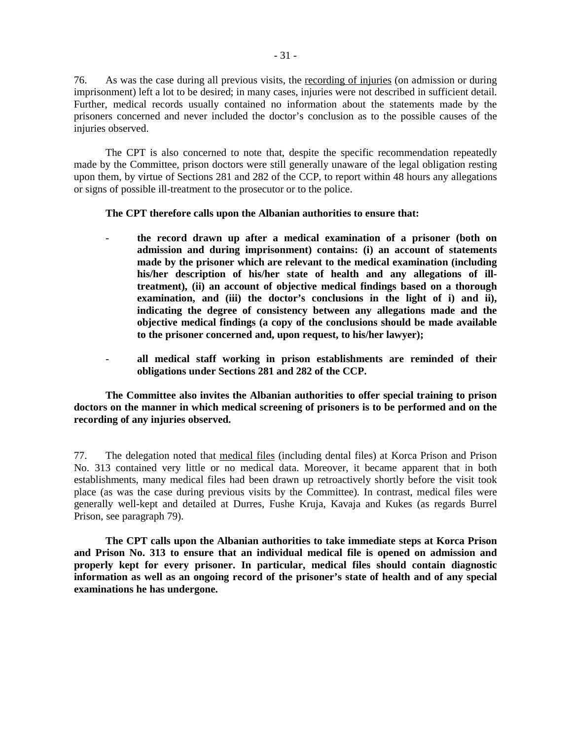76. As was the case during all previous visits, the recording of injuries (on admission or during imprisonment) left a lot to be desired; in many cases, injuries were not described in sufficient detail. Further, medical records usually contained no information about the statements made by the prisoners concerned and never included the doctor's conclusion as to the possible causes of the injuries observed.

The CPT is also concerned to note that, despite the specific recommendation repeatedly made by the Committee, prison doctors were still generally unaware of the legal obligation resting upon them, by virtue of Sections 281 and 282 of the CCP, to report within 48 hours any allegations or signs of possible ill-treatment to the prosecutor or to the police.

**The CPT therefore calls upon the Albanian authorities to ensure that:**

- **the record drawn up after a medical examination of a prisoner (both on admission and during imprisonment) contains: (i) an account of statements made by the prisoner which are relevant to the medical examination (including his/her description of his/her state of health and any allegations of ill-treatment), (ii) an account of objective medical findings based on a thorough examination, and (iii) the doctor's conclusions in the light of i) and ii), indicating the degree of consistency between any allegations made and the objective medical findings (a copy of the conclusions should be made available to the prisoner concerned and, upon request, to his/her lawyer);**

- **all medical staff working in prison establishments are reminded of their obligations under Sections 281 and 282 of the CCP.**

**The Committee also invites the Albanian authorities to offer special training to prison doctors on the manner in which medical screening of prisoners is to be performed and on the recording of any injuries observed.**

77. The delegation noted that medical files (including dental files) at Korca Prison and Prison No. 313 contained very little or no medical data. Moreover, it became apparent that in both establishments, many medical files had been drawn up retroactively shortly before the visit took place (as was the case during previous visits by the Committee). In contrast, medical files were generally well-kept and detailed at Durres, Fushe Kruja, Kavaja and Kukes (as regards Burrel Prison, see paragraph 79).

**The CPT calls upon the Albanian authorities to take immediate steps at Korca Prison and Prison No. 313 to ensure that an individual medical file is opened on admission and properly kept for every prisoner. In particular, medical files should contain diagnostic information as well as an ongoing record of the prisoner's state of health and of any special examinations he has undergone.**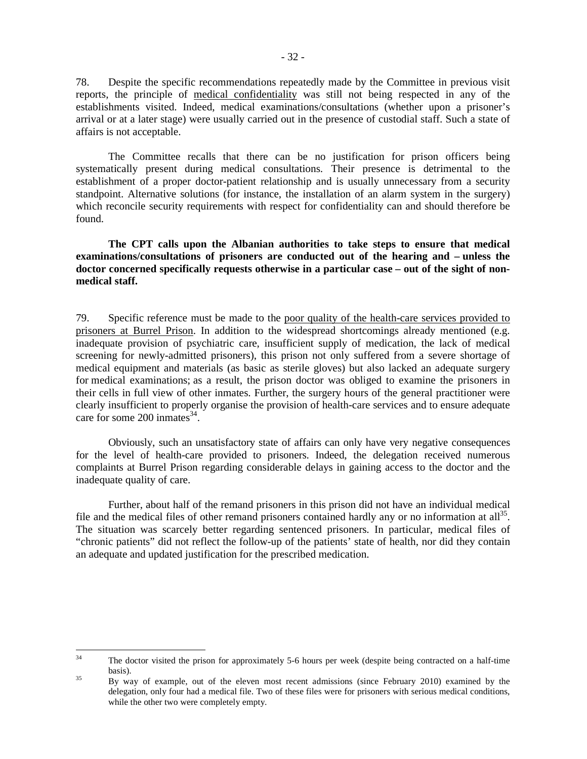78. Despite the specific recommendations repeatedly made by the Committee in previous visit reports, the principle of medical confidentiality was still not being respected in any of the establishments visited. Indeed, medical examinations/consultations (whether upon a prisoner's arrival or at a later stage) were usually carried out in the presence of custodial staff. Such a state of affairs is not acceptable.

The Committee recalls that there can be no justification for prison officers being systematically present during medical consultations. Their presence is detrimental to the establishment of a proper doctor-patient relationship and is usually unnecessary from a security standpoint. Alternative solutions (for instance, the installation of an alarm system in the surgery) which reconcile security requirements with respect for confidentiality can and should therefore be found.

**The CPT calls upon the Albanian authorities to take steps to ensure that medical examinations/consultations of prisoners are conducted out of the hearing and – unless the doctor concerned specifically requests otherwise in a particular case – out of the sight of non-medical staff.**

79. Specific reference must be made to the poor quality of the health-care services provided to prisoners at Burrel Prison. In addition to the widespread shortcomings already mentioned (e.g. inadequate provision of psychiatric care, insufficient supply of medication, the lack of medical screening for newly-admitted prisoners), this prison not only suffered from a severe shortage of medical equipment and materials (as basic as sterile gloves) but also lacked an adequate surgery for medical examinations; as a result, the prison doctor was obliged to examine the prisoners in their cells in full view of other inmates. Further, the surgery hours of the general practitioner were clearly insufficient to properly organise the provision of health-care services and to ensure adequate care for some 200 inmates[34].

Obviously, such an unsatisfactory state of affairs can only have very negative consequences for the level of health-care provided to prisoners. Indeed, the delegation received numerous complaints at Burrel Prison regarding considerable delays in gaining access to the doctor and the inadequate quality of care.

Further, about half of the remand prisoners in this prison did not have an individual medical file and the medical files of other remand prisoners contained hardly any or no information at all[35]. The situation was scarcely better regarding sentenced prisoners. In particular, medical files of "chronic patients" did not reflect the follow-up of the patients' state of health, nor did they contain an adequate and updated justification for the prescribed medication.

---

[34] The doctor visited the prison for approximately 5-6 hours per week (despite being contracted on a half-time basis).

[35] By way of example, out of the eleven most recent admissions (since February 2010) examined by the delegation, only four had a medical file. Two of these files were for prisoners with serious medical conditions, while the other two were completely empty.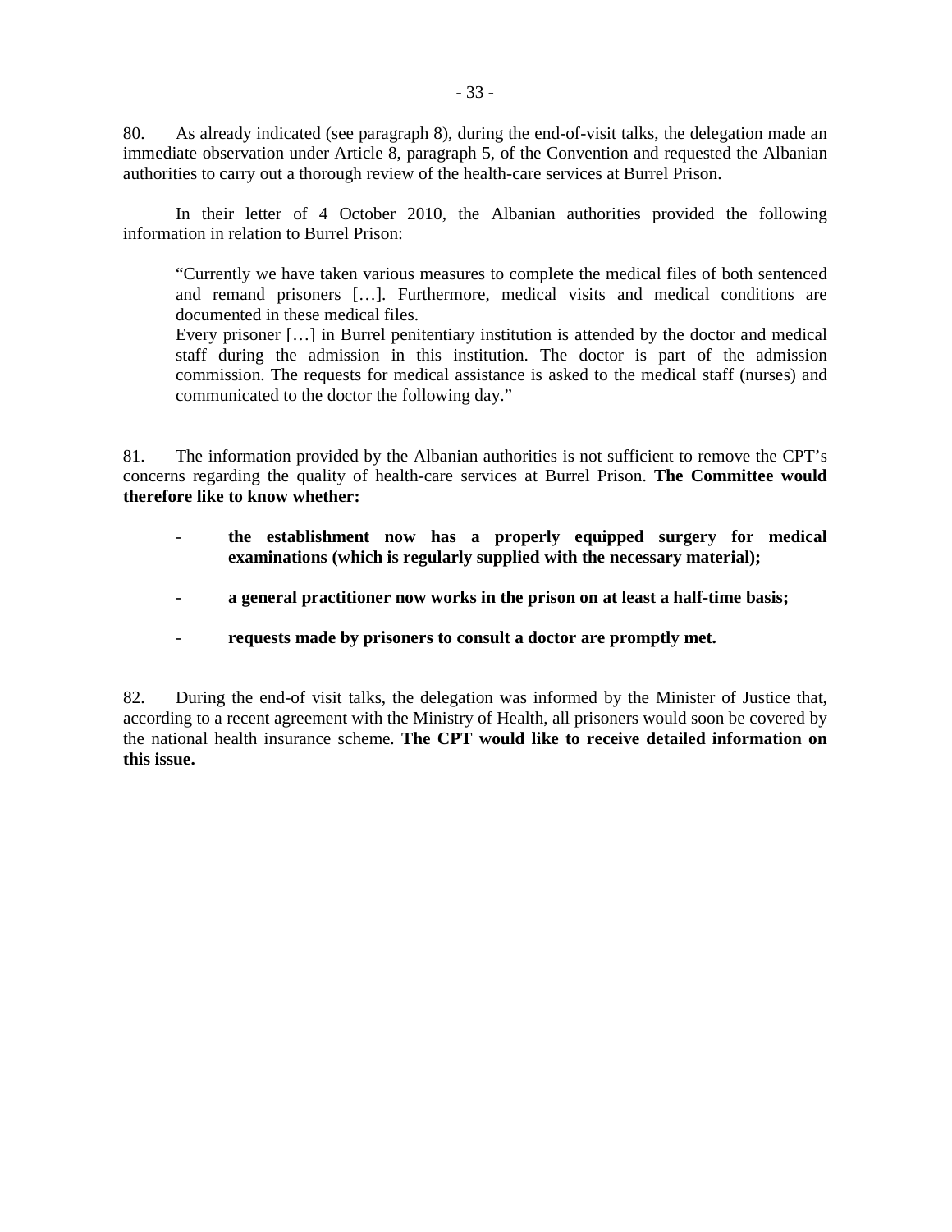80. As already indicated (see paragraph 8), during the end-of-visit talks, the delegation made an immediate observation under Article 8, paragraph 5, of the Convention and requested the Albanian authorities to carry out a thorough review of the health-care services at Burrel Prison.

In their letter of 4 October 2010, the Albanian authorities provided the following information in relation to Burrel Prison:

> "Currently we have taken various measures to complete the medical files of both sentenced and remand prisoners […]. Furthermore, medical visits and medical conditions are documented in these medical files.
> Every prisoner […] in Burrel penitentiary institution is attended by the doctor and medical staff during the admission in this institution. The doctor is part of the admission commission. The requests for medical assistance is asked to the medical staff (nurses) and communicated to the doctor the following day."

81. The information provided by the Albanian authorities is not sufficient to remove the CPT's concerns regarding the quality of health-care services at Burrel Prison. **The Committee would therefore like to know whether:**

- **the establishment now has a properly equipped surgery for medical examinations (which is regularly supplied with the necessary material);**
- **a general practitioner now works in the prison on at least a half-time basis;**
- **requests made by prisoners to consult a doctor are promptly met.**

82. During the end-of visit talks, the delegation was informed by the Minister of Justice that, according to a recent agreement with the Ministry of Health, all prisoners would soon be covered by the national health insurance scheme. **The CPT would like to receive detailed information on this issue.**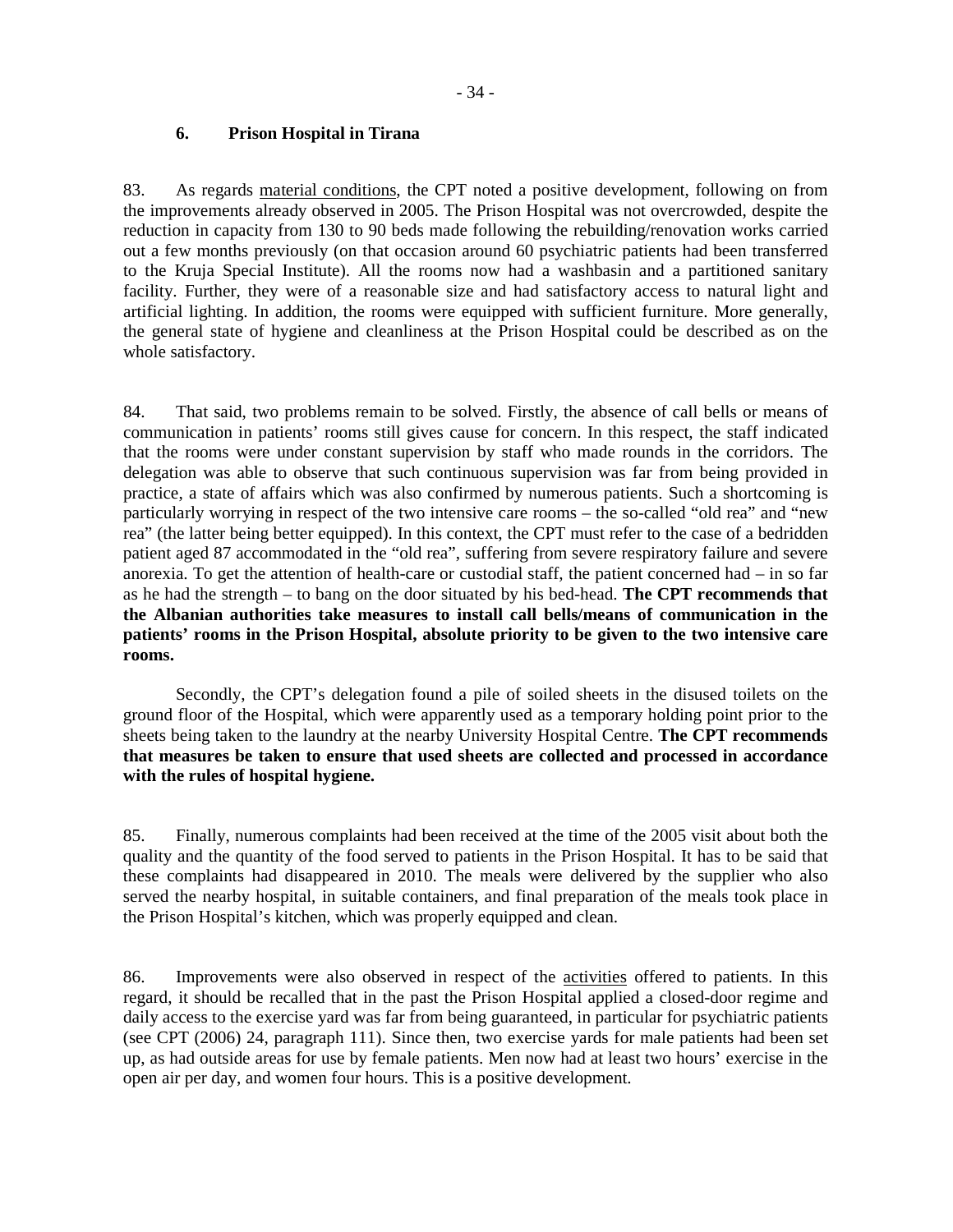### 6. Prison Hospital in Tirana

83. As regards material conditions, the CPT noted a positive development, following on from the improvements already observed in 2005. The Prison Hospital was not overcrowded, despite the reduction in capacity from 130 to 90 beds made following the rebuilding/renovation works carried out a few months previously (on that occasion around 60 psychiatric patients had been transferred to the Kruja Special Institute). All the rooms now had a washbasin and a partitioned sanitary facility. Further, they were of a reasonable size and had satisfactory access to natural light and artificial lighting. In addition, the rooms were equipped with sufficient furniture. More generally, the general state of hygiene and cleanliness at the Prison Hospital could be described as on the whole satisfactory.

84. That said, two problems remain to be solved. Firstly, the absence of call bells or means of communication in patients' rooms still gives cause for concern. In this respect, the staff indicated that the rooms were under constant supervision by staff who made rounds in the corridors. The delegation was able to observe that such continuous supervision was far from being provided in practice, a state of affairs which was also confirmed by numerous patients. Such a shortcoming is particularly worrying in respect of the two intensive care rooms – the so-called "old rea" and "new rea" (the latter being better equipped). In this context, the CPT must refer to the case of a bedridden patient aged 87 accommodated in the "old rea", suffering from severe respiratory failure and severe anorexia. To get the attention of health-care or custodial staff, the patient concerned had – in so far as he had the strength – to bang on the door situated by his bed-head. **The CPT recommends that the Albanian authorities take measures to install call bells/means of communication in the patients' rooms in the Prison Hospital, absolute priority to be given to the two intensive care rooms.**

Secondly, the CPT's delegation found a pile of soiled sheets in the disused toilets on the ground floor of the Hospital, which were apparently used as a temporary holding point prior to the sheets being taken to the laundry at the nearby University Hospital Centre. **The CPT recommends that measures be taken to ensure that used sheets are collected and processed in accordance with the rules of hospital hygiene.**

85. Finally, numerous complaints had been received at the time of the 2005 visit about both the quality and the quantity of the food served to patients in the Prison Hospital. It has to be said that these complaints had disappeared in 2010. The meals were delivered by the supplier who also served the nearby hospital, in suitable containers, and final preparation of the meals took place in the Prison Hospital's kitchen, which was properly equipped and clean.

86. Improvements were also observed in respect of the activities offered to patients. In this regard, it should be recalled that in the past the Prison Hospital applied a closed-door regime and daily access to the exercise yard was far from being guaranteed, in particular for psychiatric patients (see CPT (2006) 24, paragraph 111). Since then, two exercise yards for male patients had been set up, as had outside areas for use by female patients. Men now had at least two hours' exercise in the open air per day, and women four hours. This is a positive development.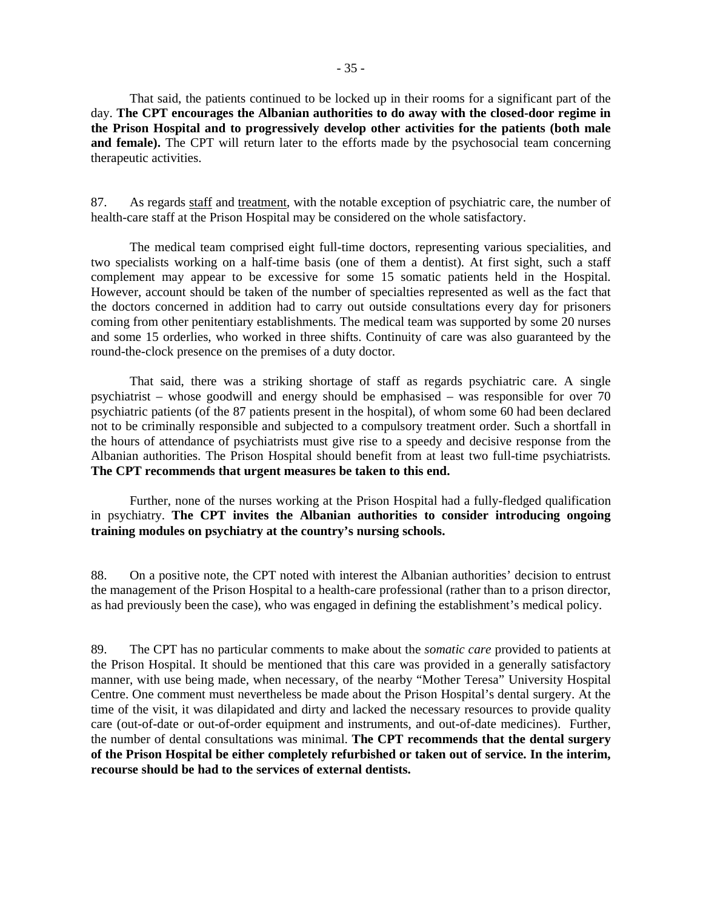That said, the patients continued to be locked up in their rooms for a significant part of the day. **The CPT encourages the Albanian authorities to do away with the closed-door regime in the Prison Hospital and to progressively develop other activities for the patients (both male and female).** The CPT will return later to the efforts made by the psychosocial team concerning therapeutic activities.

87. As regards staff and treatment, with the notable exception of psychiatric care, the number of health-care staff at the Prison Hospital may be considered on the whole satisfactory.

The medical team comprised eight full-time doctors, representing various specialities, and two specialists working on a half-time basis (one of them a dentist). At first sight, such a staff complement may appear to be excessive for some 15 somatic patients held in the Hospital. However, account should be taken of the number of specialties represented as well as the fact that the doctors concerned in addition had to carry out outside consultations every day for prisoners coming from other penitentiary establishments. The medical team was supported by some 20 nurses and some 15 orderlies, who worked in three shifts. Continuity of care was also guaranteed by the round-the-clock presence on the premises of a duty doctor.

That said, there was a striking shortage of staff as regards psychiatric care. A single psychiatrist – whose goodwill and energy should be emphasised – was responsible for over 70 psychiatric patients (of the 87 patients present in the hospital), of whom some 60 had been declared not to be criminally responsible and subjected to a compulsory treatment order. Such a shortfall in the hours of attendance of psychiatrists must give rise to a speedy and decisive response from the Albanian authorities. The Prison Hospital should benefit from at least two full-time psychiatrists. **The CPT recommends that urgent measures be taken to this end.**

Further, none of the nurses working at the Prison Hospital had a fully-fledged qualification in psychiatry. **The CPT invites the Albanian authorities to consider introducing ongoing training modules on psychiatry at the country's nursing schools.**

88. On a positive note, the CPT noted with interest the Albanian authorities' decision to entrust the management of the Prison Hospital to a health-care professional (rather than to a prison director, as had previously been the case), who was engaged in defining the establishment's medical policy.

89. The CPT has no particular comments to make about the *somatic care* provided to patients at the Prison Hospital. It should be mentioned that this care was provided in a generally satisfactory manner, with use being made, when necessary, of the nearby "Mother Teresa" University Hospital Centre. One comment must nevertheless be made about the Prison Hospital's dental surgery. At the time of the visit, it was dilapidated and dirty and lacked the necessary resources to provide quality care (out-of-date or out-of-order equipment and instruments, and out-of-date medicines). Further, the number of dental consultations was minimal. **The CPT recommends that the dental surgery of the Prison Hospital be either completely refurbished or taken out of service. In the interim, recourse should be had to the services of external dentists.**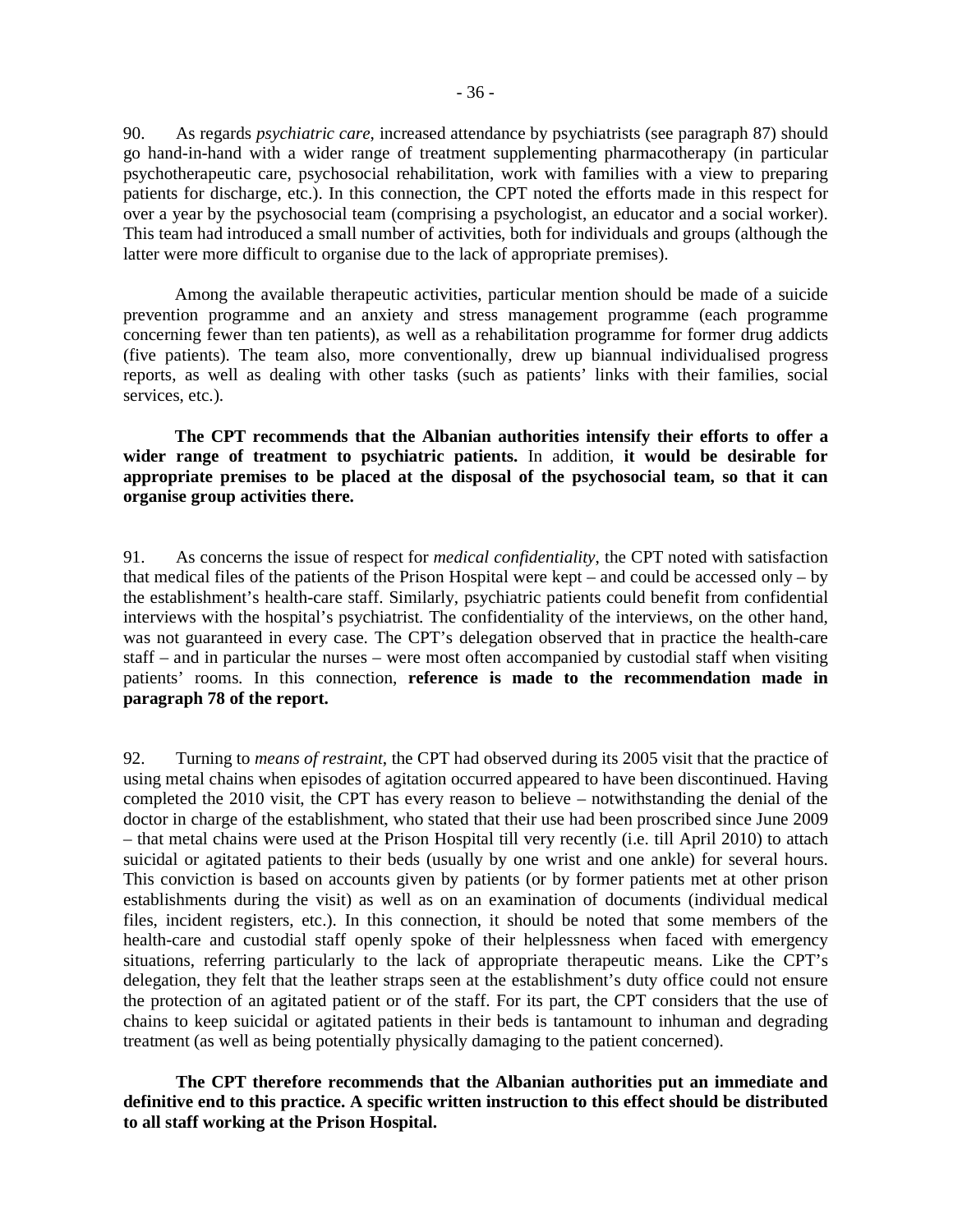90. As regards *psychiatric care*, increased attendance by psychiatrists (see paragraph 87) should go hand-in-hand with a wider range of treatment supplementing pharmacotherapy (in particular psychotherapeutic care, psychosocial rehabilitation, work with families with a view to preparing patients for discharge, etc.). In this connection, the CPT noted the efforts made in this respect for over a year by the psychosocial team (comprising a psychologist, an educator and a social worker). This team had introduced a small number of activities, both for individuals and groups (although the latter were more difficult to organise due to the lack of appropriate premises).

Among the available therapeutic activities, particular mention should be made of a suicide prevention programme and an anxiety and stress management programme (each programme concerning fewer than ten patients), as well as a rehabilitation programme for former drug addicts (five patients). The team also, more conventionally, drew up biannual individualised progress reports, as well as dealing with other tasks (such as patients' links with their families, social services, etc.).

**The CPT recommends that the Albanian authorities intensify their efforts to offer a wider range of treatment to psychiatric patients.** In addition, **it would be desirable for appropriate premises to be placed at the disposal of the psychosocial team, so that it can organise group activities there.**

91. As concerns the issue of respect for *medical confidentiality*, the CPT noted with satisfaction that medical files of the patients of the Prison Hospital were kept – and could be accessed only – by the establishment's health-care staff. Similarly, psychiatric patients could benefit from confidential interviews with the hospital's psychiatrist. The confidentiality of the interviews, on the other hand, was not guaranteed in every case. The CPT's delegation observed that in practice the health-care staff – and in particular the nurses – were most often accompanied by custodial staff when visiting patients' rooms. In this connection, **reference is made to the recommendation made in paragraph 78 of the report.**

92. Turning to *means of restraint*, the CPT had observed during its 2005 visit that the practice of using metal chains when episodes of agitation occurred appeared to have been discontinued. Having completed the 2010 visit, the CPT has every reason to believe – notwithstanding the denial of the doctor in charge of the establishment, who stated that their use had been proscribed since June 2009 – that metal chains were used at the Prison Hospital till very recently (i.e. till April 2010) to attach suicidal or agitated patients to their beds (usually by one wrist and one ankle) for several hours. This conviction is based on accounts given by patients (or by former patients met at other prison establishments during the visit) as well as on an examination of documents (individual medical files, incident registers, etc.). In this connection, it should be noted that some members of the health-care and custodial staff openly spoke of their helplessness when faced with emergency situations, referring particularly to the lack of appropriate therapeutic means. Like the CPT's delegation, they felt that the leather straps seen at the establishment's duty office could not ensure the protection of an agitated patient or of the staff. For its part, the CPT considers that the use of chains to keep suicidal or agitated patients in their beds is tantamount to inhuman and degrading treatment (as well as being potentially physically damaging to the patient concerned).

**The CPT therefore recommends that the Albanian authorities put an immediate and definitive end to this practice. A specific written instruction to this effect should be distributed to all staff working at the Prison Hospital.**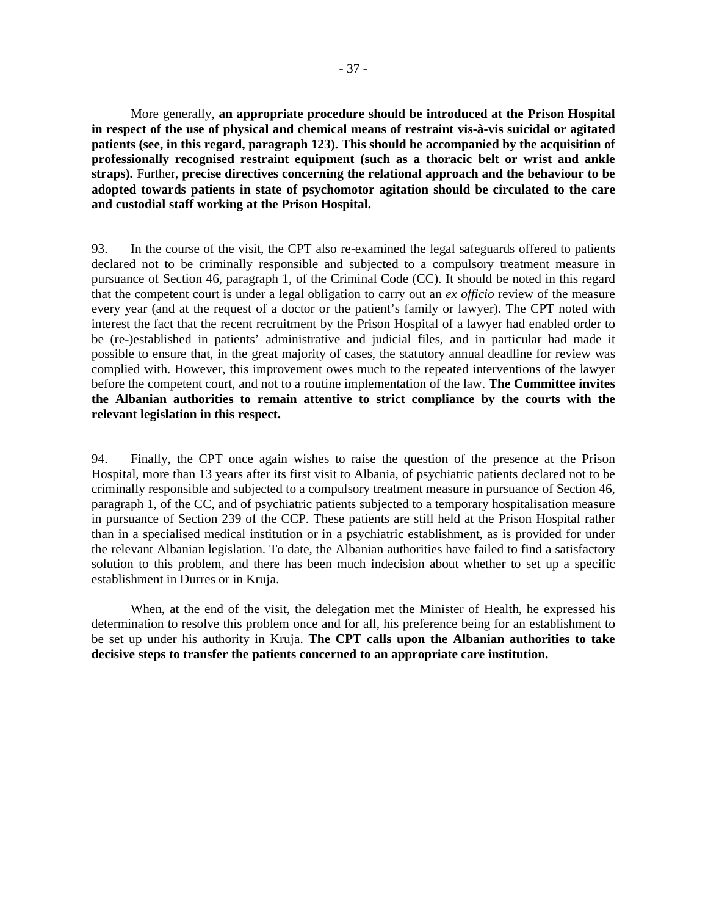More generally, **an appropriate procedure should be introduced at the Prison Hospital in respect of the use of physical and chemical means of restraint vis-à-vis suicidal or agitated patients (see, in this regard, paragraph 123). This should be accompanied by the acquisition of professionally recognised restraint equipment (such as a thoracic belt or wrist and ankle straps).** Further, **precise directives concerning the relational approach and the behaviour to be adopted towards patients in state of psychomotor agitation should be circulated to the care and custodial staff working at the Prison Hospital.**

93. In the course of the visit, the CPT also re-examined the legal safeguards offered to patients declared not to be criminally responsible and subjected to a compulsory treatment measure in pursuance of Section 46, paragraph 1, of the Criminal Code (CC). It should be noted in this regard that the competent court is under a legal obligation to carry out an *ex officio* review of the measure every year (and at the request of a doctor or the patient's family or lawyer). The CPT noted with interest the fact that the recent recruitment by the Prison Hospital of a lawyer had enabled order to be (re-)established in patients' administrative and judicial files, and in particular had made it possible to ensure that, in the great majority of cases, the statutory annual deadline for review was complied with. However, this improvement owes much to the repeated interventions of the lawyer before the competent court, and not to a routine implementation of the law. **The Committee invites the Albanian authorities to remain attentive to strict compliance by the courts with the relevant legislation in this respect.**

94. Finally, the CPT once again wishes to raise the question of the presence at the Prison Hospital, more than 13 years after its first visit to Albania, of psychiatric patients declared not to be criminally responsible and subjected to a compulsory treatment measure in pursuance of Section 46, paragraph 1, of the CC, and of psychiatric patients subjected to a temporary hospitalisation measure in pursuance of Section 239 of the CCP. These patients are still held at the Prison Hospital rather than in a specialised medical institution or in a psychiatric establishment, as is provided for under the relevant Albanian legislation. To date, the Albanian authorities have failed to find a satisfactory solution to this problem, and there has been much indecision about whether to set up a specific establishment in Durres or in Kruja.

When, at the end of the visit, the delegation met the Minister of Health, he expressed his determination to resolve this problem once and for all, his preference being for an establishment to be set up under his authority in Kruja. **The CPT calls upon the Albanian authorities to take decisive steps to transfer the patients concerned to an appropriate care institution.**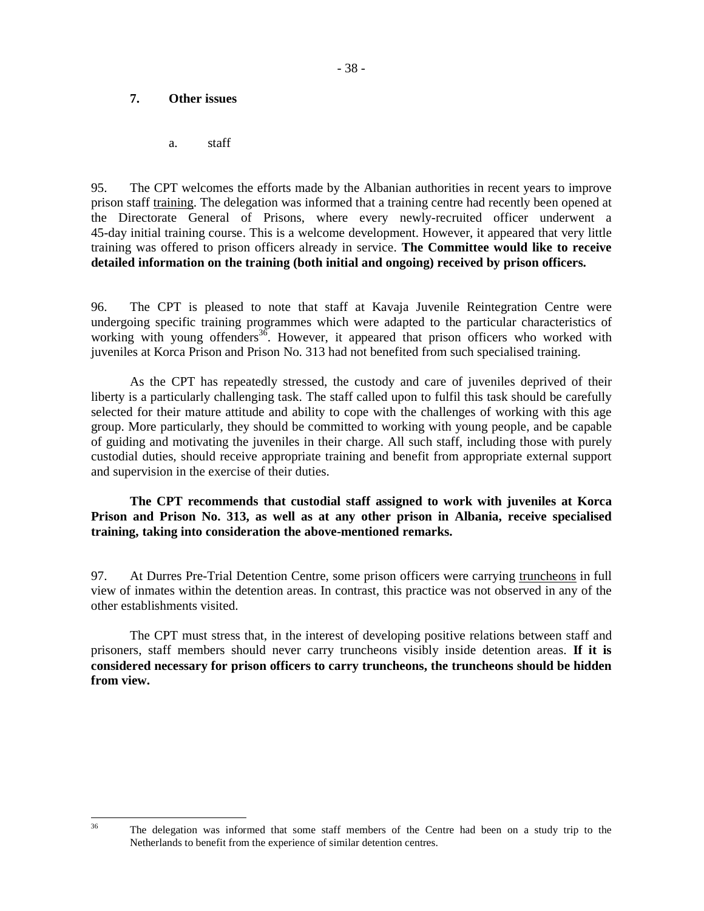## 7. Other issues

### a. staff

95. The CPT welcomes the efforts made by the Albanian authorities in recent years to improve prison staff training. The delegation was informed that a training centre had recently been opened at the Directorate General of Prisons, where every newly-recruited officer underwent a 45-day initial training course. This is a welcome development. However, it appeared that very little training was offered to prison officers already in service. **The Committee would like to receive detailed information on the training (both initial and ongoing) received by prison officers.**

96. The CPT is pleased to note that staff at Kavaja Juvenile Reintegration Centre were undergoing specific training programmes which were adapted to the particular characteristics of working with young offenders[36]. However, it appeared that prison officers who worked with juveniles at Korca Prison and Prison No. 313 had not benefited from such specialised training.

As the CPT has repeatedly stressed, the custody and care of juveniles deprived of their liberty is a particularly challenging task. The staff called upon to fulfil this task should be carefully selected for their mature attitude and ability to cope with the challenges of working with this age group. More particularly, they should be committed to working with young people, and be capable of guiding and motivating the juveniles in their charge. All such staff, including those with purely custodial duties, should receive appropriate training and benefit from appropriate external support and supervision in the exercise of their duties.

**The CPT recommends that custodial staff assigned to work with juveniles at Korca Prison and Prison No. 313, as well as at any other prison in Albania, receive specialised training, taking into consideration the above-mentioned remarks.**

97. At Durres Pre-Trial Detention Centre, some prison officers were carrying truncheons in full view of inmates within the detention areas. In contrast, this practice was not observed in any of the other establishments visited.

The CPT must stress that, in the interest of developing positive relations between staff and prisoners, staff members should never carry truncheons visibly inside detention areas. **If it is considered necessary for prison officers to carry truncheons, the truncheons should be hidden from view.**

---

[36] The delegation was informed that some staff members of the Centre had been on a study trip to the Netherlands to benefit from the experience of similar detention centres.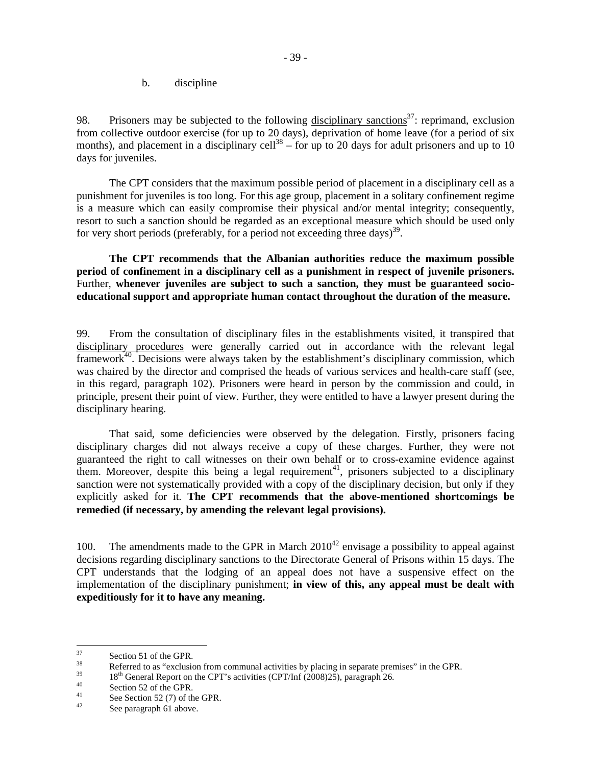b. discipline

98. Prisoners may be subjected to the following disciplinary sanctions[37]: reprimand, exclusion from collective outdoor exercise (for up to 20 days), deprivation of home leave (for a period of six months), and placement in a disciplinary cell[38] – for up to 20 days for adult prisoners and up to 10 days for juveniles.

The CPT considers that the maximum possible period of placement in a disciplinary cell as a punishment for juveniles is too long. For this age group, placement in a solitary confinement regime is a measure which can easily compromise their physical and/or mental integrity; consequently, resort to such a sanction should be regarded as an exceptional measure which should be used only for very short periods (preferably, for a period not exceeding three days)[39].

**The CPT recommends that the Albanian authorities reduce the maximum possible period of confinement in a disciplinary cell as a punishment in respect of juvenile prisoners.** Further, **whenever juveniles are subject to such a sanction, they must be guaranteed socio-educational support and appropriate human contact throughout the duration of the measure.**

99. From the consultation of disciplinary files in the establishments visited, it transpired that disciplinary procedures were generally carried out in accordance with the relevant legal framework[40]. Decisions were always taken by the establishment's disciplinary commission, which was chaired by the director and comprised the heads of various services and health-care staff (see, in this regard, paragraph 102). Prisoners were heard in person by the commission and could, in principle, present their point of view. Further, they were entitled to have a lawyer present during the disciplinary hearing.

That said, some deficiencies were observed by the delegation. Firstly, prisoners facing disciplinary charges did not always receive a copy of these charges. Further, they were not guaranteed the right to call witnesses on their own behalf or to cross-examine evidence against them. Moreover, despite this being a legal requirement[41], prisoners subjected to a disciplinary sanction were not systematically provided with a copy of the disciplinary decision, but only if they explicitly asked for it. **The CPT recommends that the above-mentioned shortcomings be remedied (if necessary, by amending the relevant legal provisions).**

100. The amendments made to the GPR in March 2010[42] envisage a possibility to appeal against decisions regarding disciplinary sanctions to the Directorate General of Prisons within 15 days. The CPT understands that the lodging of an appeal does not have a suspensive effect on the implementation of the disciplinary punishment; **in view of this, any appeal must be dealt with expeditiously for it to have any meaning.**

---

37 Section 51 of the GPR.

38 Referred to as "exclusion from communal activities by placing in separate premises" in the GPR.

39 18th General Report on the CPT's activities (CPT/Inf (2008)25), paragraph 26.

40 Section 52 of the GPR.

41 See Section 52 (7) of the GPR.

42 See paragraph 61 above.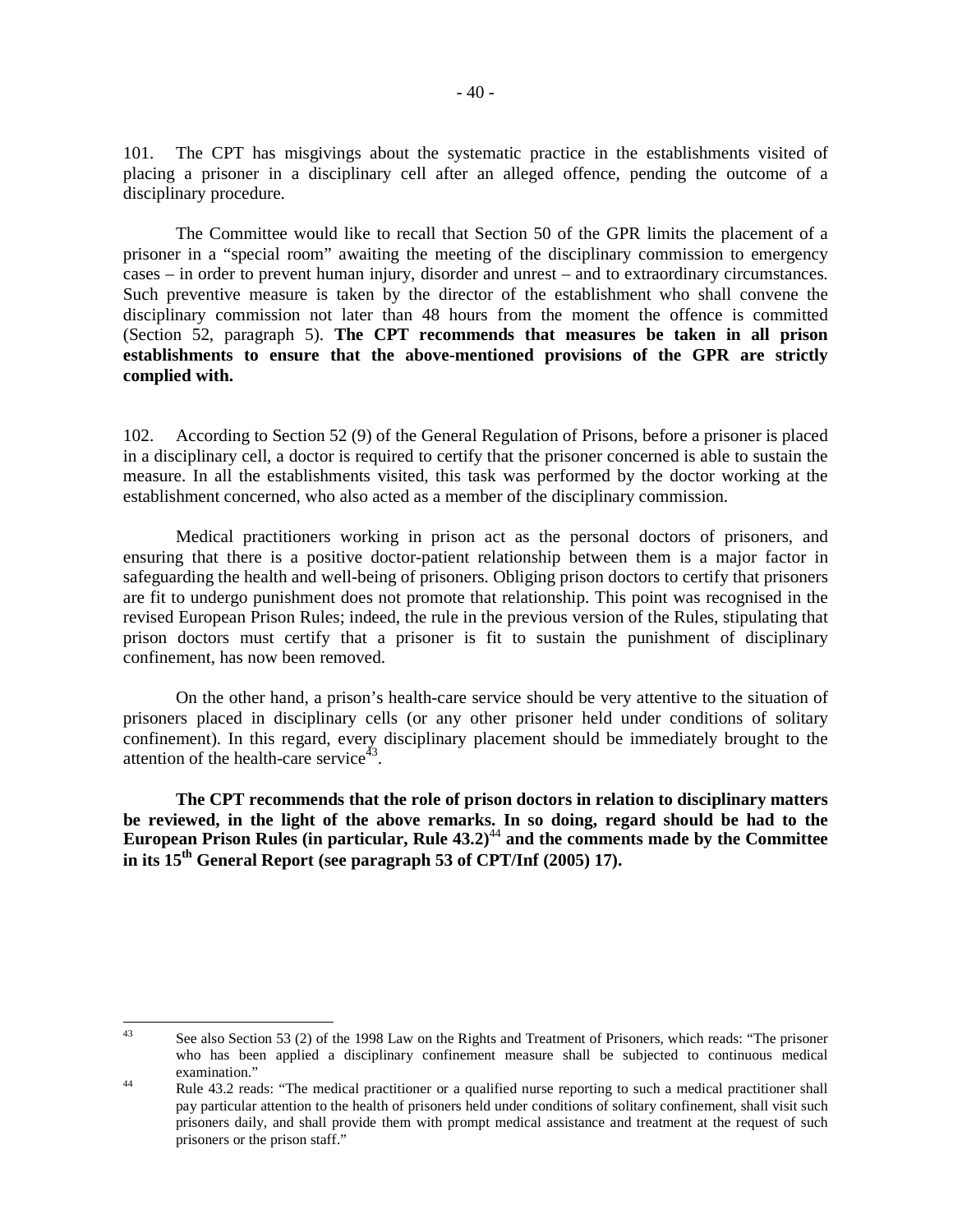101. The CPT has misgivings about the systematic practice in the establishments visited of placing a prisoner in a disciplinary cell after an alleged offence, pending the outcome of a disciplinary procedure.

The Committee would like to recall that Section 50 of the GPR limits the placement of a prisoner in a "special room" awaiting the meeting of the disciplinary commission to emergency cases – in order to prevent human injury, disorder and unrest – and to extraordinary circumstances. Such preventive measure is taken by the director of the establishment who shall convene the disciplinary commission not later than 48 hours from the moment the offence is committed (Section 52, paragraph 5). **The CPT recommends that measures be taken in all prison establishments to ensure that the above-mentioned provisions of the GPR are strictly complied with.**

102. According to Section 52 (9) of the General Regulation of Prisons, before a prisoner is placed in a disciplinary cell, a doctor is required to certify that the prisoner concerned is able to sustain the measure. In all the establishments visited, this task was performed by the doctor working at the establishment concerned, who also acted as a member of the disciplinary commission.

Medical practitioners working in prison act as the personal doctors of prisoners, and ensuring that there is a positive doctor-patient relationship between them is a major factor in safeguarding the health and well-being of prisoners. Obliging prison doctors to certify that prisoners are fit to undergo punishment does not promote that relationship. This point was recognised in the revised European Prison Rules; indeed, the rule in the previous version of the Rules, stipulating that prison doctors must certify that a prisoner is fit to sustain the punishment of disciplinary confinement, has now been removed.

On the other hand, a prison's health-care service should be very attentive to the situation of prisoners placed in disciplinary cells (or any other prisoner held under conditions of solitary confinement). In this regard, every disciplinary placement should be immediately brought to the attention of the health-care service[43].

**The CPT recommends that the role of prison doctors in relation to disciplinary matters be reviewed, in the light of the above remarks. In so doing, regard should be had to the European Prison Rules (in particular, Rule 43.2)[44] and the comments made by the Committee in its 15th General Report (see paragraph 53 of CPT/Inf (2005) 17).**

---

[43] See also Section 53 (2) of the 1998 Law on the Rights and Treatment of Prisoners, which reads: "The prisoner who has been applied a disciplinary confinement measure shall be subjected to continuous medical examination."

[44] Rule 43.2 reads: "The medical practitioner or a qualified nurse reporting to such a medical practitioner shall pay particular attention to the health of prisoners held under conditions of solitary confinement, shall visit such prisoners daily, and shall provide them with prompt medical assistance and treatment at the request of such prisoners or the prison staff."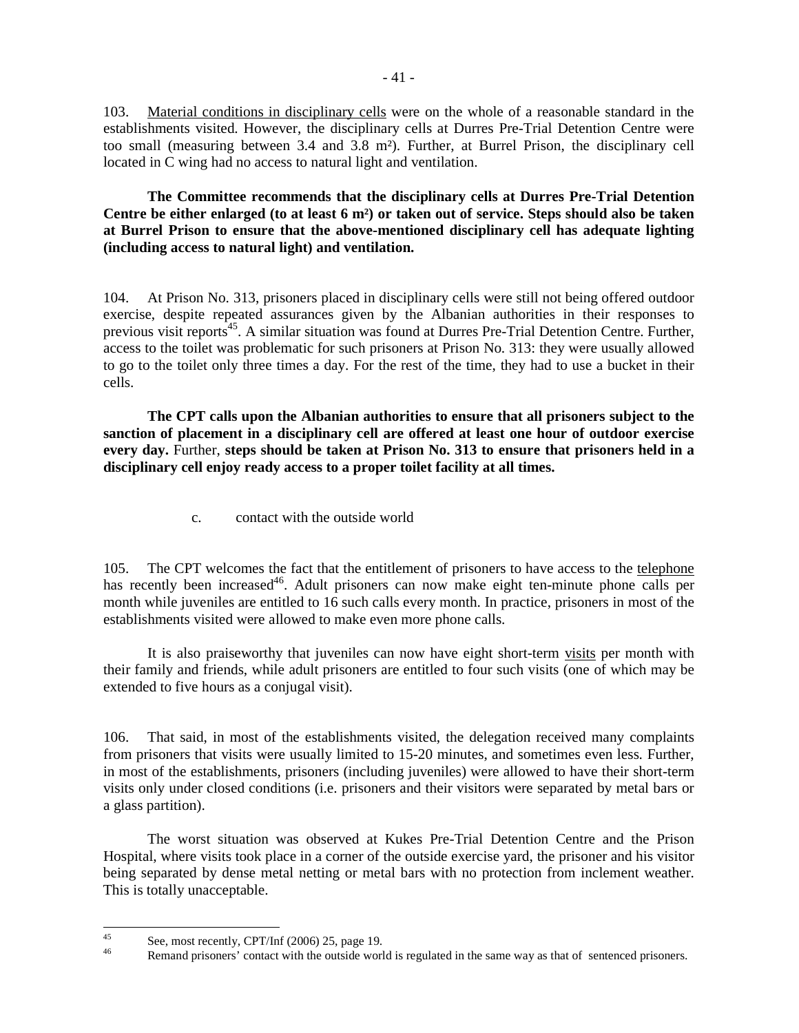103. Material conditions in disciplinary cells were on the whole of a reasonable standard in the establishments visited. However, the disciplinary cells at Durres Pre-Trial Detention Centre were too small (measuring between 3.4 and 3.8 m²). Further, at Burrel Prison, the disciplinary cell located in C wing had no access to natural light and ventilation.

**The Committee recommends that the disciplinary cells at Durres Pre-Trial Detention Centre be either enlarged (to at least 6 m²) or taken out of service. Steps should also be taken at Burrel Prison to ensure that the above-mentioned disciplinary cell has adequate lighting (including access to natural light) and ventilation.**

104. At Prison No. 313, prisoners placed in disciplinary cells were still not being offered outdoor exercise, despite repeated assurances given by the Albanian authorities in their responses to previous visit reports[45]. A similar situation was found at Durres Pre-Trial Detention Centre. Further, access to the toilet was problematic for such prisoners at Prison No. 313: they were usually allowed to go to the toilet only three times a day. For the rest of the time, they had to use a bucket in their cells.

**The CPT calls upon the Albanian authorities to ensure that all prisoners subject to the sanction of placement in a disciplinary cell are offered at least one hour of outdoor exercise every day.** Further, **steps should be taken at Prison No. 313 to ensure that prisoners held in a disciplinary cell enjoy ready access to a proper toilet facility at all times.**

c. contact with the outside world

105. The CPT welcomes the fact that the entitlement of prisoners to have access to the telephone has recently been increased[46]. Adult prisoners can now make eight ten-minute phone calls per month while juveniles are entitled to 16 such calls every month. In practice, prisoners in most of the establishments visited were allowed to make even more phone calls.

It is also praiseworthy that juveniles can now have eight short-term visits per month with their family and friends, while adult prisoners are entitled to four such visits (one of which may be extended to five hours as a conjugal visit).

106. That said, in most of the establishments visited, the delegation received many complaints from prisoners that visits were usually limited to 15-20 minutes, and sometimes even less. Further, in most of the establishments, prisoners (including juveniles) were allowed to have their short-term visits only under closed conditions (i.e. prisoners and their visitors were separated by metal bars or a glass partition).

The worst situation was observed at Kukes Pre-Trial Detention Centre and the Prison Hospital, where visits took place in a corner of the outside exercise yard, the prisoner and his visitor being separated by dense metal netting or metal bars with no protection from inclement weather. This is totally unacceptable.

---

[45] See, most recently, CPT/Inf (2006) 25, page 19.

[46] Remand prisoners' contact with the outside world is regulated in the same way as that of sentenced prisoners.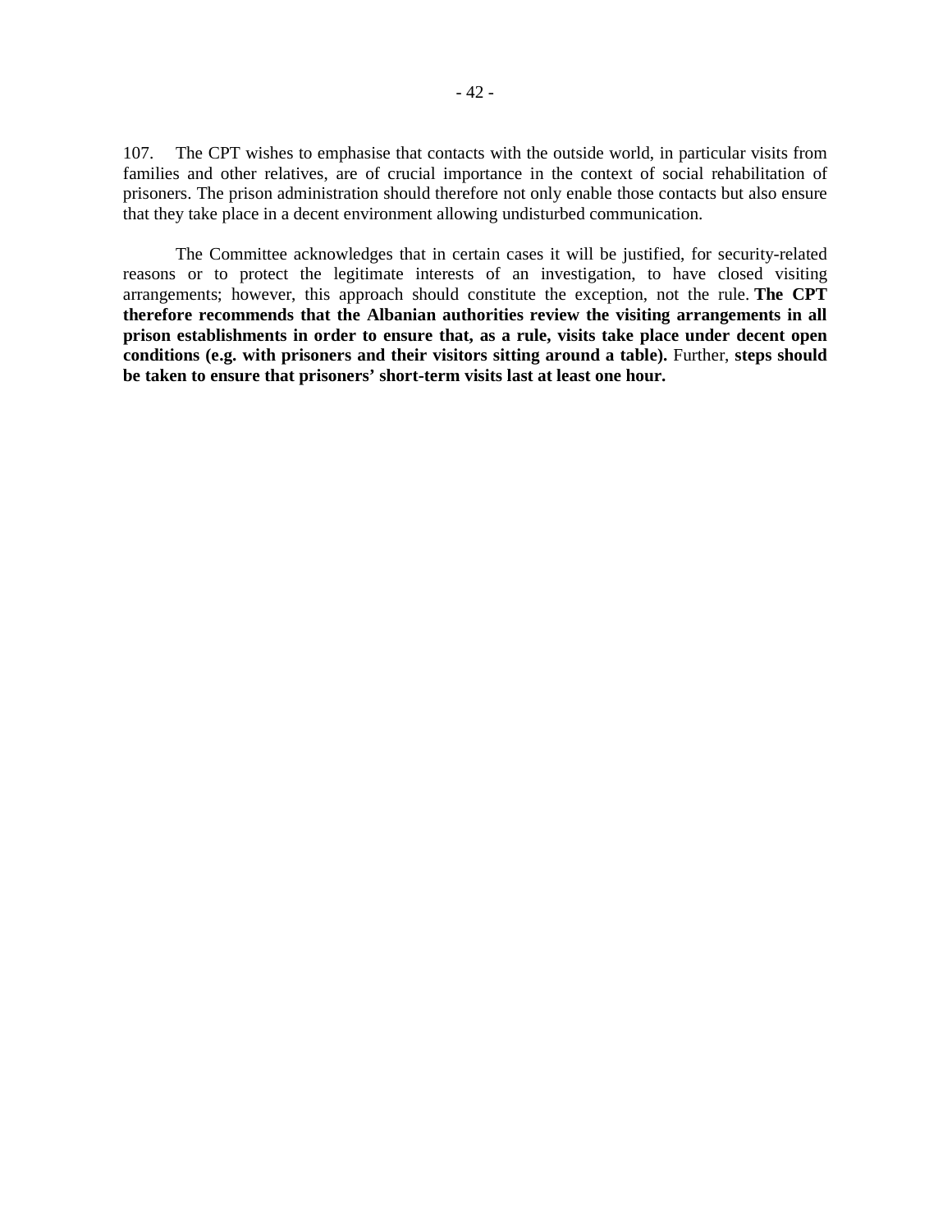107. The CPT wishes to emphasise that contacts with the outside world, in particular visits from families and other relatives, are of crucial importance in the context of social rehabilitation of prisoners. The prison administration should therefore not only enable those contacts but also ensure that they take place in a decent environment allowing undisturbed communication.

The Committee acknowledges that in certain cases it will be justified, for security-related reasons or to protect the legitimate interests of an investigation, to have closed visiting arrangements; however, this approach should constitute the exception, not the rule. **The CPT therefore recommends that the Albanian authorities review the visiting arrangements in all prison establishments in order to ensure that, as a rule, visits take place under decent open conditions (e.g. with prisoners and their visitors sitting around a table).** Further, **steps should be taken to ensure that prisoners' short-term visits last at least one hour.**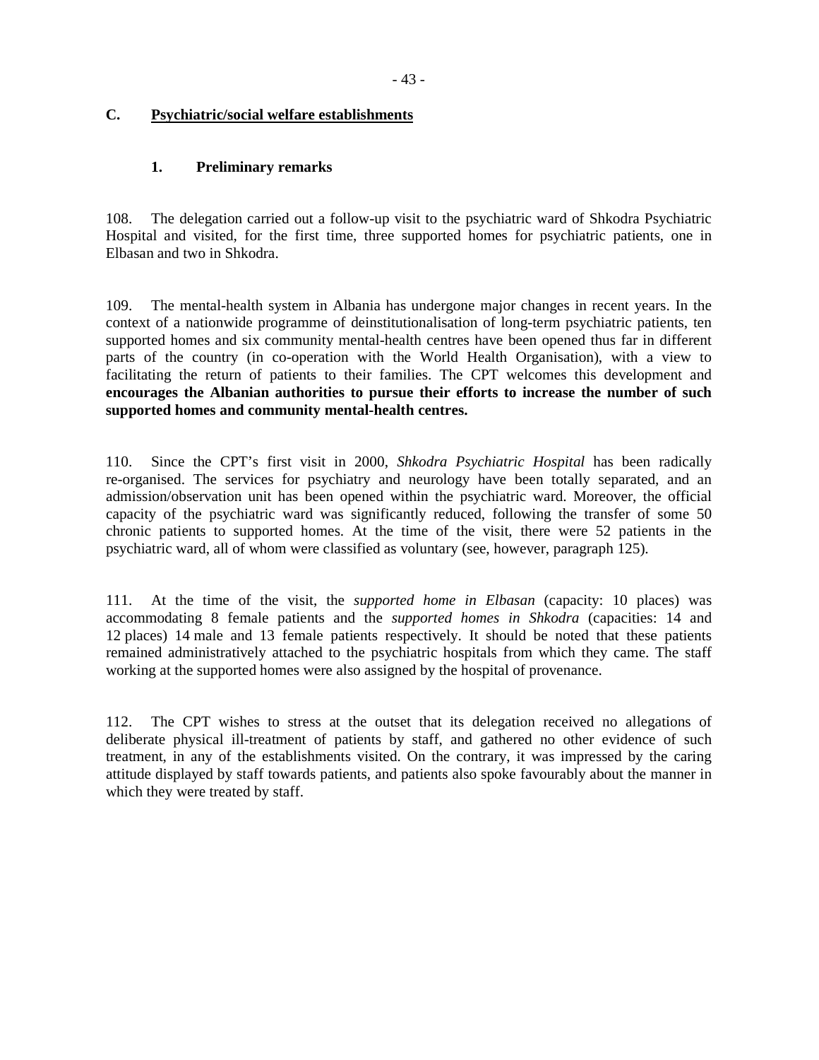## C. <u>Psychiatric/social welfare establishments</u>

### 1. Preliminary remarks

108. The delegation carried out a follow-up visit to the psychiatric ward of Shkodra Psychiatric Hospital and visited, for the first time, three supported homes for psychiatric patients, one in Elbasan and two in Shkodra.

109. The mental-health system in Albania has undergone major changes in recent years. In the context of a nationwide programme of deinstitutionalisation of long-term psychiatric patients, ten supported homes and six community mental-health centres have been opened thus far in different parts of the country (in co-operation with the World Health Organisation), with a view to facilitating the return of patients to their families. The CPT welcomes this development and **encourages the Albanian authorities to pursue their efforts to increase the number of such supported homes and community mental-health centres.**

110. Since the CPT's first visit in 2000, *Shkodra Psychiatric Hospital* has been radically re-organised. The services for psychiatry and neurology have been totally separated, and an admission/observation unit has been opened within the psychiatric ward. Moreover, the official capacity of the psychiatric ward was significantly reduced, following the transfer of some 50 chronic patients to supported homes. At the time of the visit, there were 52 patients in the psychiatric ward, all of whom were classified as voluntary (see, however, paragraph 125).

111. At the time of the visit, the *supported home in Elbasan* (capacity: 10 places) was accommodating 8 female patients and the *supported homes in Shkodra* (capacities: 14 and 12 places) 14 male and 13 female patients respectively. It should be noted that these patients remained administratively attached to the psychiatric hospitals from which they came. The staff working at the supported homes were also assigned by the hospital of provenance.

112. The CPT wishes to stress at the outset that its delegation received no allegations of deliberate physical ill-treatment of patients by staff, and gathered no other evidence of such treatment, in any of the establishments visited. On the contrary, it was impressed by the caring attitude displayed by staff towards patients, and patients also spoke favourably about the manner in which they were treated by staff.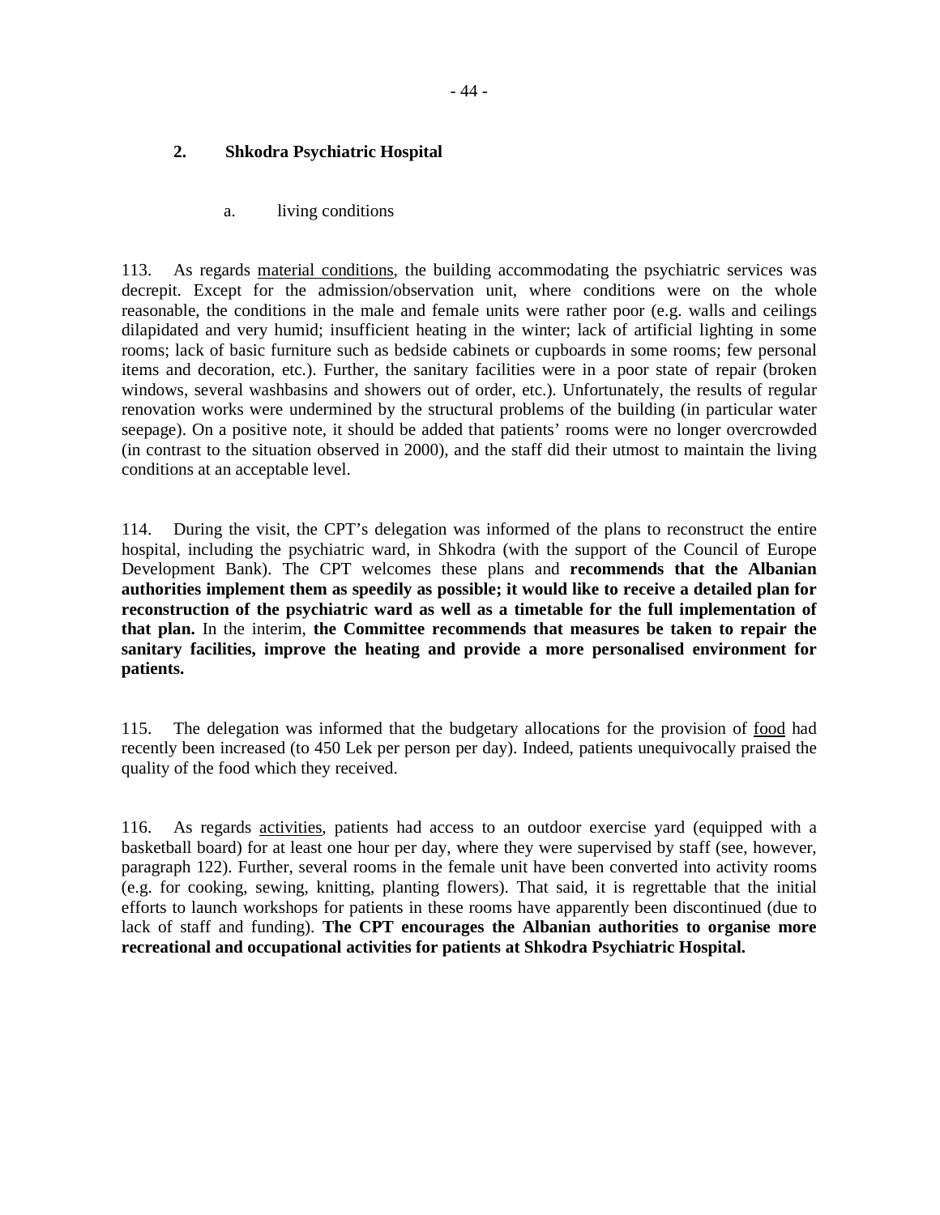## 2. Shkodra Psychiatric Hospital

### a. living conditions

113. As regards material conditions, the building accommodating the psychiatric services was decrepit. Except for the admission/observation unit, where conditions were on the whole reasonable, the conditions in the male and female units were rather poor (e.g. walls and ceilings dilapidated and very humid; insufficient heating in the winter; lack of artificial lighting in some rooms; lack of basic furniture such as bedside cabinets or cupboards in some rooms; few personal items and decoration, etc.). Further, the sanitary facilities were in a poor state of repair (broken windows, several washbasins and showers out of order, etc.). Unfortunately, the results of regular renovation works were undermined by the structural problems of the building (in particular water seepage). On a positive note, it should be added that patients' rooms were no longer overcrowded (in contrast to the situation observed in 2000), and the staff did their utmost to maintain the living conditions at an acceptable level.

114. During the visit, the CPT's delegation was informed of the plans to reconstruct the entire hospital, including the psychiatric ward, in Shkodra (with the support of the Council of Europe Development Bank). The CPT welcomes these plans and **recommends that the Albanian authorities implement them as speedily as possible; it would like to receive a detailed plan for reconstruction of the psychiatric ward as well as a timetable for the full implementation of that plan.** In the interim, **the Committee recommends that measures be taken to repair the sanitary facilities, improve the heating and provide a more personalised environment for patients.**

115. The delegation was informed that the budgetary allocations for the provision of food had recently been increased (to 450 Lek per person per day). Indeed, patients unequivocally praised the quality of the food which they received.

116. As regards activities, patients had access to an outdoor exercise yard (equipped with a basketball board) for at least one hour per day, where they were supervised by staff (see, however, paragraph 122). Further, several rooms in the female unit have been converted into activity rooms (e.g. for cooking, sewing, knitting, planting flowers). That said, it is regrettable that the initial efforts to launch workshops for patients in these rooms have apparently been discontinued (due to lack of staff and funding). **The CPT encourages the Albanian authorities to organise more recreational and occupational activities for patients at Shkodra Psychiatric Hospital.**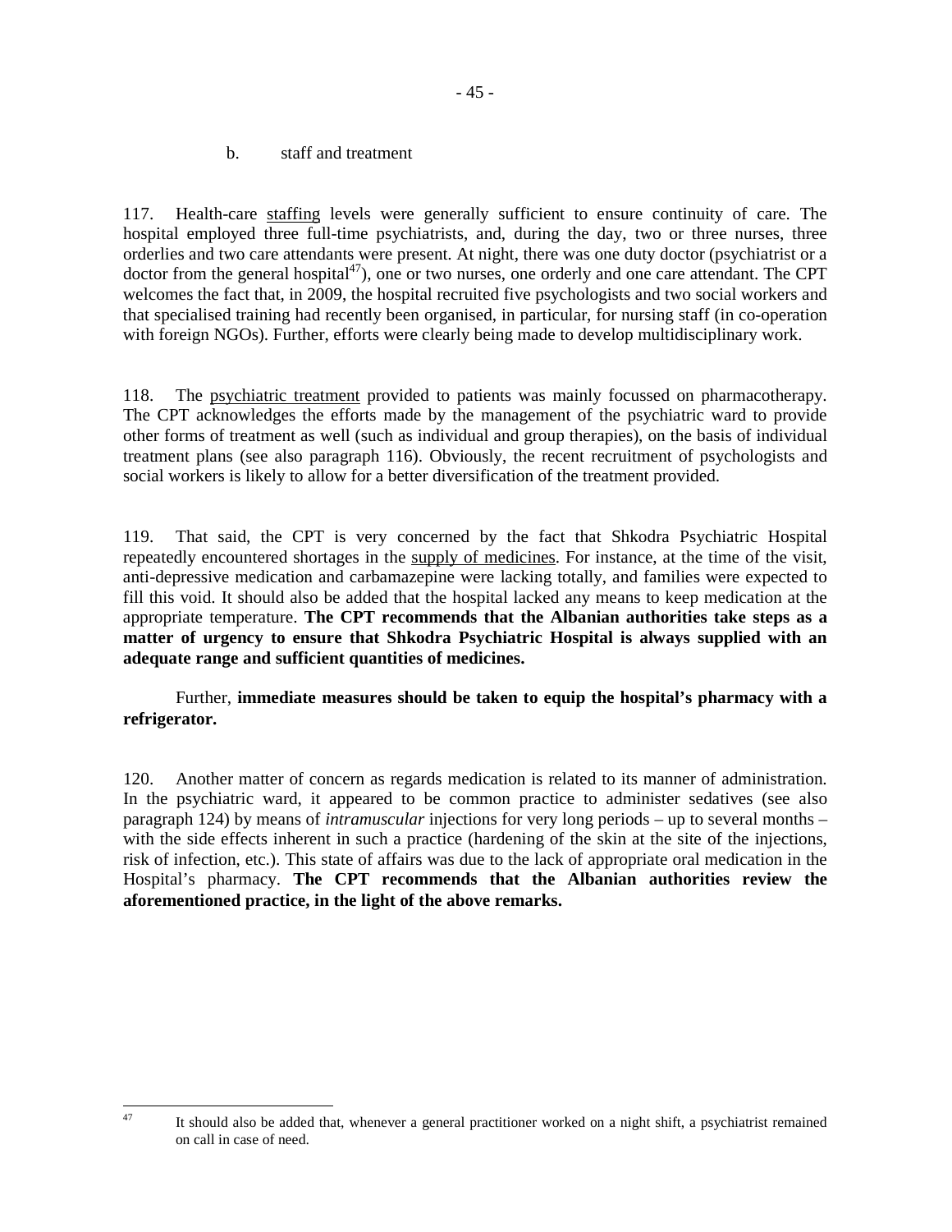### b. staff and treatment

117. Health-care staffing levels were generally sufficient to ensure continuity of care. The hospital employed three full-time psychiatrists, and, during the day, two or three nurses, three orderlies and two care attendants were present. At night, there was one duty doctor (psychiatrist or a doctor from the general hospital[47]), one or two nurses, one orderly and one care attendant. The CPT welcomes the fact that, in 2009, the hospital recruited five psychologists and two social workers and that specialised training had recently been organised, in particular, for nursing staff (in co-operation with foreign NGOs). Further, efforts were clearly being made to develop multidisciplinary work.

118. The psychiatric treatment provided to patients was mainly focussed on pharmacotherapy. The CPT acknowledges the efforts made by the management of the psychiatric ward to provide other forms of treatment as well (such as individual and group therapies), on the basis of individual treatment plans (see also paragraph 116). Obviously, the recent recruitment of psychologists and social workers is likely to allow for a better diversification of the treatment provided.

119. That said, the CPT is very concerned by the fact that Shkodra Psychiatric Hospital repeatedly encountered shortages in the supply of medicines. For instance, at the time of the visit, anti-depressive medication and carbamazepine were lacking totally, and families were expected to fill this void. It should also be added that the hospital lacked any means to keep medication at the appropriate temperature. **The CPT recommends that the Albanian authorities take steps as a matter of urgency to ensure that Shkodra Psychiatric Hospital is always supplied with an adequate range and sufficient quantities of medicines.**

Further, **immediate measures should be taken to equip the hospital's pharmacy with a refrigerator.**

120. Another matter of concern as regards medication is related to its manner of administration. In the psychiatric ward, it appeared to be common practice to administer sedatives (see also paragraph 124) by means of *intramuscular* injections for very long periods – up to several months – with the side effects inherent in such a practice (hardening of the skin at the site of the injections, risk of infection, etc.). This state of affairs was due to the lack of appropriate oral medication in the Hospital's pharmacy. **The CPT recommends that the Albanian authorities review the aforementioned practice, in the light of the above remarks.**

---

[47] It should also be added that, whenever a general practitioner worked on a night shift, a psychiatrist remained on call in case of need.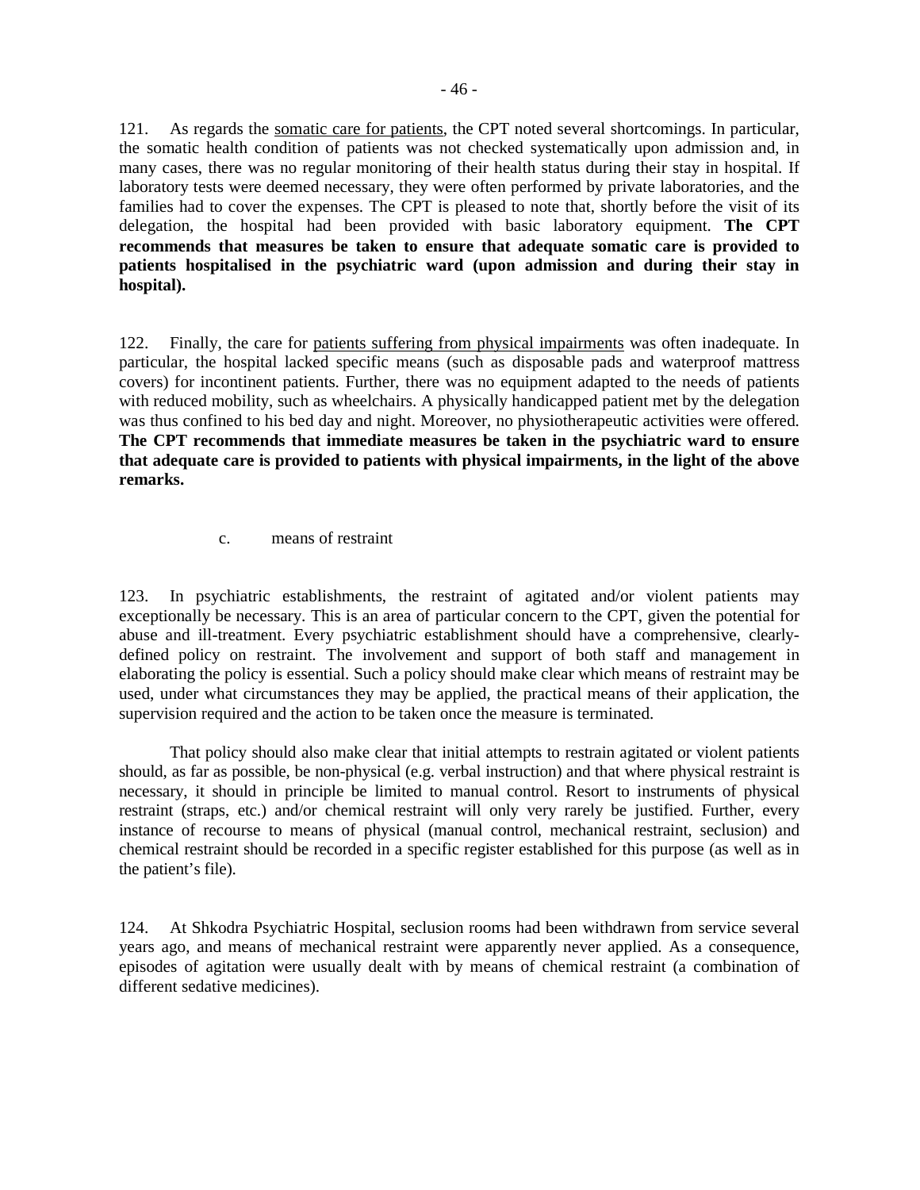121. As regards the somatic care for patients, the CPT noted several shortcomings. In particular, the somatic health condition of patients was not checked systematically upon admission and, in many cases, there was no regular monitoring of their health status during their stay in hospital. If laboratory tests were deemed necessary, they were often performed by private laboratories, and the families had to cover the expenses. The CPT is pleased to note that, shortly before the visit of its delegation, the hospital had been provided with basic laboratory equipment. **The CPT recommends that measures be taken to ensure that adequate somatic care is provided to patients hospitalised in the psychiatric ward (upon admission and during their stay in hospital).**

122. Finally, the care for patients suffering from physical impairments was often inadequate. In particular, the hospital lacked specific means (such as disposable pads and waterproof mattress covers) for incontinent patients. Further, there was no equipment adapted to the needs of patients with reduced mobility, such as wheelchairs. A physically handicapped patient met by the delegation was thus confined to his bed day and night. Moreover, no physiotherapeutic activities were offered. **The CPT recommends that immediate measures be taken in the psychiatric ward to ensure that adequate care is provided to patients with physical impairments, in the light of the above remarks.**

c. means of restraint

123. In psychiatric establishments, the restraint of agitated and/or violent patients may exceptionally be necessary. This is an area of particular concern to the CPT, given the potential for abuse and ill-treatment. Every psychiatric establishment should have a comprehensive, clearly-defined policy on restraint. The involvement and support of both staff and management in elaborating the policy is essential. Such a policy should make clear which means of restraint may be used, under what circumstances they may be applied, the practical means of their application, the supervision required and the action to be taken once the measure is terminated.

That policy should also make clear that initial attempts to restrain agitated or violent patients should, as far as possible, be non-physical (e.g. verbal instruction) and that where physical restraint is necessary, it should in principle be limited to manual control. Resort to instruments of physical restraint (straps, etc.) and/or chemical restraint will only very rarely be justified. Further, every instance of recourse to means of physical (manual control, mechanical restraint, seclusion) and chemical restraint should be recorded in a specific register established for this purpose (as well as in the patient's file).

124. At Shkodra Psychiatric Hospital, seclusion rooms had been withdrawn from service several years ago, and means of mechanical restraint were apparently never applied. As a consequence, episodes of agitation were usually dealt with by means of chemical restraint (a combination of different sedative medicines).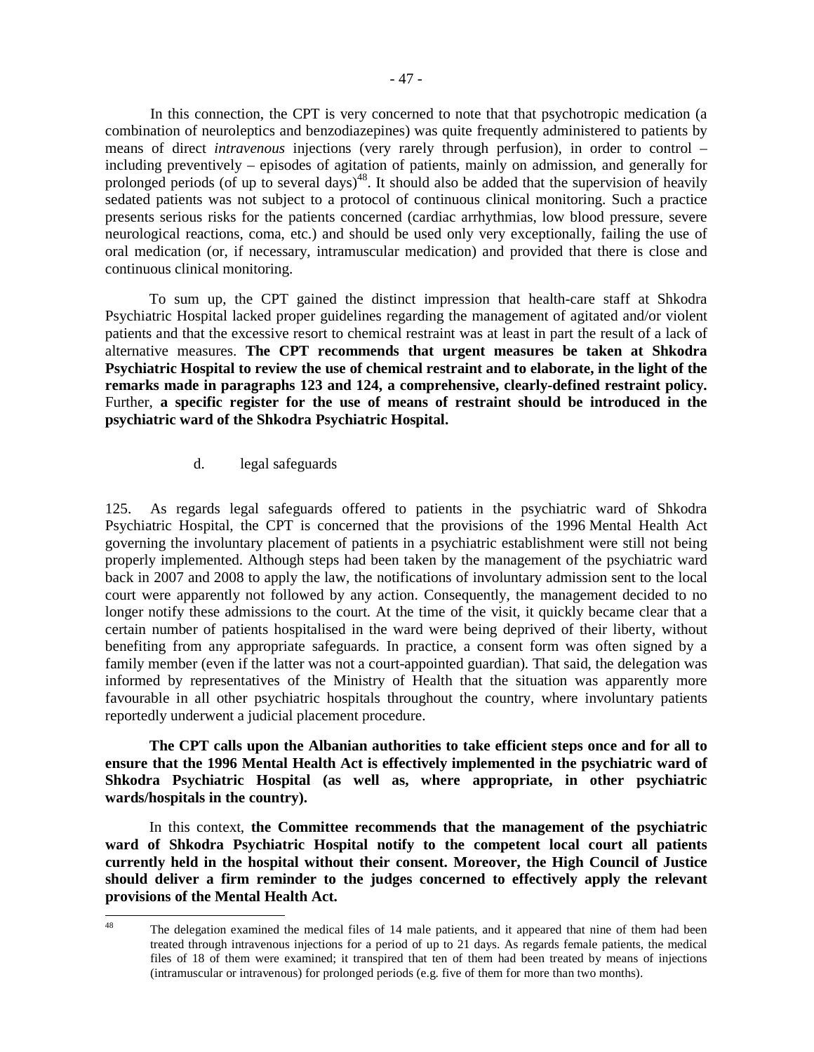In this connection, the CPT is very concerned to note that that psychotropic medication (a combination of neuroleptics and benzodiazepines) was quite frequently administered to patients by means of direct *intravenous* injections (very rarely through perfusion), in order to control – including preventively – episodes of agitation of patients, mainly on admission, and generally for prolonged periods (of up to several days)[48]. It should also be added that the supervision of heavily sedated patients was not subject to a protocol of continuous clinical monitoring. Such a practice presents serious risks for the patients concerned (cardiac arrhythmias, low blood pressure, severe neurological reactions, coma, etc.) and should be used only very exceptionally, failing the use of oral medication (or, if necessary, intramuscular medication) and provided that there is close and continuous clinical monitoring.

To sum up, the CPT gained the distinct impression that health-care staff at Shkodra Psychiatric Hospital lacked proper guidelines regarding the management of agitated and/or violent patients and that the excessive resort to chemical restraint was at least in part the result of a lack of alternative measures. **The CPT recommends that urgent measures be taken at Shkodra Psychiatric Hospital to review the use of chemical restraint and to elaborate, in the light of the remarks made in paragraphs 123 and 124, a comprehensive, clearly-defined restraint policy.** Further, **a specific register for the use of means of restraint should be introduced in the psychiatric ward of the Shkodra Psychiatric Hospital.**

d. legal safeguards

125. As regards legal safeguards offered to patients in the psychiatric ward of Shkodra Psychiatric Hospital, the CPT is concerned that the provisions of the 1996 Mental Health Act governing the involuntary placement of patients in a psychiatric establishment were still not being properly implemented. Although steps had been taken by the management of the psychiatric ward back in 2007 and 2008 to apply the law, the notifications of involuntary admission sent to the local court were apparently not followed by any action. Consequently, the management decided to no longer notify these admissions to the court. At the time of the visit, it quickly became clear that a certain number of patients hospitalised in the ward were being deprived of their liberty, without benefiting from any appropriate safeguards. In practice, a consent form was often signed by a family member (even if the latter was not a court-appointed guardian). That said, the delegation was informed by representatives of the Ministry of Health that the situation was apparently more favourable in all other psychiatric hospitals throughout the country, where involuntary patients reportedly underwent a judicial placement procedure.

**The CPT calls upon the Albanian authorities to take efficient steps once and for all to ensure that the 1996 Mental Health Act is effectively implemented in the psychiatric ward of Shkodra Psychiatric Hospital (as well as, where appropriate, in other psychiatric wards/hospitals in the country).**

In this context, **the Committee recommends that the management of the psychiatric ward of Shkodra Psychiatric Hospital notify to the competent local court all patients currently held in the hospital without their consent. Moreover, the High Council of Justice should deliver a firm reminder to the judges concerned to effectively apply the relevant provisions of the Mental Health Act.**

---

[48] The delegation examined the medical files of 14 male patients, and it appeared that nine of them had been treated through intravenous injections for a period of up to 21 days. As regards female patients, the medical files of 18 of them were examined; it transpired that ten of them had been treated by means of injections (intramuscular or intravenous) for prolonged periods (e.g. five of them for more than two months).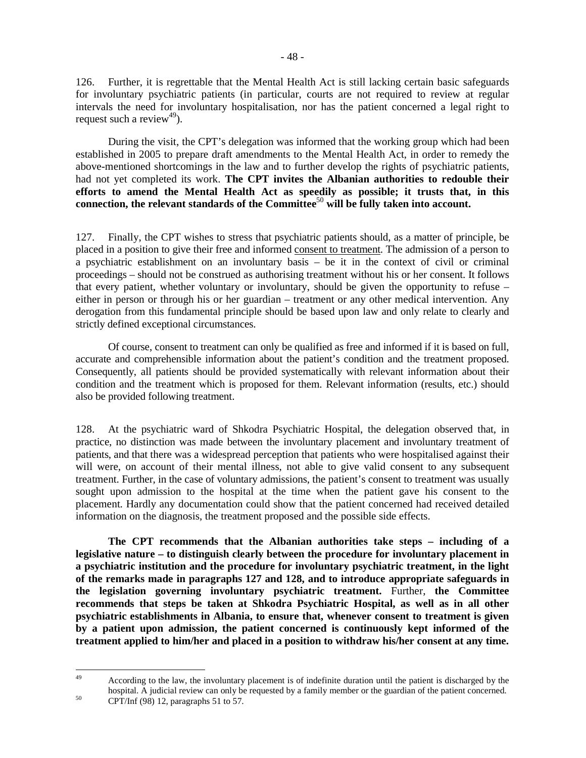126. Further, it is regrettable that the Mental Health Act is still lacking certain basic safeguards for involuntary psychiatric patients (in particular, courts are not required to review at regular intervals the need for involuntary hospitalisation, nor has the patient concerned a legal right to request such a review[49]).

During the visit, the CPT's delegation was informed that the working group which had been established in 2005 to prepare draft amendments to the Mental Health Act, in order to remedy the above-mentioned shortcomings in the law and to further develop the rights of psychiatric patients, had not yet completed its work. **The CPT invites the Albanian authorities to redouble their efforts to amend the Mental Health Act as speedily as possible; it trusts that, in this connection, the relevant standards of the Committee[50] will be fully taken into account.**

127. Finally, the CPT wishes to stress that psychiatric patients should, as a matter of principle, be placed in a position to give their free and informed consent to treatment. The admission of a person to a psychiatric establishment on an involuntary basis – be it in the context of civil or criminal proceedings – should not be construed as authorising treatment without his or her consent. It follows that every patient, whether voluntary or involuntary, should be given the opportunity to refuse – either in person or through his or her guardian – treatment or any other medical intervention. Any derogation from this fundamental principle should be based upon law and only relate to clearly and strictly defined exceptional circumstances.

Of course, consent to treatment can only be qualified as free and informed if it is based on full, accurate and comprehensible information about the patient's condition and the treatment proposed. Consequently, all patients should be provided systematically with relevant information about their condition and the treatment which is proposed for them. Relevant information (results, etc.) should also be provided following treatment.

128. At the psychiatric ward of Shkodra Psychiatric Hospital, the delegation observed that, in practice, no distinction was made between the involuntary placement and involuntary treatment of patients, and that there was a widespread perception that patients who were hospitalised against their will were, on account of their mental illness, not able to give valid consent to any subsequent treatment. Further, in the case of voluntary admissions, the patient's consent to treatment was usually sought upon admission to the hospital at the time when the patient gave his consent to the placement. Hardly any documentation could show that the patient concerned had received detailed information on the diagnosis, the treatment proposed and the possible side effects.

**The CPT recommends that the Albanian authorities take steps – including of a legislative nature – to distinguish clearly between the procedure for involuntary placement in a psychiatric institution and the procedure for involuntary psychiatric treatment, in the light of the remarks made in paragraphs 127 and 128, and to introduce appropriate safeguards in the legislation governing involuntary psychiatric treatment.** Further, **the Committee recommends that steps be taken at Shkodra Psychiatric Hospital, as well as in all other psychiatric establishments in Albania, to ensure that, whenever consent to treatment is given by a patient upon admission, the patient concerned is continuously kept informed of the treatment applied to him/her and placed in a position to withdraw his/her consent at any time.**

---

[49] According to the law, the involuntary placement is of indefinite duration until the patient is discharged by the hospital. A judicial review can only be requested by a family member or the guardian of the patient concerned.

[50] CPT/Inf (98) 12, paragraphs 51 to 57.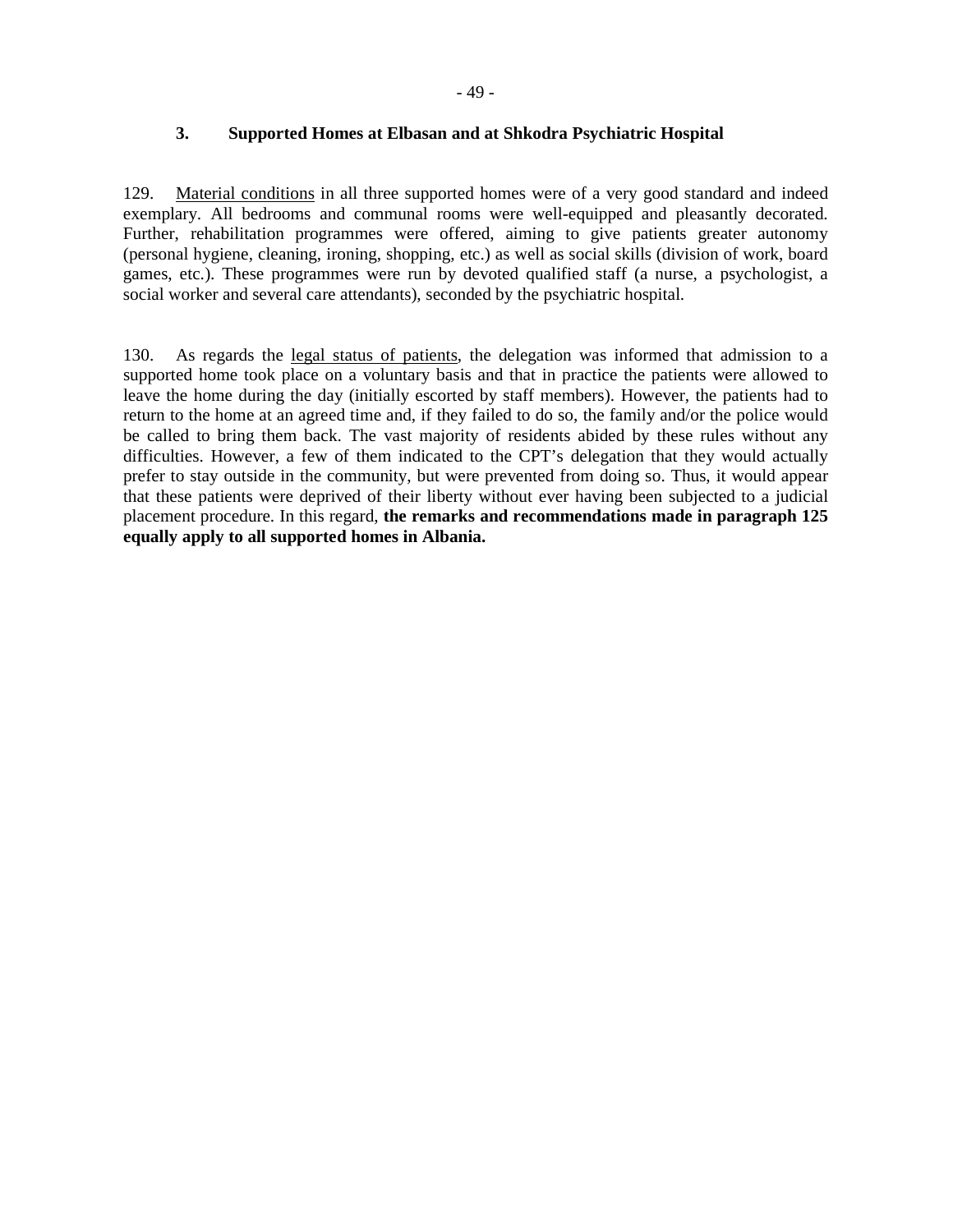### 3. Supported Homes at Elbasan and at Shkodra Psychiatric Hospital

129. Material conditions in all three supported homes were of a very good standard and indeed exemplary. All bedrooms and communal rooms were well-equipped and pleasantly decorated. Further, rehabilitation programmes were offered, aiming to give patients greater autonomy (personal hygiene, cleaning, ironing, shopping, etc.) as well as social skills (division of work, board games, etc.). These programmes were run by devoted qualified staff (a nurse, a psychologist, a social worker and several care attendants), seconded by the psychiatric hospital.

130. As regards the legal status of patients, the delegation was informed that admission to a supported home took place on a voluntary basis and that in practice the patients were allowed to leave the home during the day (initially escorted by staff members). However, the patients had to return to the home at an agreed time and, if they failed to do so, the family and/or the police would be called to bring them back. The vast majority of residents abided by these rules without any difficulties. However, a few of them indicated to the CPT's delegation that they would actually prefer to stay outside in the community, but were prevented from doing so. Thus, it would appear that these patients were deprived of their liberty without ever having been subjected to a judicial placement procedure. In this regard, **the remarks and recommendations made in paragraph 125 equally apply to all supported homes in Albania.**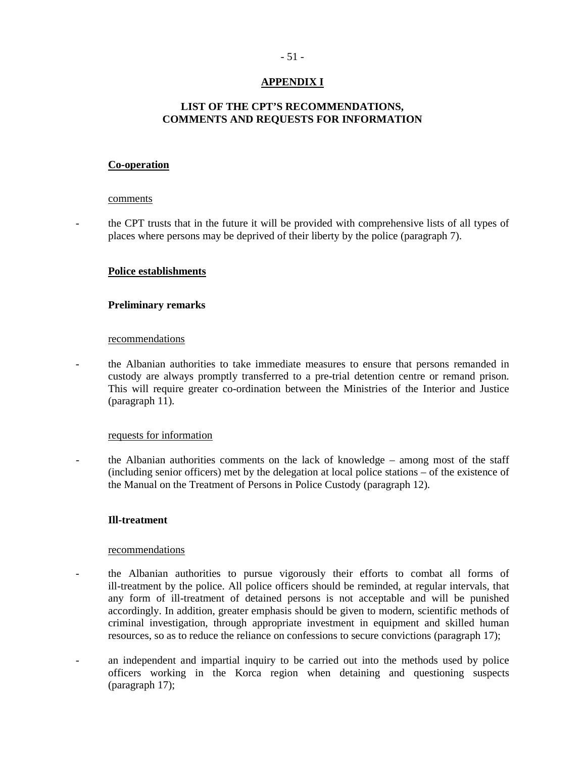# APPENDIX I

## LIST OF THE CPT'S RECOMMENDATIONS, COMMENTS AND REQUESTS FOR INFORMATION

### Co-operation

comments

- the CPT trusts that in the future it will be provided with comprehensive lists of all types of places where persons may be deprived of their liberty by the police (paragraph 7).

### Police establishments

#### Preliminary remarks

recommendations

- the Albanian authorities to take immediate measures to ensure that persons remanded in custody are always promptly transferred to a pre-trial detention centre or remand prison. This will require greater co-ordination between the Ministries of the Interior and Justice (paragraph 11).

requests for information

- the Albanian authorities comments on the lack of knowledge – among most of the staff (including senior officers) met by the delegation at local police stations – of the existence of the Manual on the Treatment of Persons in Police Custody (paragraph 12).

#### Ill-treatment

recommendations

- the Albanian authorities to pursue vigorously their efforts to combat all forms of ill-treatment by the police. All police officers should be reminded, at regular intervals, that any form of ill-treatment of detained persons is not acceptable and will be punished accordingly. In addition, greater emphasis should be given to modern, scientific methods of criminal investigation, through appropriate investment in equipment and skilled human resources, so as to reduce the reliance on confessions to secure convictions (paragraph 17);

- an independent and impartial inquiry to be carried out into the methods used by police officers working in the Korca region when detaining and questioning suspects (paragraph 17);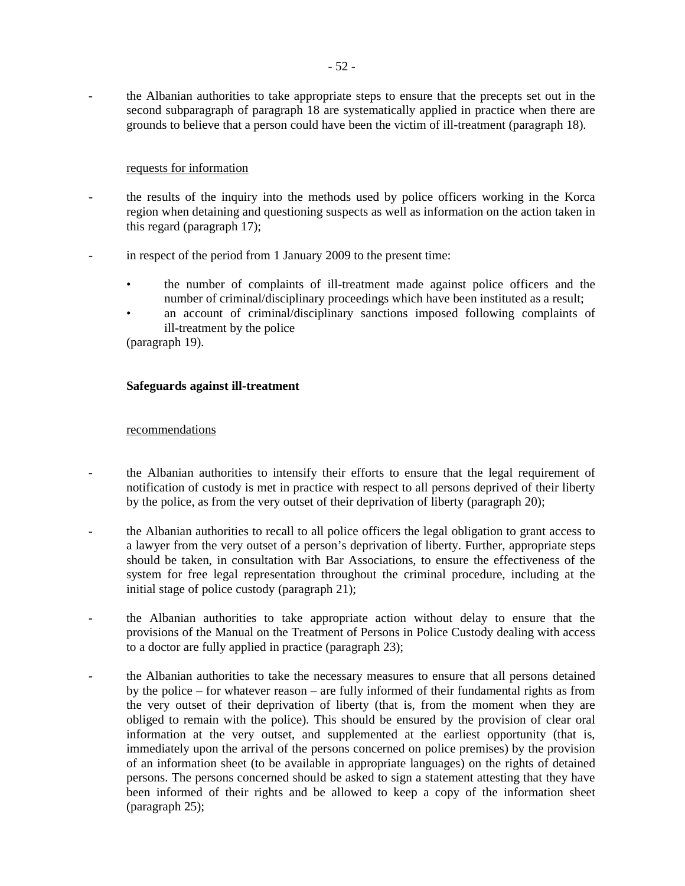- the Albanian authorities to take appropriate steps to ensure that the precepts set out in the second subparagraph of paragraph 18 are systematically applied in practice when there are grounds to believe that a person could have been the victim of ill-treatment (paragraph 18).

<u>requests for information</u>

- the results of the inquiry into the methods used by police officers working in the Korca region when detaining and questioning suspects as well as information on the action taken in this regard (paragraph 17);

- in respect of the period from 1 January 2009 to the present time:
  - the number of complaints of ill-treatment made against police officers and the number of criminal/disciplinary proceedings which have been instituted as a result;
  - an account of criminal/disciplinary sanctions imposed following complaints of ill-treatment by the police

  (paragraph 19).

**Safeguards against ill-treatment**

<u>recommendations</u>

- the Albanian authorities to intensify their efforts to ensure that the legal requirement of notification of custody is met in practice with respect to all persons deprived of their liberty by the police, as from the very outset of their deprivation of liberty (paragraph 20);

- the Albanian authorities to recall to all police officers the legal obligation to grant access to a lawyer from the very outset of a person's deprivation of liberty. Further, appropriate steps should be taken, in consultation with Bar Associations, to ensure the effectiveness of the system for free legal representation throughout the criminal procedure, including at the initial stage of police custody (paragraph 21);

- the Albanian authorities to take appropriate action without delay to ensure that the provisions of the Manual on the Treatment of Persons in Police Custody dealing with access to a doctor are fully applied in practice (paragraph 23);

- the Albanian authorities to take the necessary measures to ensure that all persons detained by the police – for whatever reason – are fully informed of their fundamental rights as from the very outset of their deprivation of liberty (that is, from the moment when they are obliged to remain with the police). This should be ensured by the provision of clear oral information at the very outset, and supplemented at the earliest opportunity (that is, immediately upon the arrival of the persons concerned on police premises) by the provision of an information sheet (to be available in appropriate languages) on the rights of detained persons. The persons concerned should be asked to sign a statement attesting that they have been informed of their rights and be allowed to keep a copy of the information sheet (paragraph 25);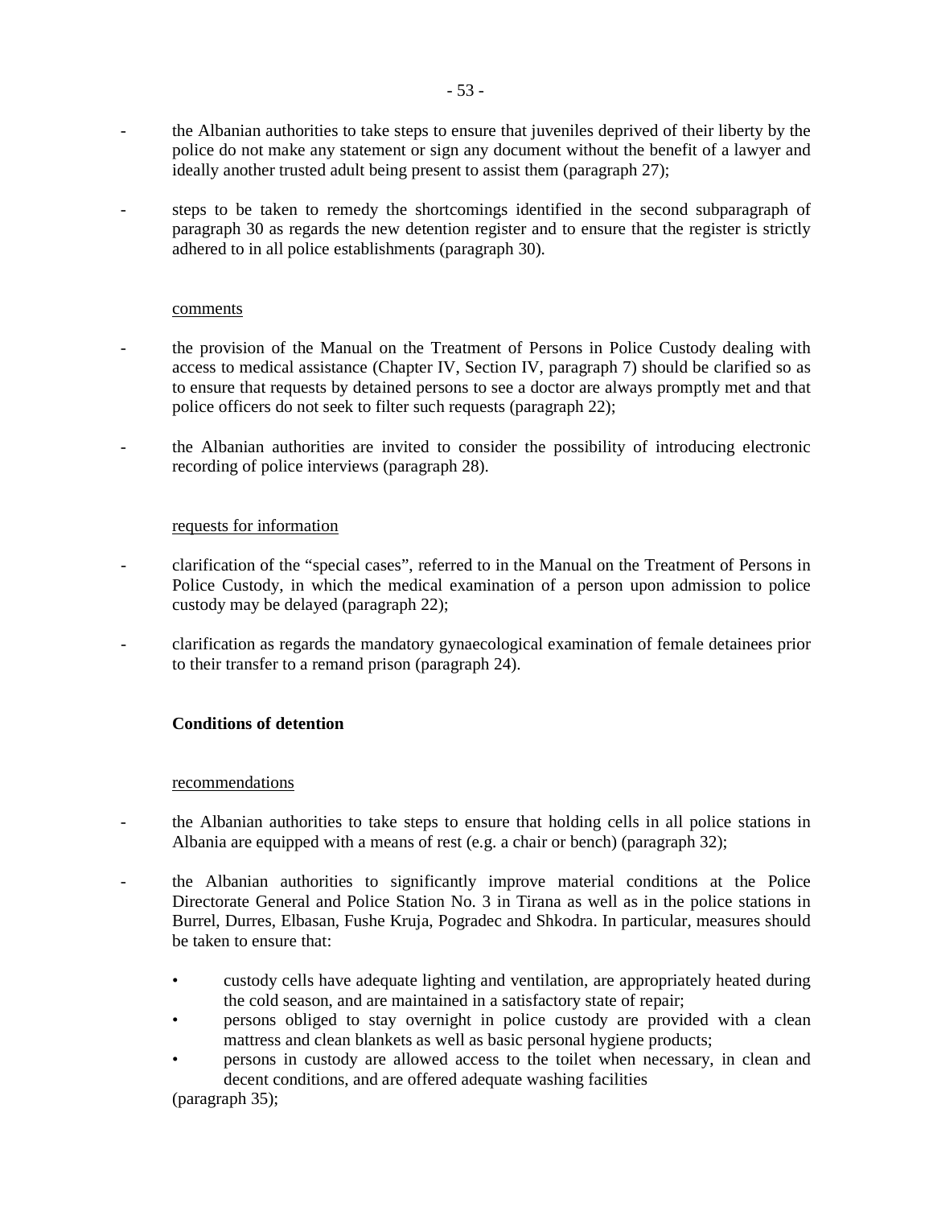- the Albanian authorities to take steps to ensure that juveniles deprived of their liberty by the police do not make any statement or sign any document without the benefit of a lawyer and ideally another trusted adult being present to assist them (paragraph 27);

- steps to be taken to remedy the shortcomings identified in the second subparagraph of paragraph 30 as regards the new detention register and to ensure that the register is strictly adhered to in all police establishments (paragraph 30).

<u>comments</u>

- the provision of the Manual on the Treatment of Persons in Police Custody dealing with access to medical assistance (Chapter IV, Section IV, paragraph 7) should be clarified so as to ensure that requests by detained persons to see a doctor are always promptly met and that police officers do not seek to filter such requests (paragraph 22);

- the Albanian authorities are invited to consider the possibility of introducing electronic recording of police interviews (paragraph 28).

<u>requests for information</u>

- clarification of the "special cases", referred to in the Manual on the Treatment of Persons in Police Custody, in which the medical examination of a person upon admission to police custody may be delayed (paragraph 22);

- clarification as regards the mandatory gynaecological examination of female detainees prior to their transfer to a remand prison (paragraph 24).

**Conditions of detention**

<u>recommendations</u>

- the Albanian authorities to take steps to ensure that holding cells in all police stations in Albania are equipped with a means of rest (e.g. a chair or bench) (paragraph 32);

- the Albanian authorities to significantly improve material conditions at the Police Directorate General and Police Station No. 3 in Tirana as well as in the police stations in Burrel, Durres, Elbasan, Fushe Kruja, Pogradec and Shkodra. In particular, measures should be taken to ensure that:

  - custody cells have adequate lighting and ventilation, are appropriately heated during the cold season, and are maintained in a satisfactory state of repair;
  - persons obliged to stay overnight in police custody are provided with a clean mattress and clean blankets as well as basic personal hygiene products;
  - persons in custody are allowed access to the toilet when necessary, in clean and decent conditions, and are offered adequate washing facilities

  (paragraph 35);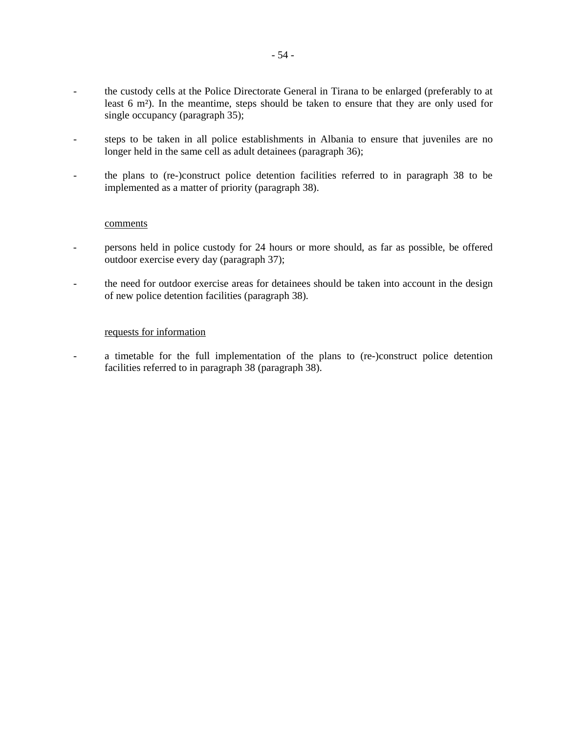- the custody cells at the Police Directorate General in Tirana to be enlarged (preferably to at least 6 m²). In the meantime, steps should be taken to ensure that they are only used for single occupancy (paragraph 35);

- steps to be taken in all police establishments in Albania to ensure that juveniles are no longer held in the same cell as adult detainees (paragraph 36);

- the plans to (re-)construct police detention facilities referred to in paragraph 38 to be implemented as a matter of priority (paragraph 38).

<u>comments</u>

- persons held in police custody for 24 hours or more should, as far as possible, be offered outdoor exercise every day (paragraph 37);

- the need for outdoor exercise areas for detainees should be taken into account in the design of new police detention facilities (paragraph 38).

<u>requests for information</u>

- a timetable for the full implementation of the plans to (re-)construct police detention facilities referred to in paragraph 38 (paragraph 38).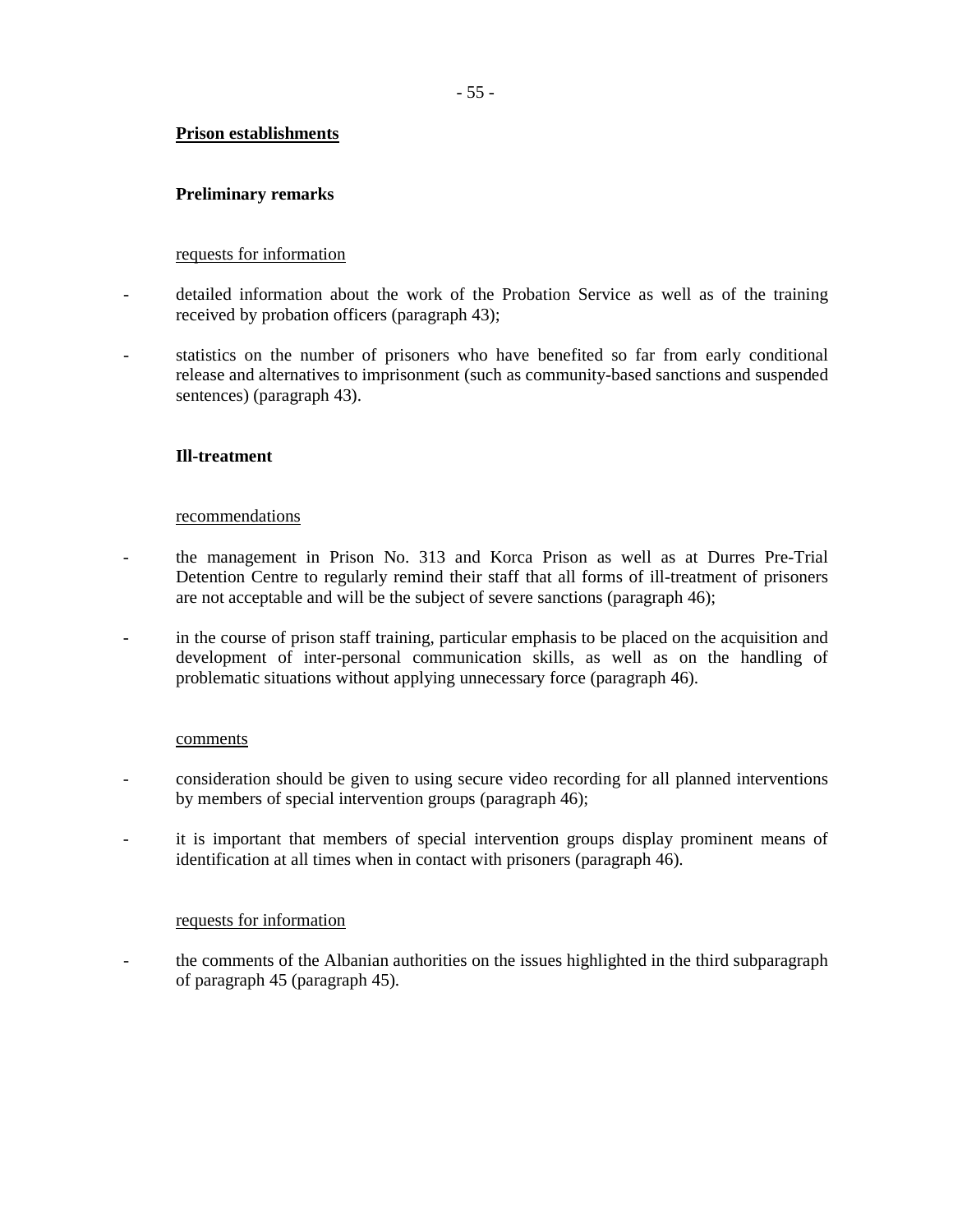**Prison establishments**

**Preliminary remarks**

requests for information

- detailed information about the work of the Probation Service as well as of the training received by probation officers (paragraph 43);
- statistics on the number of prisoners who have benefited so far from early conditional release and alternatives to imprisonment (such as community-based sanctions and suspended sentences) (paragraph 43).

**Ill-treatment**

recommendations

- the management in Prison No. 313 and Korca Prison as well as at Durres Pre-Trial Detention Centre to regularly remind their staff that all forms of ill-treatment of prisoners are not acceptable and will be the subject of severe sanctions (paragraph 46);
- in the course of prison staff training, particular emphasis to be placed on the acquisition and development of inter-personal communication skills, as well as on the handling of problematic situations without applying unnecessary force (paragraph 46).

comments

- consideration should be given to using secure video recording for all planned interventions by members of special intervention groups (paragraph 46);
- it is important that members of special intervention groups display prominent means of identification at all times when in contact with prisoners (paragraph 46).

requests for information

- the comments of the Albanian authorities on the issues highlighted in the third subparagraph of paragraph 45 (paragraph 45).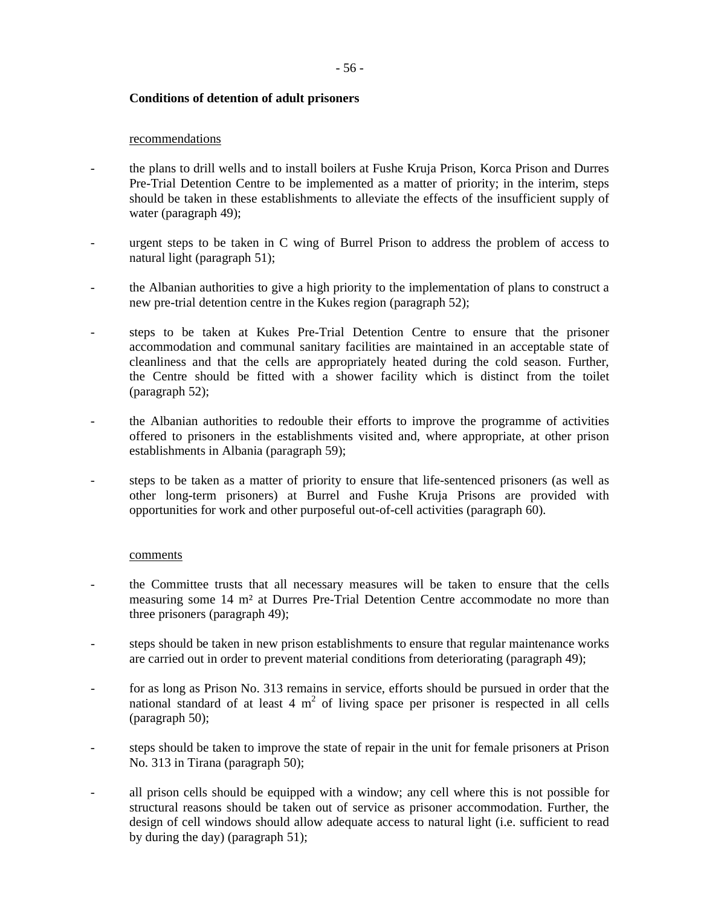**Conditions of detention of adult prisoners**

recommendations

- the plans to drill wells and to install boilers at Fushe Kruja Prison, Korca Prison and Durres Pre-Trial Detention Centre to be implemented as a matter of priority; in the interim, steps should be taken in these establishments to alleviate the effects of the insufficient supply of water (paragraph 49);

- urgent steps to be taken in C wing of Burrel Prison to address the problem of access to natural light (paragraph 51);

- the Albanian authorities to give a high priority to the implementation of plans to construct a new pre-trial detention centre in the Kukes region (paragraph 52);

- steps to be taken at Kukes Pre-Trial Detention Centre to ensure that the prisoner accommodation and communal sanitary facilities are maintained in an acceptable state of cleanliness and that the cells are appropriately heated during the cold season. Further, the Centre should be fitted with a shower facility which is distinct from the toilet (paragraph 52);

- the Albanian authorities to redouble their efforts to improve the programme of activities offered to prisoners in the establishments visited and, where appropriate, at other prison establishments in Albania (paragraph 59);

- steps to be taken as a matter of priority to ensure that life-sentenced prisoners (as well as other long-term prisoners) at Burrel and Fushe Kruja Prisons are provided with opportunities for work and other purposeful out-of-cell activities (paragraph 60).

comments

- the Committee trusts that all necessary measures will be taken to ensure that the cells measuring some 14 m² at Durres Pre-Trial Detention Centre accommodate no more than three prisoners (paragraph 49);

- steps should be taken in new prison establishments to ensure that regular maintenance works are carried out in order to prevent material conditions from deteriorating (paragraph 49);

- for as long as Prison No. 313 remains in service, efforts should be pursued in order that the national standard of at least 4 $m^2$ of living space per prisoner is respected in all cells (paragraph 50);

- steps should be taken to improve the state of repair in the unit for female prisoners at Prison No. 313 in Tirana (paragraph 50);

- all prison cells should be equipped with a window; any cell where this is not possible for structural reasons should be taken out of service as prisoner accommodation. Further, the design of cell windows should allow adequate access to natural light (i.e. sufficient to read by during the day) (paragraph 51);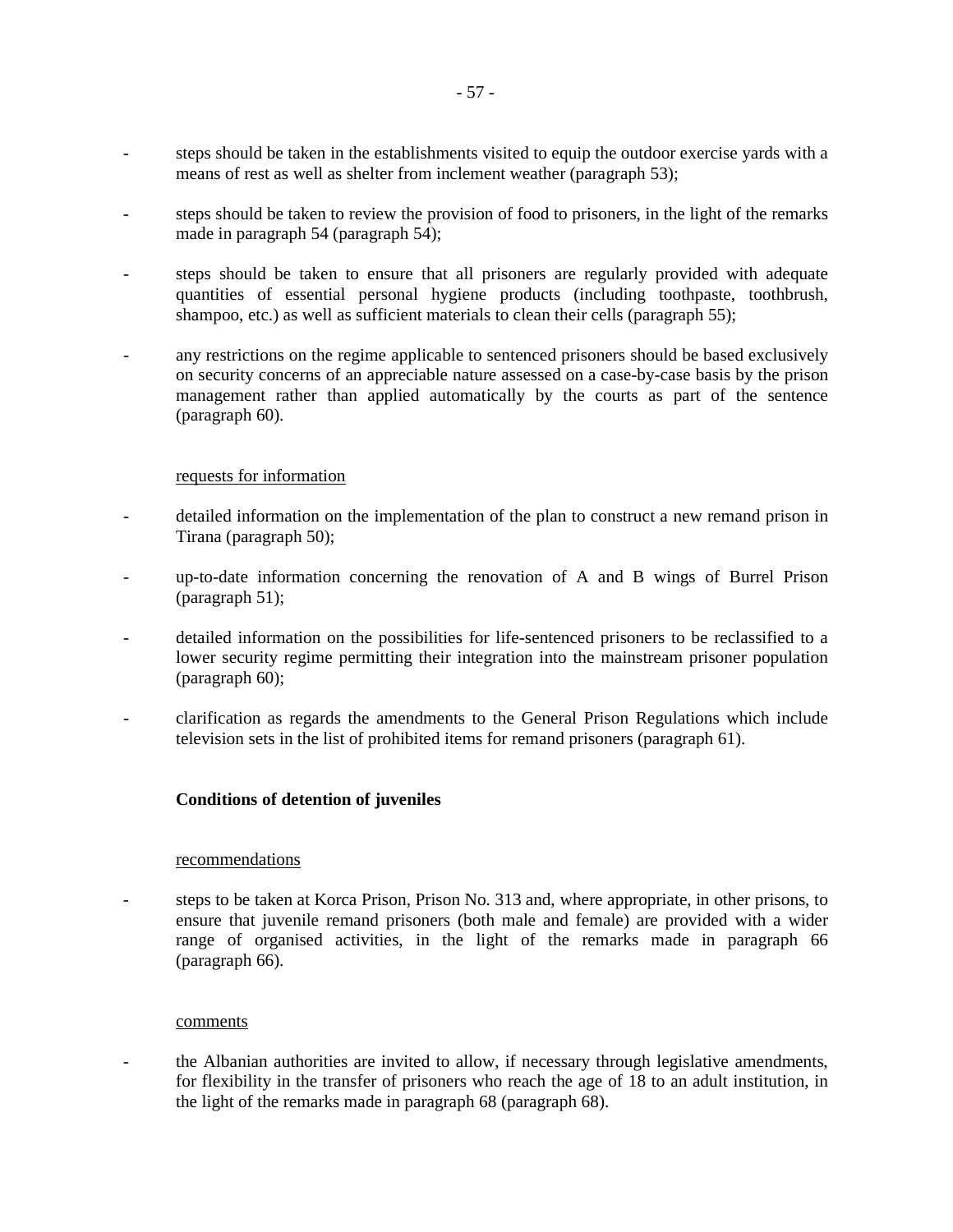- steps should be taken in the establishments visited to equip the outdoor exercise yards with a means of rest as well as shelter from inclement weather (paragraph 53);

- steps should be taken to review the provision of food to prisoners, in the light of the remarks made in paragraph 54 (paragraph 54);

- steps should be taken to ensure that all prisoners are regularly provided with adequate quantities of essential personal hygiene products (including toothpaste, toothbrush, shampoo, etc.) as well as sufficient materials to clean their cells (paragraph 55);

- any restrictions on the regime applicable to sentenced prisoners should be based exclusively on security concerns of an appreciable nature assessed on a case-by-case basis by the prison management rather than applied automatically by the courts as part of the sentence (paragraph 60).

<u>requests for information</u>

- detailed information on the implementation of the plan to construct a new remand prison in Tirana (paragraph 50);

- up-to-date information concerning the renovation of A and B wings of Burrel Prison (paragraph 51);

- detailed information on the possibilities for life-sentenced prisoners to be reclassified to a lower security regime permitting their integration into the mainstream prisoner population (paragraph 60);

- clarification as regards the amendments to the General Prison Regulations which include television sets in the list of prohibited items for remand prisoners (paragraph 61).

**Conditions of detention of juveniles**

<u>recommendations</u>

- steps to be taken at Korca Prison, Prison No. 313 and, where appropriate, in other prisons, to ensure that juvenile remand prisoners (both male and female) are provided with a wider range of organised activities, in the light of the remarks made in paragraph 66 (paragraph 66).

<u>comments</u>

- the Albanian authorities are invited to allow, if necessary through legislative amendments, for flexibility in the transfer of prisoners who reach the age of 18 to an adult institution, in the light of the remarks made in paragraph 68 (paragraph 68).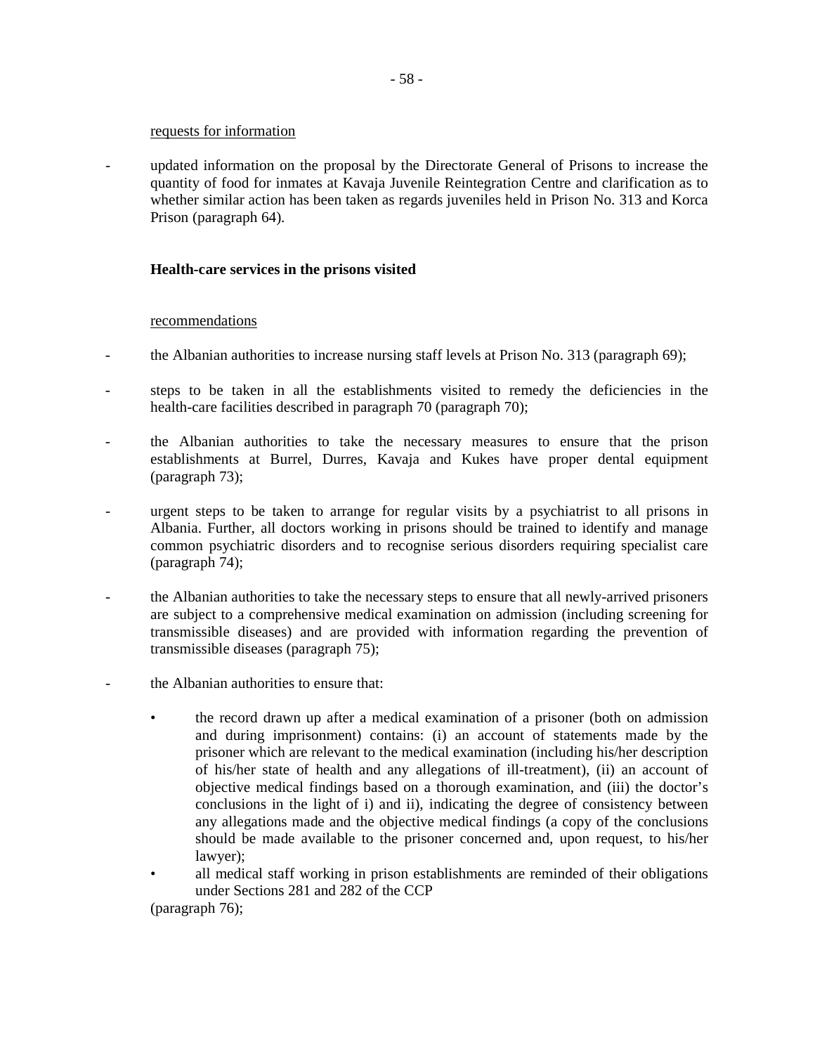<u>requests for information</u>

- updated information on the proposal by the Directorate General of Prisons to increase the quantity of food for inmates at Kavaja Juvenile Reintegration Centre and clarification as to whether similar action has been taken as regards juveniles held in Prison No. 313 and Korca Prison (paragraph 64).

**Health-care services in the prisons visited**

<u>recommendations</u>

- the Albanian authorities to increase nursing staff levels at Prison No. 313 (paragraph 69);

- steps to be taken in all the establishments visited to remedy the deficiencies in the health-care facilities described in paragraph 70 (paragraph 70);

- the Albanian authorities to take the necessary measures to ensure that the prison establishments at Burrel, Durres, Kavaja and Kukes have proper dental equipment (paragraph 73);

- urgent steps to be taken to arrange for regular visits by a psychiatrist to all prisons in Albania. Further, all doctors working in prisons should be trained to identify and manage common psychiatric disorders and to recognise serious disorders requiring specialist care (paragraph 74);

- the Albanian authorities to take the necessary steps to ensure that all newly-arrived prisoners are subject to a comprehensive medical examination on admission (including screening for transmissible diseases) and are provided with information regarding the prevention of transmissible diseases (paragraph 75);

- the Albanian authorities to ensure that:

  - the record drawn up after a medical examination of a prisoner (both on admission and during imprisonment) contains: (i) an account of statements made by the prisoner which are relevant to the medical examination (including his/her description of his/her state of health and any allegations of ill-treatment), (ii) an account of objective medical findings based on a thorough examination, and (iii) the doctor's conclusions in the light of i) and ii), indicating the degree of consistency between any allegations made and the objective medical findings (a copy of the conclusions should be made available to the prisoner concerned and, upon request, to his/her lawyer);
  - all medical staff working in prison establishments are reminded of their obligations under Sections 281 and 282 of the CCP

  (paragraph 76);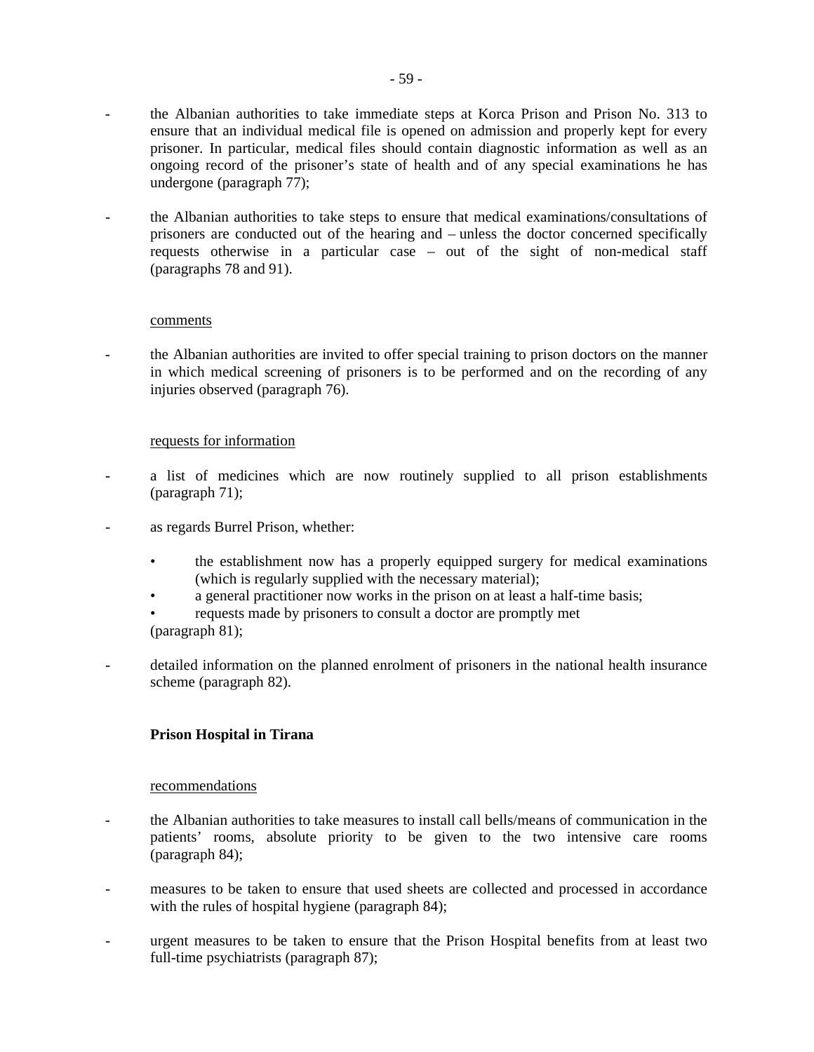- the Albanian authorities to take immediate steps at Korca Prison and Prison No. 313 to ensure that an individual medical file is opened on admission and properly kept for every prisoner. In particular, medical files should contain diagnostic information as well as an ongoing record of the prisoner's state of health and of any special examinations he has undergone (paragraph 77);

- the Albanian authorities to take steps to ensure that medical examinations/consultations of prisoners are conducted out of the hearing and – unless the doctor concerned specifically requests otherwise in a particular case – out of the sight of non-medical staff (paragraphs 78 and 91).

<u>comments</u>

- the Albanian authorities are invited to offer special training to prison doctors on the manner in which medical screening of prisoners is to be performed and on the recording of any injuries observed (paragraph 76).

<u>requests for information</u>

- a list of medicines which are now routinely supplied to all prison establishments (paragraph 71);

- as regards Burrel Prison, whether:
    - the establishment now has a properly equipped surgery for medical examinations (which is regularly supplied with the necessary material);
    - a general practitioner now works in the prison on at least a half-time basis;
    - requests made by prisoners to consult a doctor are promptly met

  (paragraph 81);

- detailed information on the planned enrolment of prisoners in the national health insurance scheme (paragraph 82).

**Prison Hospital in Tirana**

<u>recommendations</u>

- the Albanian authorities to take measures to install call bells/means of communication in the patients' rooms, absolute priority to be given to the two intensive care rooms (paragraph 84);

- measures to be taken to ensure that used sheets are collected and processed in accordance with the rules of hospital hygiene (paragraph 84);

- urgent measures to be taken to ensure that the Prison Hospital benefits from at least two full-time psychiatrists (paragraph 87);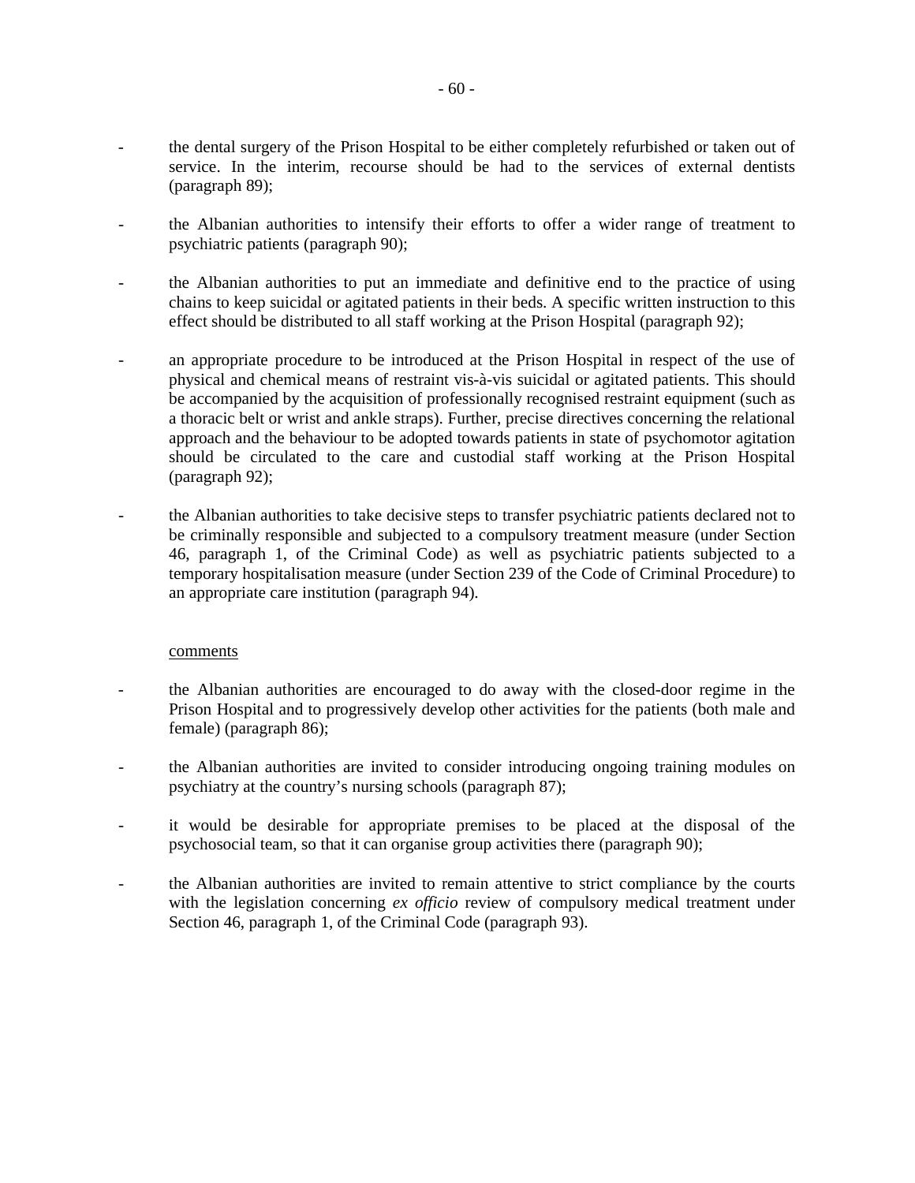- the dental surgery of the Prison Hospital to be either completely refurbished or taken out of service. In the interim, recourse should be had to the services of external dentists (paragraph 89);

- the Albanian authorities to intensify their efforts to offer a wider range of treatment to psychiatric patients (paragraph 90);

- the Albanian authorities to put an immediate and definitive end to the practice of using chains to keep suicidal or agitated patients in their beds. A specific written instruction to this effect should be distributed to all staff working at the Prison Hospital (paragraph 92);

- an appropriate procedure to be introduced at the Prison Hospital in respect of the use of physical and chemical means of restraint vis-à-vis suicidal or agitated patients. This should be accompanied by the acquisition of professionally recognised restraint equipment (such as a thoracic belt or wrist and ankle straps). Further, precise directives concerning the relational approach and the behaviour to be adopted towards patients in state of psychomotor agitation should be circulated to the care and custodial staff working at the Prison Hospital (paragraph 92);

- the Albanian authorities to take decisive steps to transfer psychiatric patients declared not to be criminally responsible and subjected to a compulsory treatment measure (under Section 46, paragraph 1, of the Criminal Code) as well as psychiatric patients subjected to a temporary hospitalisation measure (under Section 239 of the Code of Criminal Procedure) to an appropriate care institution (paragraph 94).

<u>comments</u>

- the Albanian authorities are encouraged to do away with the closed-door regime in the Prison Hospital and to progressively develop other activities for the patients (both male and female) (paragraph 86);

- the Albanian authorities are invited to consider introducing ongoing training modules on psychiatry at the country's nursing schools (paragraph 87);

- it would be desirable for appropriate premises to be placed at the disposal of the psychosocial team, so that it can organise group activities there (paragraph 90);

- the Albanian authorities are invited to remain attentive to strict compliance by the courts with the legislation concerning *ex officio* review of compulsory medical treatment under Section 46, paragraph 1, of the Criminal Code (paragraph 93).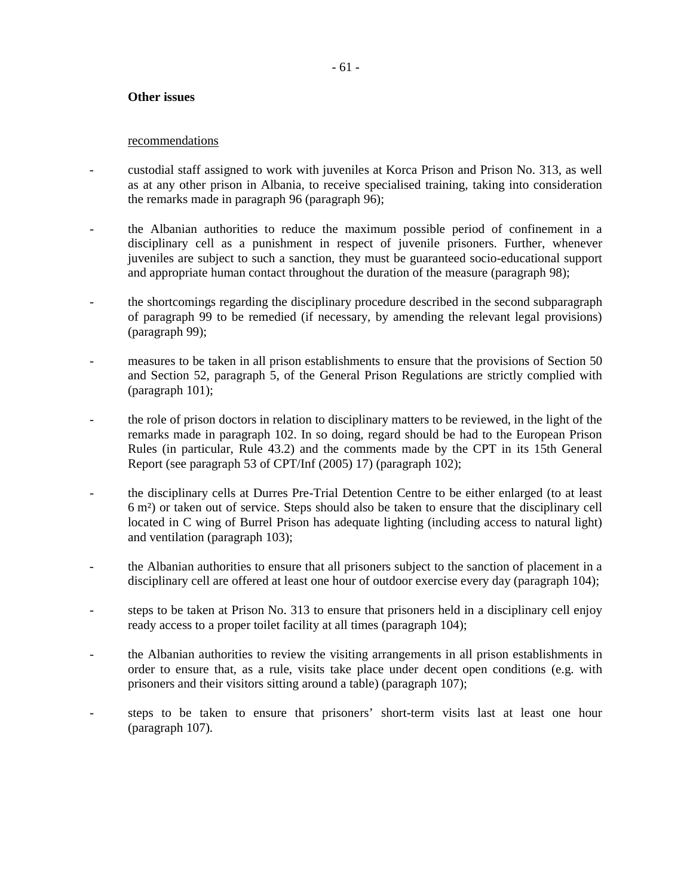**Other issues**

recommendations

- custodial staff assigned to work with juveniles at Korca Prison and Prison No. 313, as well as at any other prison in Albania, to receive specialised training, taking into consideration the remarks made in paragraph 96 (paragraph 96);

- the Albanian authorities to reduce the maximum possible period of confinement in a disciplinary cell as a punishment in respect of juvenile prisoners. Further, whenever juveniles are subject to such a sanction, they must be guaranteed socio-educational support and appropriate human contact throughout the duration of the measure (paragraph 98);

- the shortcomings regarding the disciplinary procedure described in the second subparagraph of paragraph 99 to be remedied (if necessary, by amending the relevant legal provisions) (paragraph 99);

- measures to be taken in all prison establishments to ensure that the provisions of Section 50 and Section 52, paragraph 5, of the General Prison Regulations are strictly complied with (paragraph 101);

- the role of prison doctors in relation to disciplinary matters to be reviewed, in the light of the remarks made in paragraph 102. In so doing, regard should be had to the European Prison Rules (in particular, Rule 43.2) and the comments made by the CPT in its 15th General Report (see paragraph 53 of CPT/Inf (2005) 17) (paragraph 102);

- the disciplinary cells at Durres Pre-Trial Detention Centre to be either enlarged (to at least 6 m²) or taken out of service. Steps should also be taken to ensure that the disciplinary cell located in C wing of Burrel Prison has adequate lighting (including access to natural light) and ventilation (paragraph 103);

- the Albanian authorities to ensure that all prisoners subject to the sanction of placement in a disciplinary cell are offered at least one hour of outdoor exercise every day (paragraph 104);

- steps to be taken at Prison No. 313 to ensure that prisoners held in a disciplinary cell enjoy ready access to a proper toilet facility at all times (paragraph 104);

- the Albanian authorities to review the visiting arrangements in all prison establishments in order to ensure that, as a rule, visits take place under decent open conditions (e.g. with prisoners and their visitors sitting around a table) (paragraph 107);

- steps to be taken to ensure that prisoners' short-term visits last at least one hour (paragraph 107).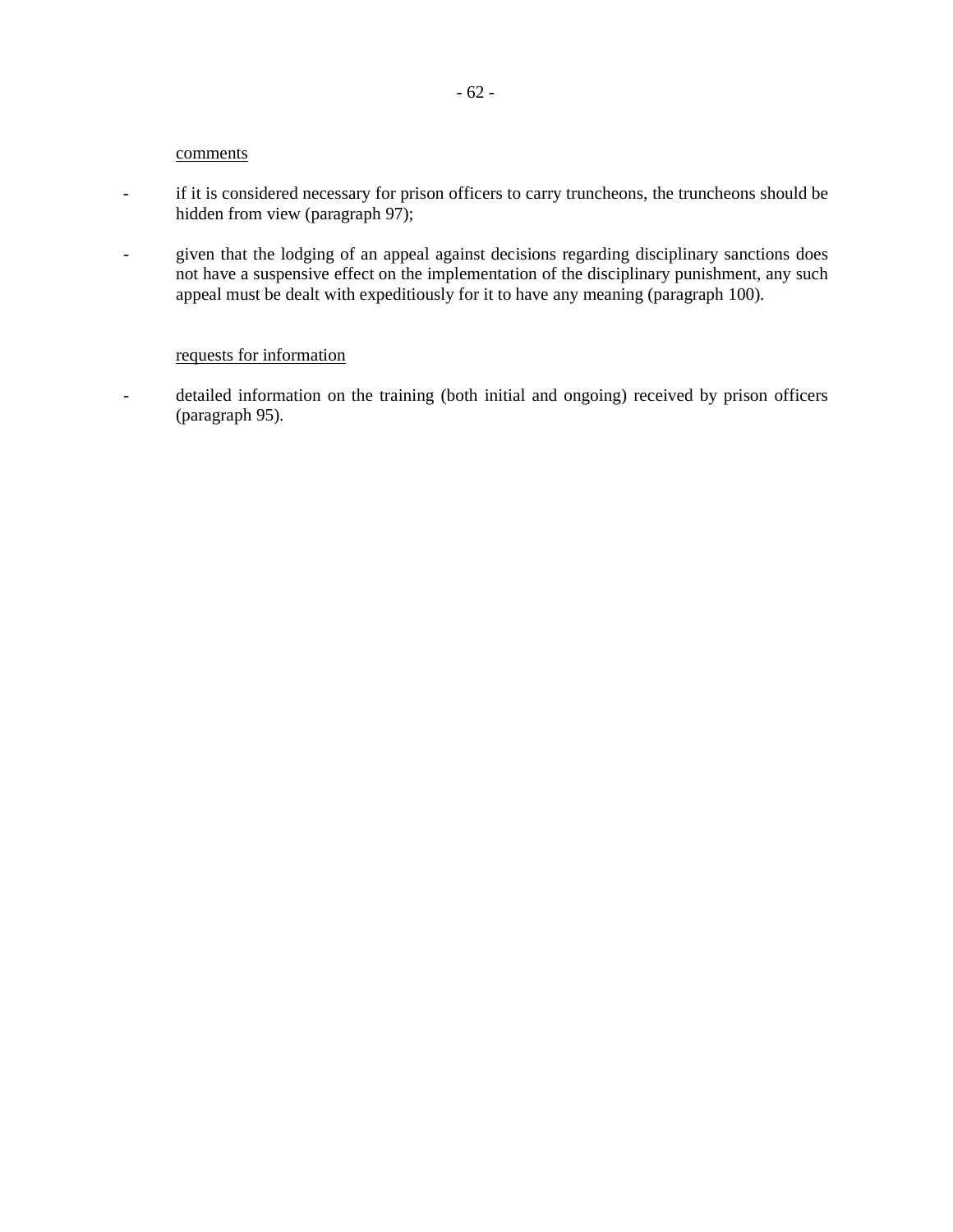comments

- if it is considered necessary for prison officers to carry truncheons, the truncheons should be hidden from view (paragraph 97);

- given that the lodging of an appeal against decisions regarding disciplinary sanctions does not have a suspensive effect on the implementation of the disciplinary punishment, any such appeal must be dealt with expeditiously for it to have any meaning (paragraph 100).

requests for information

- detailed information on the training (both initial and ongoing) received by prison officers (paragraph 95).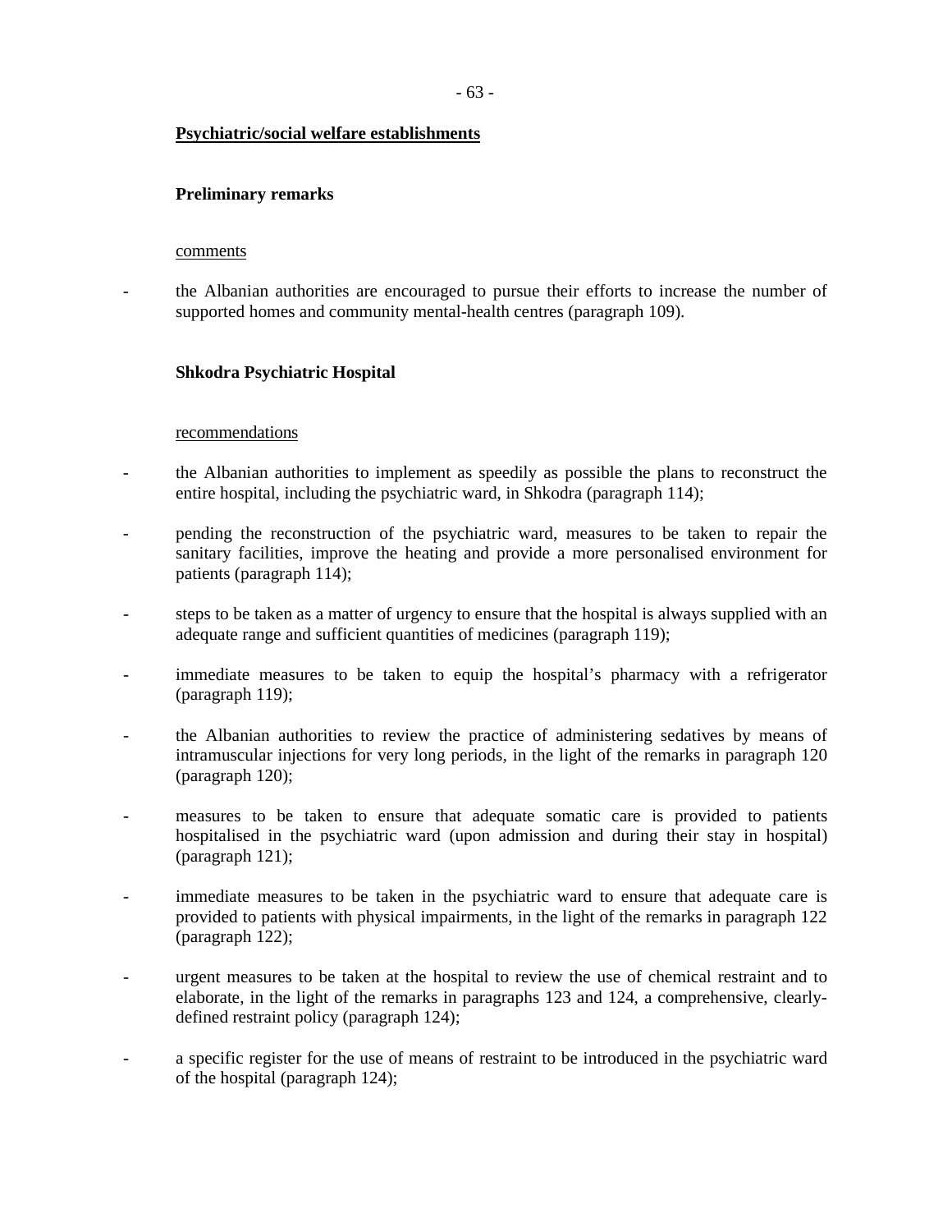**Psychiatric/social welfare establishments**

**Preliminary remarks**

comments

- the Albanian authorities are encouraged to pursue their efforts to increase the number of supported homes and community mental-health centres (paragraph 109).

**Shkodra Psychiatric Hospital**

recommendations

- the Albanian authorities to implement as speedily as possible the plans to reconstruct the entire hospital, including the psychiatric ward, in Shkodra (paragraph 114);

- pending the reconstruction of the psychiatric ward, measures to be taken to repair the sanitary facilities, improve the heating and provide a more personalised environment for patients (paragraph 114);

- steps to be taken as a matter of urgency to ensure that the hospital is always supplied with an adequate range and sufficient quantities of medicines (paragraph 119);

- immediate measures to be taken to equip the hospital's pharmacy with a refrigerator (paragraph 119);

- the Albanian authorities to review the practice of administering sedatives by means of intramuscular injections for very long periods, in the light of the remarks in paragraph 120 (paragraph 120);

- measures to be taken to ensure that adequate somatic care is provided to patients hospitalised in the psychiatric ward (upon admission and during their stay in hospital) (paragraph 121);

- immediate measures to be taken in the psychiatric ward to ensure that adequate care is provided to patients with physical impairments, in the light of the remarks in paragraph 122 (paragraph 122);

- urgent measures to be taken at the hospital to review the use of chemical restraint and to elaborate, in the light of the remarks in paragraphs 123 and 124, a comprehensive, clearly-defined restraint policy (paragraph 124);

- a specific register for the use of means of restraint to be introduced in the psychiatric ward of the hospital (paragraph 124);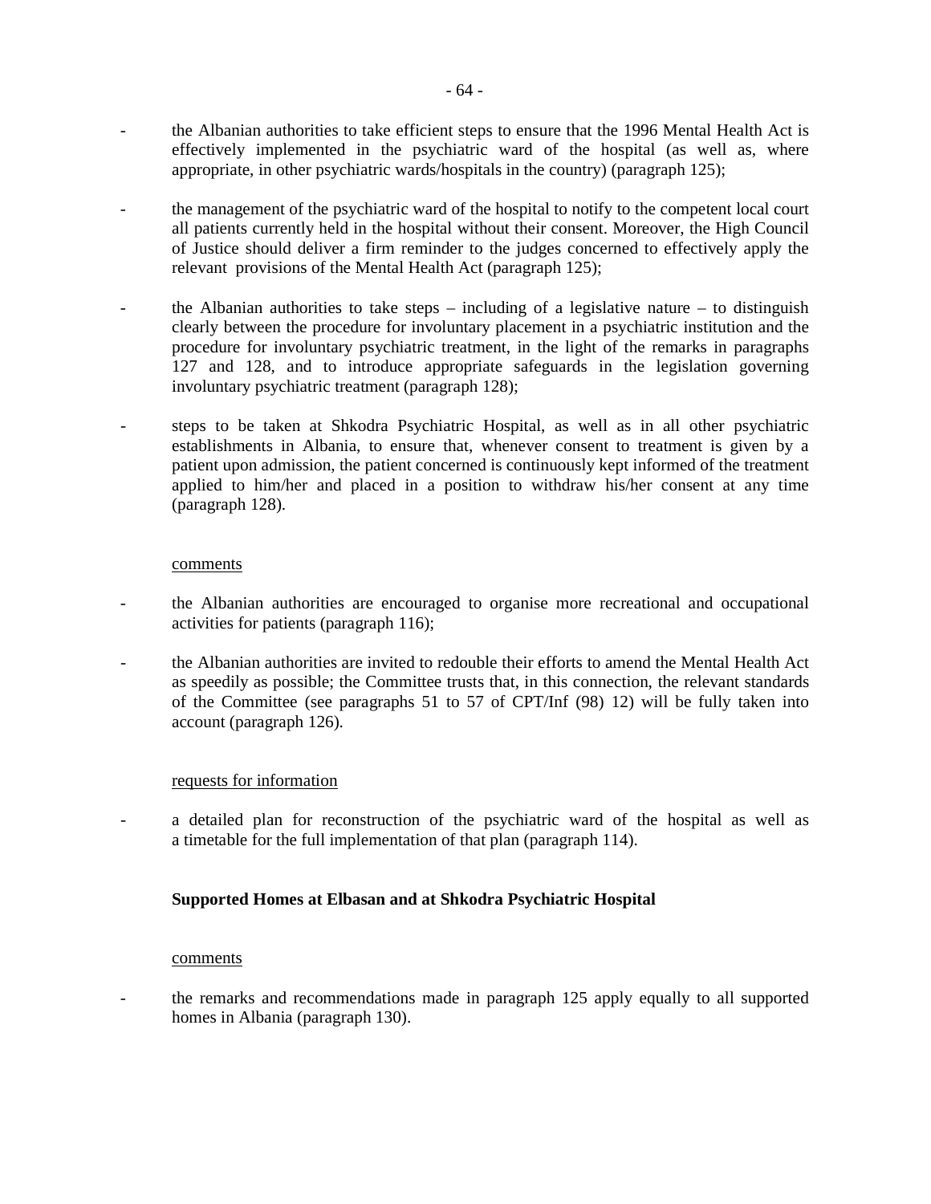- the Albanian authorities to take efficient steps to ensure that the 1996 Mental Health Act is effectively implemented in the psychiatric ward of the hospital (as well as, where appropriate, in other psychiatric wards/hospitals in the country) (paragraph 125);

- the management of the psychiatric ward of the hospital to notify to the competent local court all patients currently held in the hospital without their consent. Moreover, the High Council of Justice should deliver a firm reminder to the judges concerned to effectively apply the relevant provisions of the Mental Health Act (paragraph 125);

- the Albanian authorities to take steps – including of a legislative nature – to distinguish clearly between the procedure for involuntary placement in a psychiatric institution and the procedure for involuntary psychiatric treatment, in the light of the remarks in paragraphs 127 and 128, and to introduce appropriate safeguards in the legislation governing involuntary psychiatric treatment (paragraph 128);

- steps to be taken at Shkodra Psychiatric Hospital, as well as in all other psychiatric establishments in Albania, to ensure that, whenever consent to treatment is given by a patient upon admission, the patient concerned is continuously kept informed of the treatment applied to him/her and placed in a position to withdraw his/her consent at any time (paragraph 128).

<u>comments</u>

- the Albanian authorities are encouraged to organise more recreational and occupational activities for patients (paragraph 116);

- the Albanian authorities are invited to redouble their efforts to amend the Mental Health Act as speedily as possible; the Committee trusts that, in this connection, the relevant standards of the Committee (see paragraphs 51 to 57 of CPT/Inf (98) 12) will be fully taken into account (paragraph 126).

<u>requests for information</u>

- a detailed plan for reconstruction of the psychiatric ward of the hospital as well as a timetable for the full implementation of that plan (paragraph 114).

**Supported Homes at Elbasan and at Shkodra Psychiatric Hospital**

<u>comments</u>

- the remarks and recommendations made in paragraph 125 apply equally to all supported homes in Albania (paragraph 130).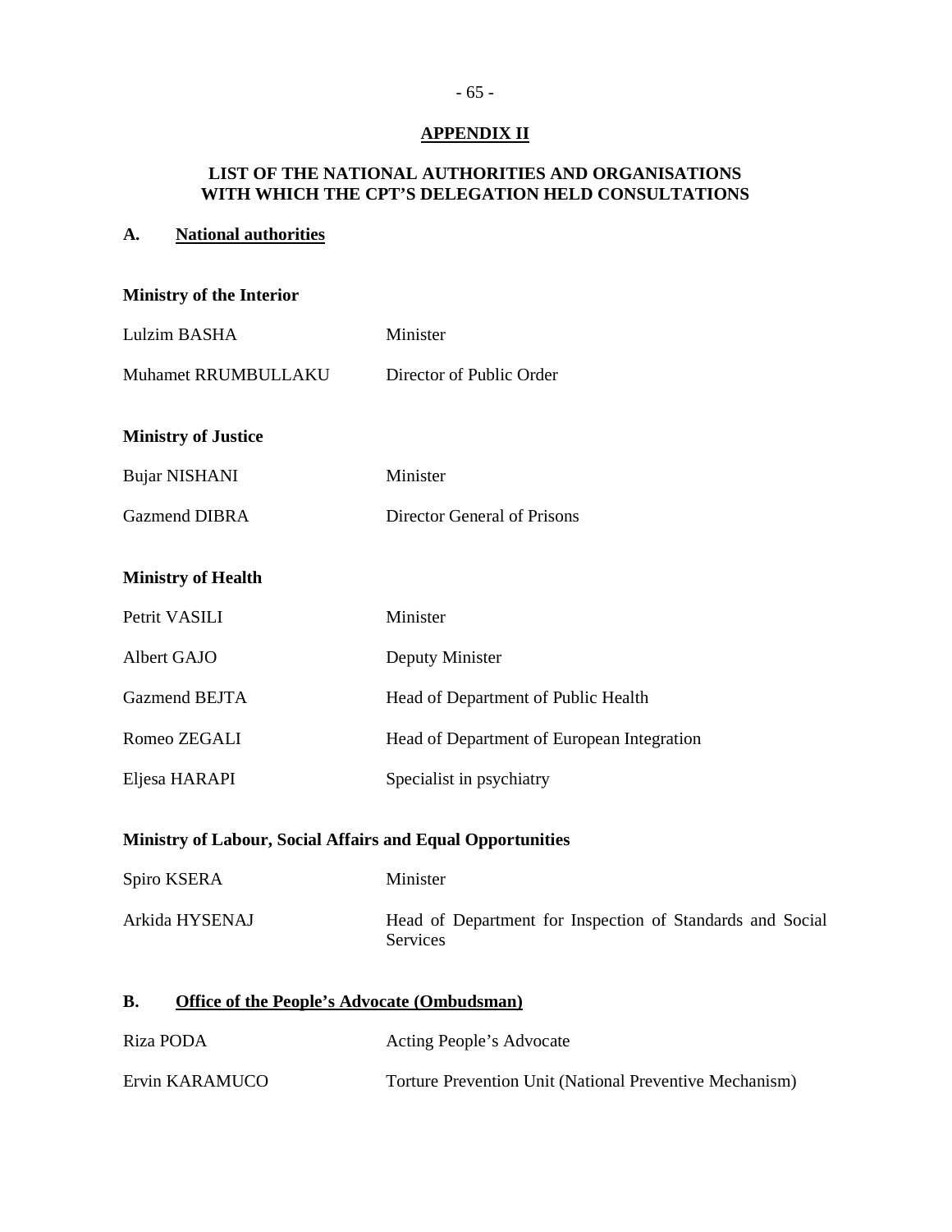**APPENDIX II**

**LIST OF THE NATIONAL AUTHORITIES AND ORGANISATIONS WITH WHICH THE CPT'S DELEGATION HELD CONSULTATIONS**

## A. National authorities

**Ministry of the Interior**

| | |
|---|---|
| Lulzim BASHA | Minister |
| Muhamet RRUMBULLAKU | Director of Public Order |

**Ministry of Justice**

| | |
|---|---|
| Bujar NISHANI | Minister |
| Gazmend DIBRA | Director General of Prisons |

**Ministry of Health**

| | |
|---|---|
| Petrit VASILI | Minister |
| Albert GAJO | Deputy Minister |
| Gazmend BEJTA | Head of Department of Public Health |
| Romeo ZEGALI | Head of Department of European Integration |
| Eljesa HARAPI | Specialist in psychiatry |

**Ministry of Labour, Social Affairs and Equal Opportunities**

| | |
|---|---|
| Spiro KSERA | Minister |
| Arkida HYSENAJ | Head of Department for Inspection of Standards and Social Services |

## B. Office of the People's Advocate (Ombudsman)

| | |
|---|---|
| Riza PODA | Acting People's Advocate |
| Ervin KARAMUCO | Torture Prevention Unit (National Preventive Mechanism) |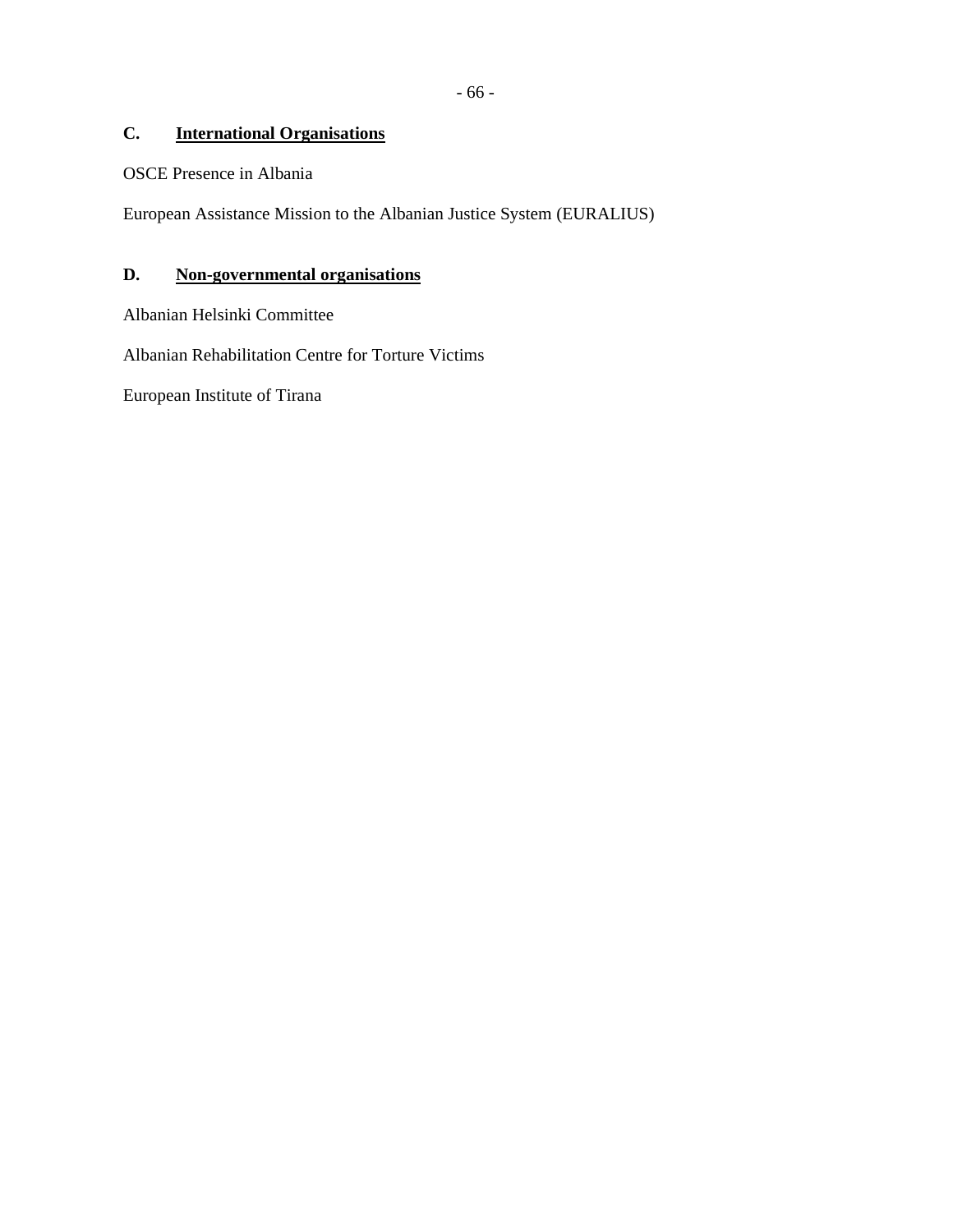## C. **International Organisations**

OSCE Presence in Albania

European Assistance Mission to the Albanian Justice System (EURALIUS)

## D. **Non-governmental organisations**

Albanian Helsinki Committee

Albanian Rehabilitation Centre for Torture Victims

European Institute of Tirana